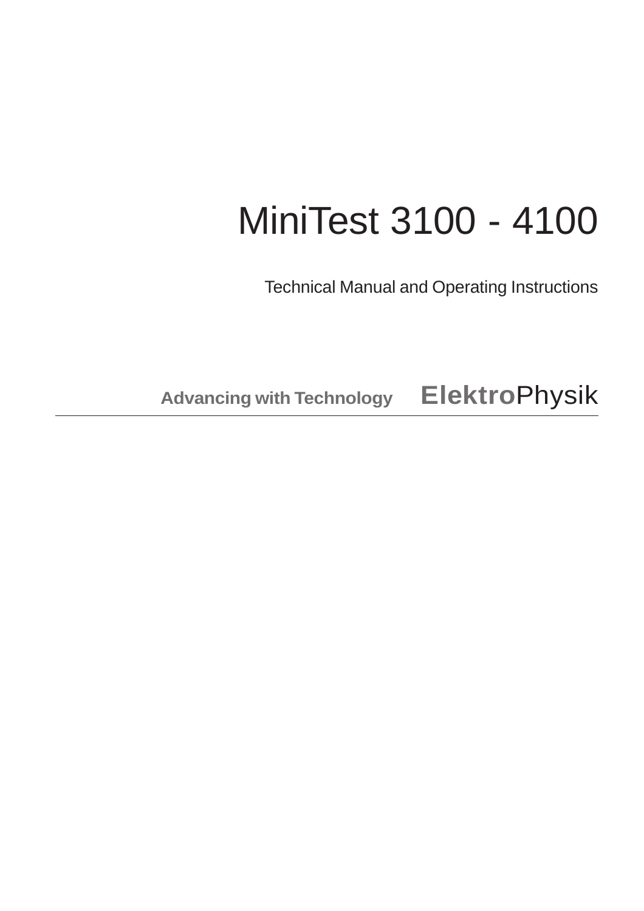# MiniTest 3100 - 4100

Technical Manual and Operating Instructions

**Advancing with Technology** **Elektro**Physik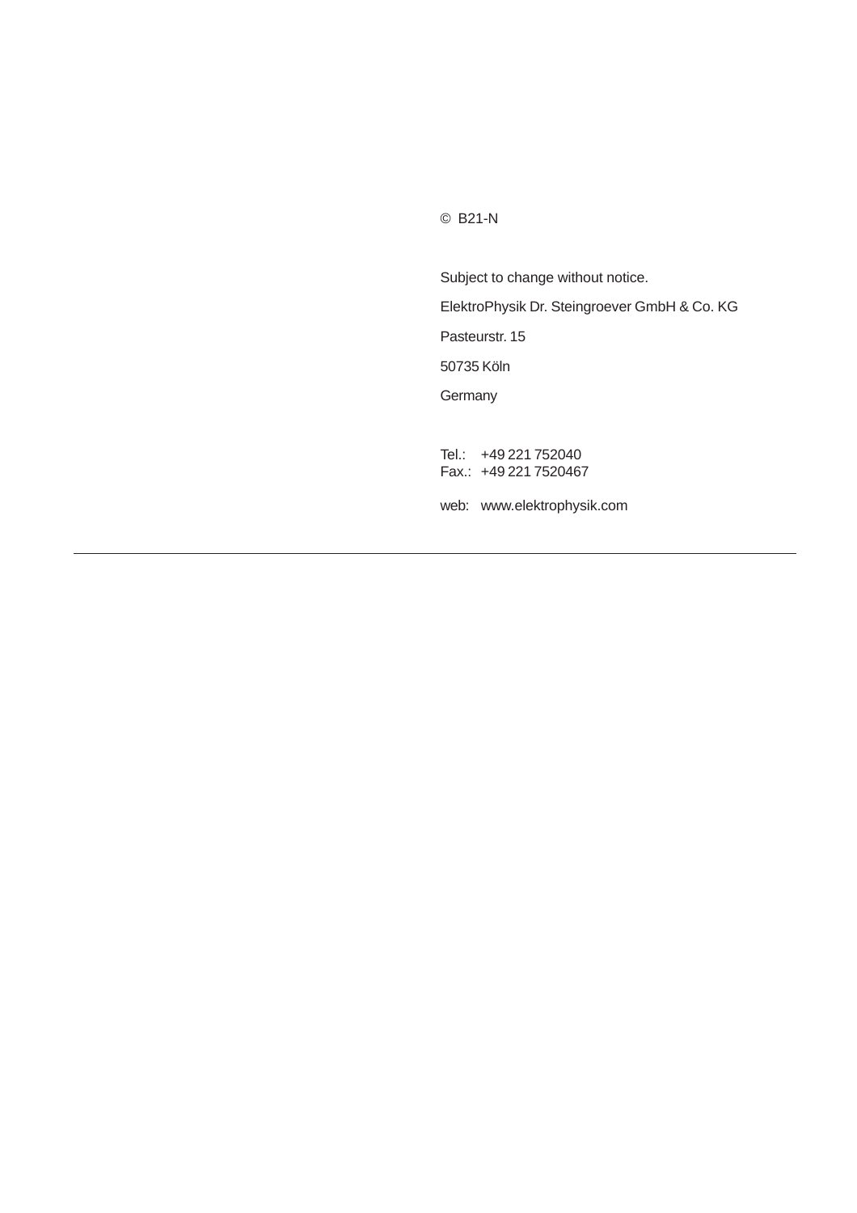© B21-N

Subject to change without notice.

ElektroPhysik Dr. Steingroever GmbH & Co. KG

Pasteurstr. 15

50735 Köln

Germany

Tel.: +49 221 752040  
Fax.: +49 221 7520467

web: www.elektrophysik.com

---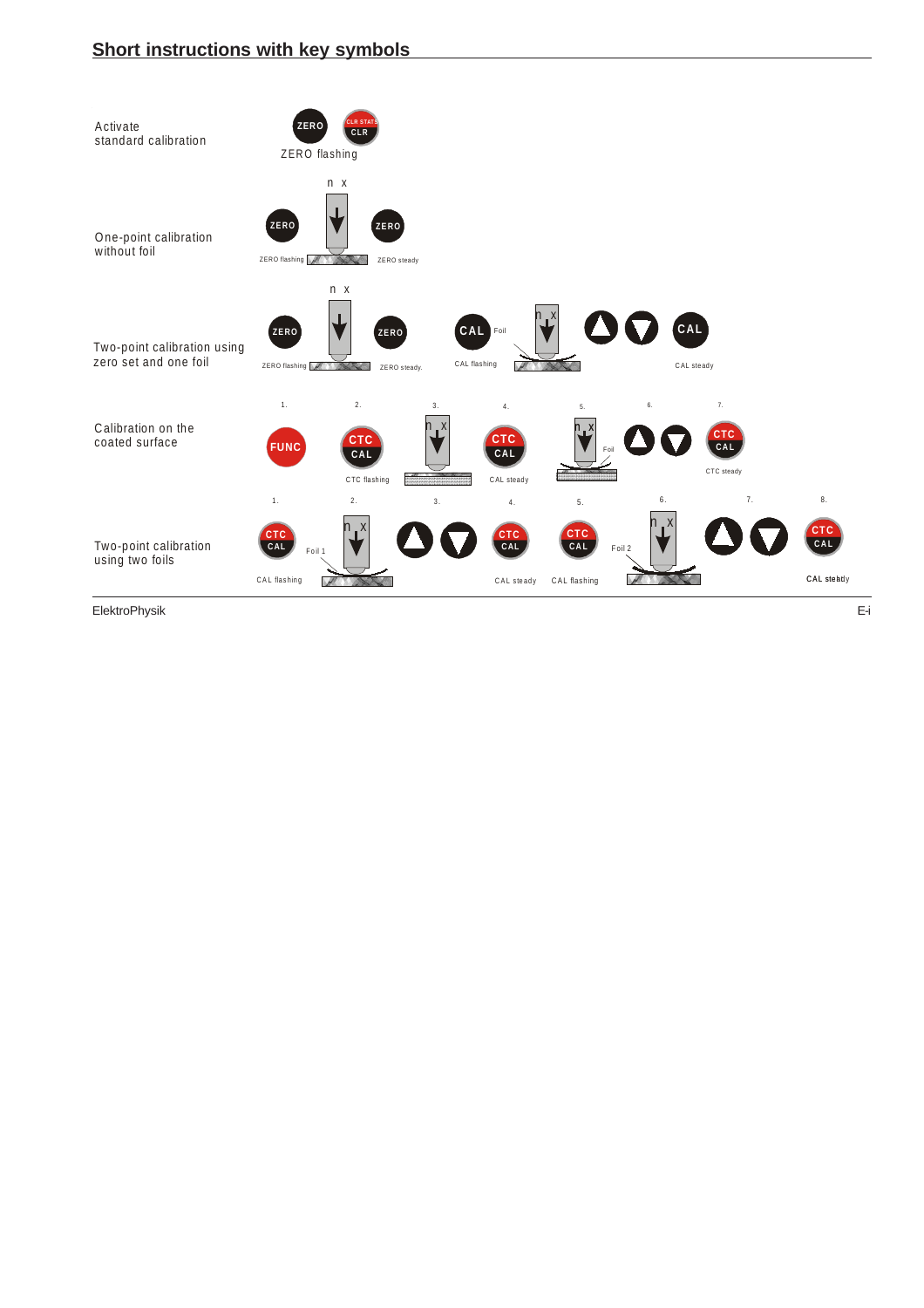## Short instructions with key symbols

Activate standard calibration

ZERO CLR STATS CLR

ZERO flashing

One-point calibration without foil

ZERO — n x — ZERO

ZERO flashing — ZERO steady

Two-point calibration using zero set and one foil

ZERO — n x — ZERO — CAL — Foil — n x — ▲ ▼ — CAL

ZERO flashing — ZERO steady. — CAL flashing — CAL steady

Calibration on the coated surface

1. FUNC
2. CTC CAL — CTC flashing
3. n x
4. CTC CAL — CAL steady
5. n x — Foil
6. ▲ ▼
7. CTC CAL — CTC steady

Two-point calibration using two foils

1. CTC CAL — CAL flashing
2. n x — Foil 1
3. ▲ ▼
4. CTC CAL — CAL steady
5. CTC CAL — CAL flashing
6. n x — Foil 2
7. ▲ ▼
8. CTC CAL — CAL steady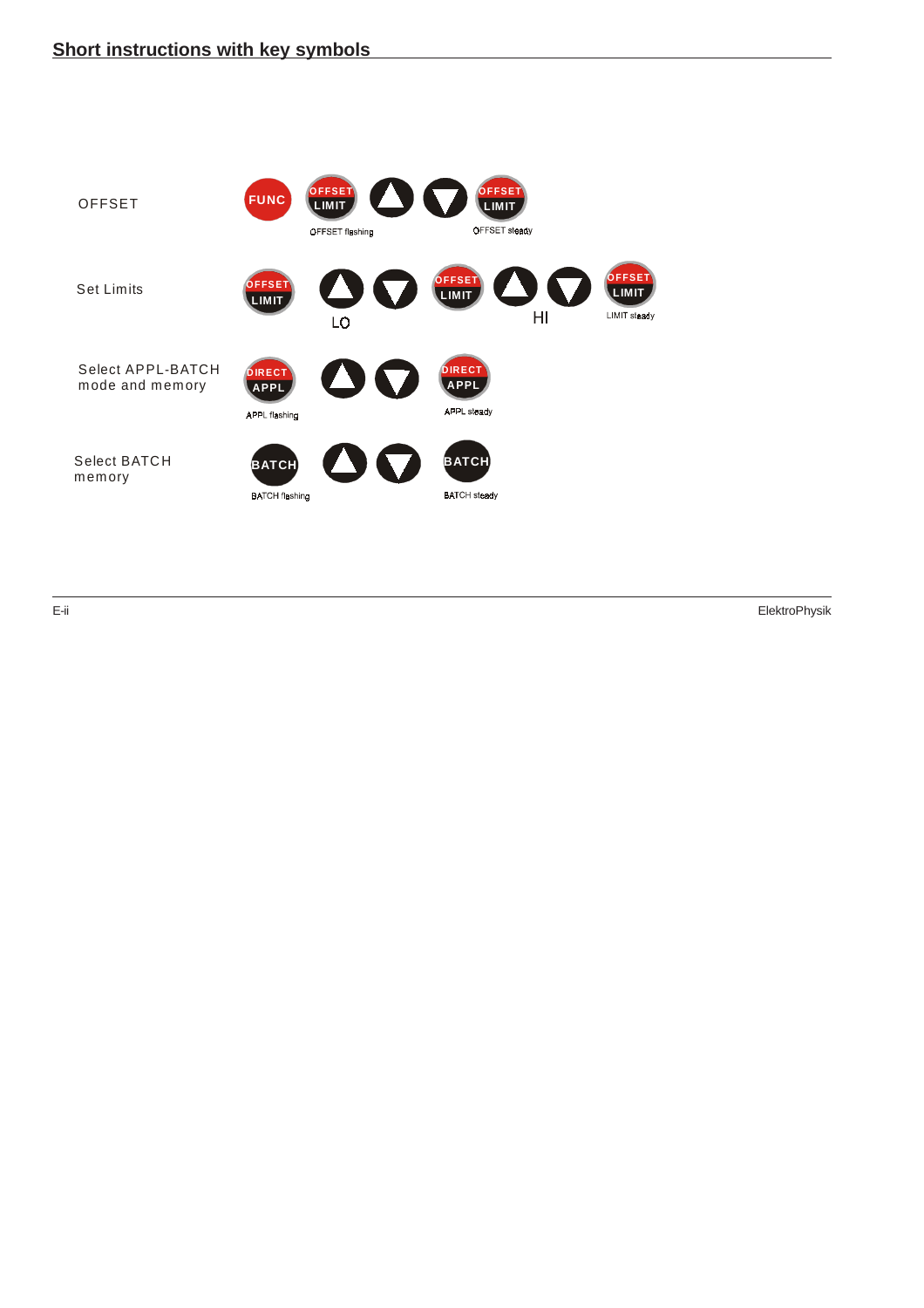## Short instructions with key symbols

| | | | | |
|---|---|---|---|---|
| OFFSET | FUNC | OFFSET LIMIT (OFFSET flashing) | ▲ ▼ | OFFSET LIMIT (OFFSET steady) |
| Set Limits | OFFSET LIMIT | ▲ ▼ LO | OFFSET LIMIT ▲ ▼ HI | OFFSET LIMIT (LIMIT steady) |
| Select APPL-BATCH mode and memory | DIRECT APPL (APPL flashing) | ▲ ▼ | DIRECT APPL (APPL steady) | |
| Select BATCH memory | BATCH (BATCH flashing) | ▲ ▼ | BATCH (BATCH steady) | |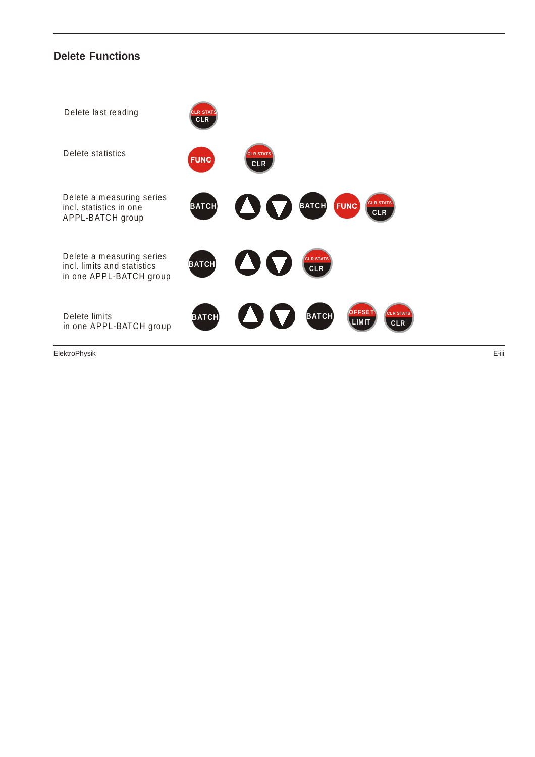## Delete Functions

| | |
|---|---|
| Delete last reading | CLR STATS / CLR |
| Delete statistics | FUNC, CLR STATS / CLR |
| Delete a measuring series incl. statistics in one APPL-BATCH group | BATCH, ▲, ▼, BATCH, FUNC, CLR STATS / CLR |
| Delete a measuring series incl. limits and statistics in one APPL-BATCH group | BATCH, ▲, ▼, CLR STATS / CLR |
| Delete limits in one APPL-BATCH group | BATCH, ▲, ▼, BATCH, OFFSET / LIMIT, CLR STATS / CLR |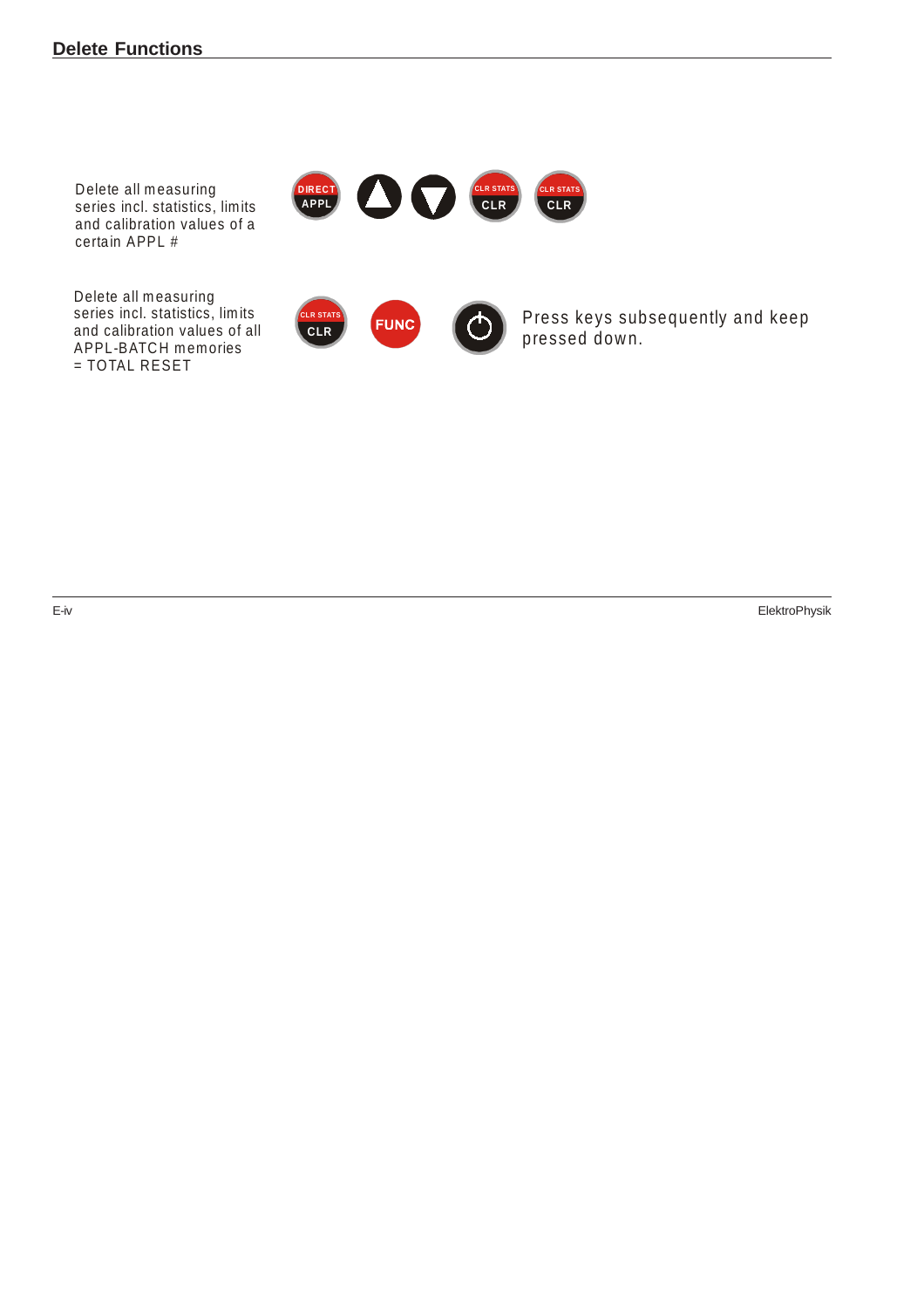## Delete Functions

Delete all measuring series incl. statistics, limits and calibration values of a certain APPL #

DIRECT APPL ▲ ▼ CLR STATS CLR CLR STATS CLR

Delete all measuring series incl. statistics, limits and calibration values of all APPL-BATCH memories = TOTAL RESET

CLR STATS CLR FUNC ⏻

Press keys subsequently and keep pressed down.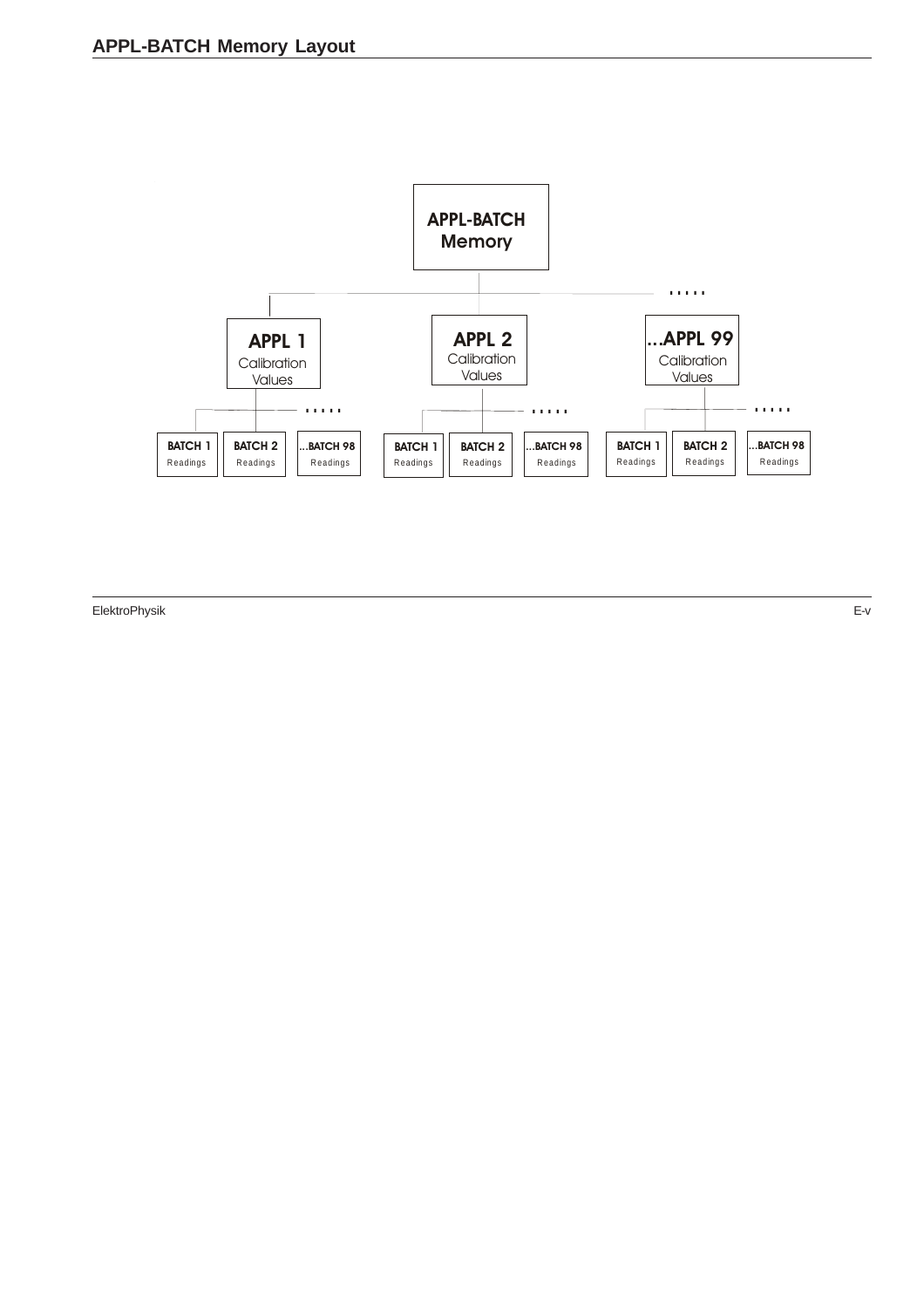# APPL-BATCH Memory Layout

APPL-BATCH Memory

.....

APPL 1
Calibration Values

APPL 2
Calibration Values

...APPL 99
Calibration Values

.....

BATCH 1 Readings | BATCH 2 Readings | ...BATCH 98 Readings

BATCH 1 Readings | BATCH 2 Readings | ...BATCH 98 Readings

BATCH 1 Readings | BATCH 2 Readings | ...BATCH 98 Readings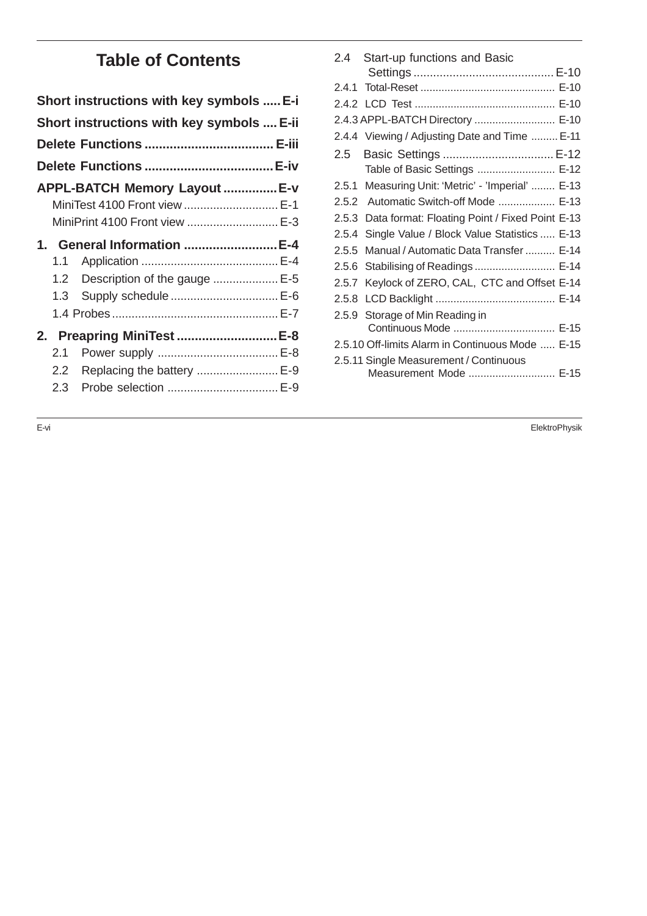# Table of Contents

**Short instructions with key symbols ..... E-i**

**Short instructions with key symbols .... E-ii**

**Delete Functions .................................... E-iii**

**Delete Functions .................................... E-iv**

**APPL-BATCH Memory Layout ............... E-v**

MiniTest 4100 Front view ............................. E-1

MiniPrint 4100 Front view ............................ E-3

**1. General Information .......................... E-4**

1.1 Application .......................................... E-4

1.2 Description of the gauge .................... E-5

1.3 Supply schedule ................................. E-6

1.4 Probes ................................................... E-7

**2. Preapring MiniTest ............................ E-8**

2.1 Power supply ..................................... E-8

2.2 Replacing the battery ......................... E-9

2.3 Probe selection .................................. E-9

2.4 Start-up functions and Basic Settings ........................................... E-10

2.4.1 Total-Reset ............................................. E-10

2.4.2 LCD Test ............................................... E-10

2.4.3 APPL-BATCH Directory ........................... E-10

2.4.4 Viewing / Adjusting Date and Time ......... E-11

2.5 Basic Settings .................................. E-12

Table of Basic Settings .......................... E-12

2.5.1 Measuring Unit: 'Metric' - 'Imperial' ........ E-13

2.5.2 Automatic Switch-off Mode ................... E-13

2.5.3 Data format: Floating Point / Fixed Point E-13

2.5.4 Single Value / Block Value Statistics ..... E-13

2.5.5 Manual / Automatic Data Transfer .......... E-14

2.5.6 Stabilising of Readings ........................... E-14

2.5.7 Keylock of ZERO, CAL, CTC and Offset E-14

2.5.8 LCD Backlight ........................................ E-14

2.5.9 Storage of Min Reading in Continuous Mode .................................. E-15

2.5.10 Off-limits Alarm in Continuous Mode ..... E-15

2.5.11 Single Measurement / Continuous Measurement Mode ............................ E-15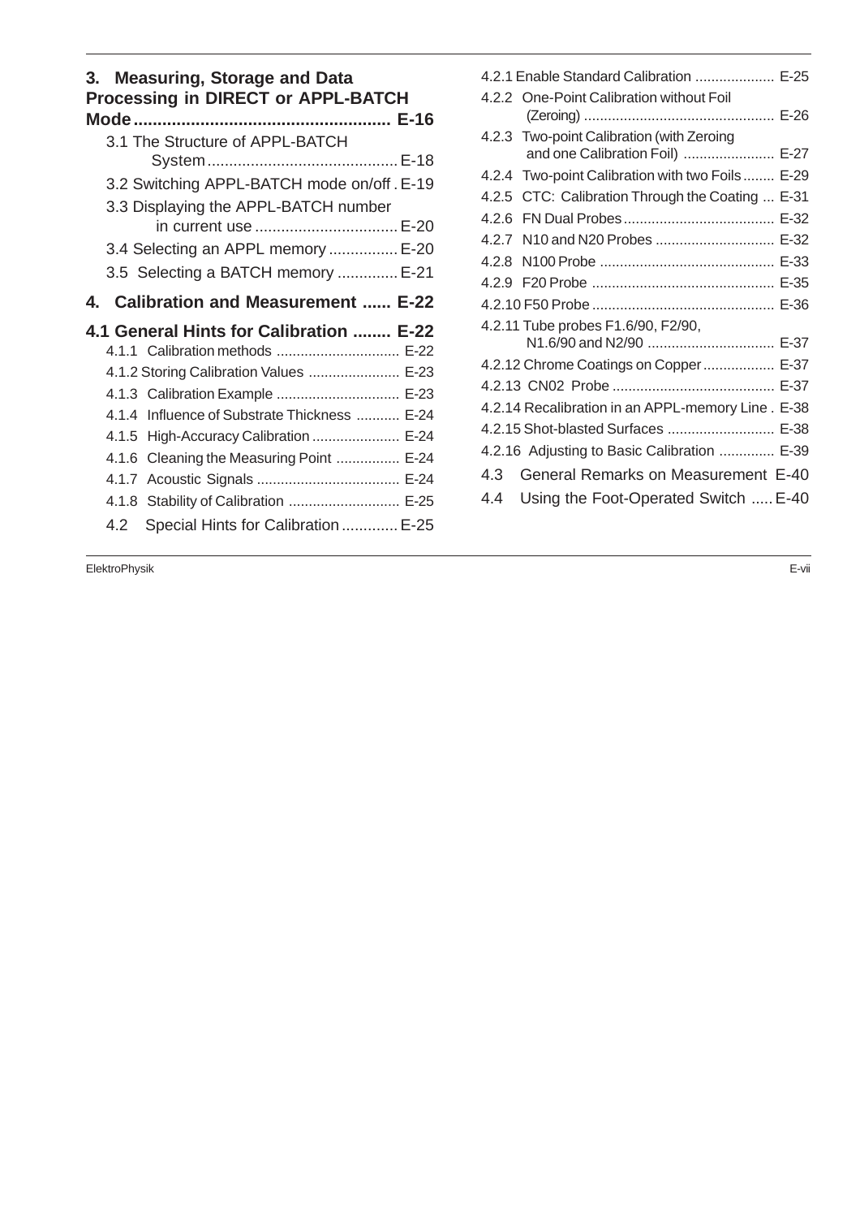**3. Measuring, Storage and Data Processing in DIRECT or APPL-BATCH Mode ...................................................... E-16**

3.1 The Structure of APPL-BATCH System ............................................ E-18

3.2 Switching APPL-BATCH mode on/off . E-19

3.3 Displaying the APPL-BATCH number in current use ................................. E-20

3.4 Selecting an APPL memory ................ E-20

3.5 Selecting a BATCH memory .............. E-21

**4. Calibration and Measurement ...... E-22**

**4.1 General Hints for Calibration ........ E-22**

4.1.1 Calibration methods ............................... E-22

4.1.2 Storing Calibration Values ....................... E-23

4.1.3 Calibration Example ............................... E-23

4.1.4 Influence of Substrate Thickness ........... E-24

4.1.5 High-Accuracy Calibration ...................... E-24

4.1.6 Cleaning the Measuring Point ................ E-24

4.1.7 Acoustic Signals .................................... E-24

4.1.8 Stability of Calibration ............................ E-25

4.2 Special Hints for Calibration ............. E-25

4.2.1 Enable Standard Calibration .................... E-25

4.2.2 One-Point Calibration without Foil (Zeroing) ................................................ E-26

4.2.3 Two-point Calibration (with Zeroing and one Calibration Foil) ....................... E-27

4.2.4 Two-point Calibration with two Foils ........ E-29

4.2.5 CTC: Calibration Through the Coating ... E-31

4.2.6 FN Dual Probes ...................................... E-32

4.2.7 N10 and N20 Probes .............................. E-32

4.2.8 N100 Probe ............................................ E-33

4.2.9 F20 Probe .............................................. E-35

4.2.10 F50 Probe .............................................. E-36

4.2.11 Tube probes F1.6/90, F2/90, N1.6/90 and N2/90 ................................ E-37

4.2.12 Chrome Coatings on Copper .................. E-37

4.2.13 CN02 Probe ......................................... E-37

4.2.14 Recalibration in an APPL-memory Line . E-38

4.2.15 Shot-blasted Surfaces ........................... E-38

4.2.16 Adjusting to Basic Calibration .............. E-39

4.3 General Remarks on Measurement E-40

4.4 Using the Foot-Operated Switch ..... E-40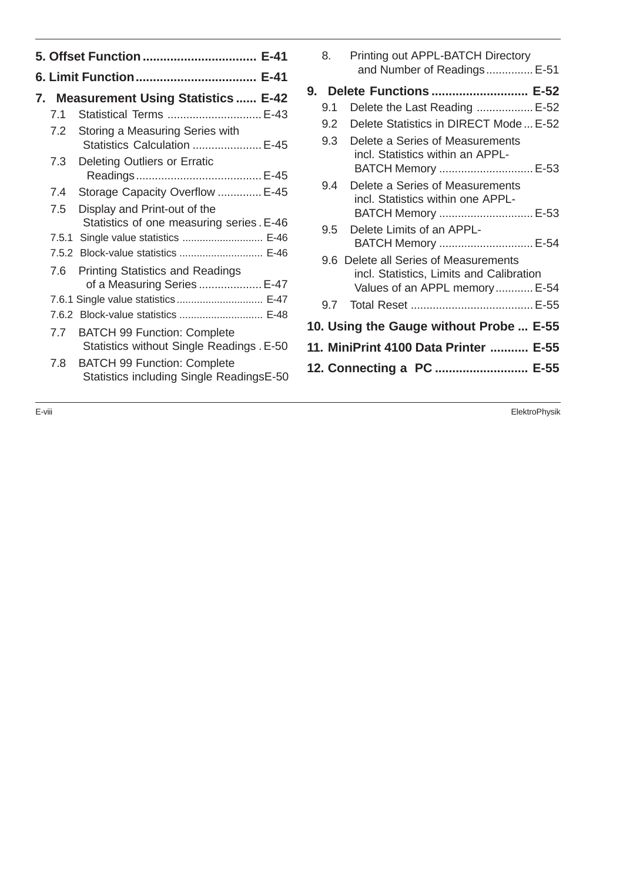**5. Offset Function ................................. E-41**

**6. Limit Function ................................... E-41**

**7. Measurement Using Statistics ...... E-42**

7.1 Statistical Terms ............................. E-43

7.2 Storing a Measuring Series with Statistics Calculation ...................... E-45

7.3 Deleting Outliers or Erratic Readings ........................................ E-45

7.4 Storage Capacity Overflow ............. E-45

7.5 Display and Print-out of the Statistics of one measuring series . E-46

7.5.1 Single value statistics ............................ E-46

7.5.2 Block-value statistics ............................. E-46

7.6 Printing Statistics and Readings of a Measuring Series .................... E-47

7.6.1 Single value statistics ............................ E-47

7.6.2 Block-value statistics ............................ E-48

7.7 BATCH 99 Function: Complete Statistics without Single Readings . E-50

7.8 BATCH 99 Function: Complete Statistics including Single ReadingsE-50

8. Printing out APPL-BATCH Directory and Number of Readings ............... E-51

**9. Delete Functions ............................ E-52**

9.1 Delete the Last Reading .................. E-52

9.2 Delete Statistics in DIRECT Mode ... E-52

9.3 Delete a Series of Measurements incl. Statistics within an APPL-BATCH Memory .............................. E-53

9.4 Delete a Series of Measurements incl. Statistics within one APPL-BATCH Memory .............................. E-53

9.5 Delete Limits of an APPL-BATCH Memory .............................. E-54

9.6 Delete all Series of Measurements incl. Statistics, Limits and Calibration Values of an APPL memory ............ E-54

9.7 Total Reset ....................................... E-55

**10. Using the Gauge without Probe ... E-55**

**11. MiniPrint 4100 Data Printer ........... E-55**

**12. Connecting a PC ........................... E-55**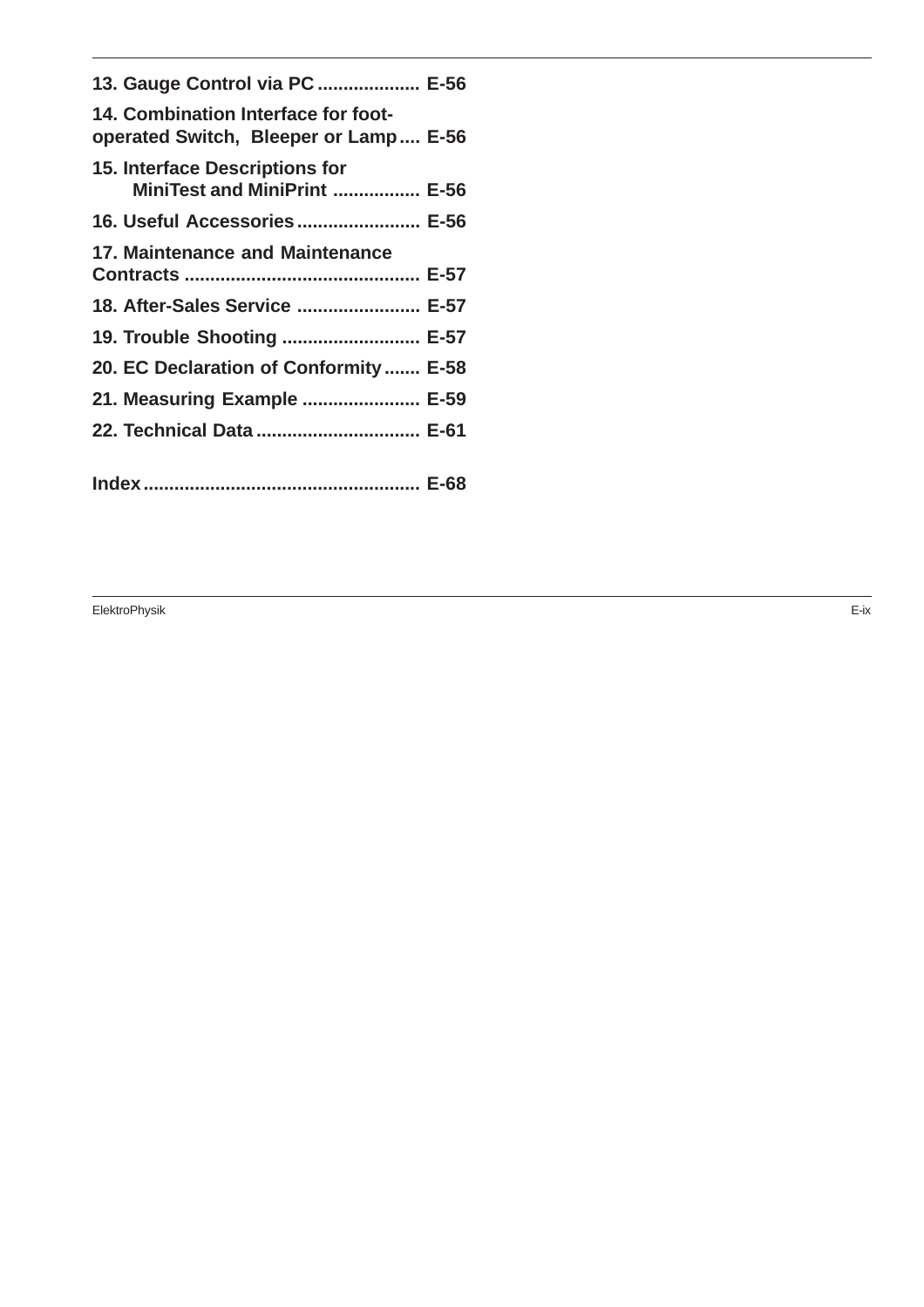**13. Gauge Control via PC .................... E-56**

**14. Combination Interface for foot-operated Switch, Bleeper or Lamp .... E-56**

**15. Interface Descriptions for MiniTest and MiniPrint ................. E-56**

**16. Useful Accessories ........................ E-56**

**17. Maintenance and Maintenance Contracts ............................................. E-57**

**18. After-Sales Service ........................ E-57**

**19. Trouble Shooting ........................... E-57**

**20. EC Declaration of Conformity ....... E-58**

**21. Measuring Example ....................... E-59**

**22. Technical Data ................................ E-61**

**Index ...................................................... E-68**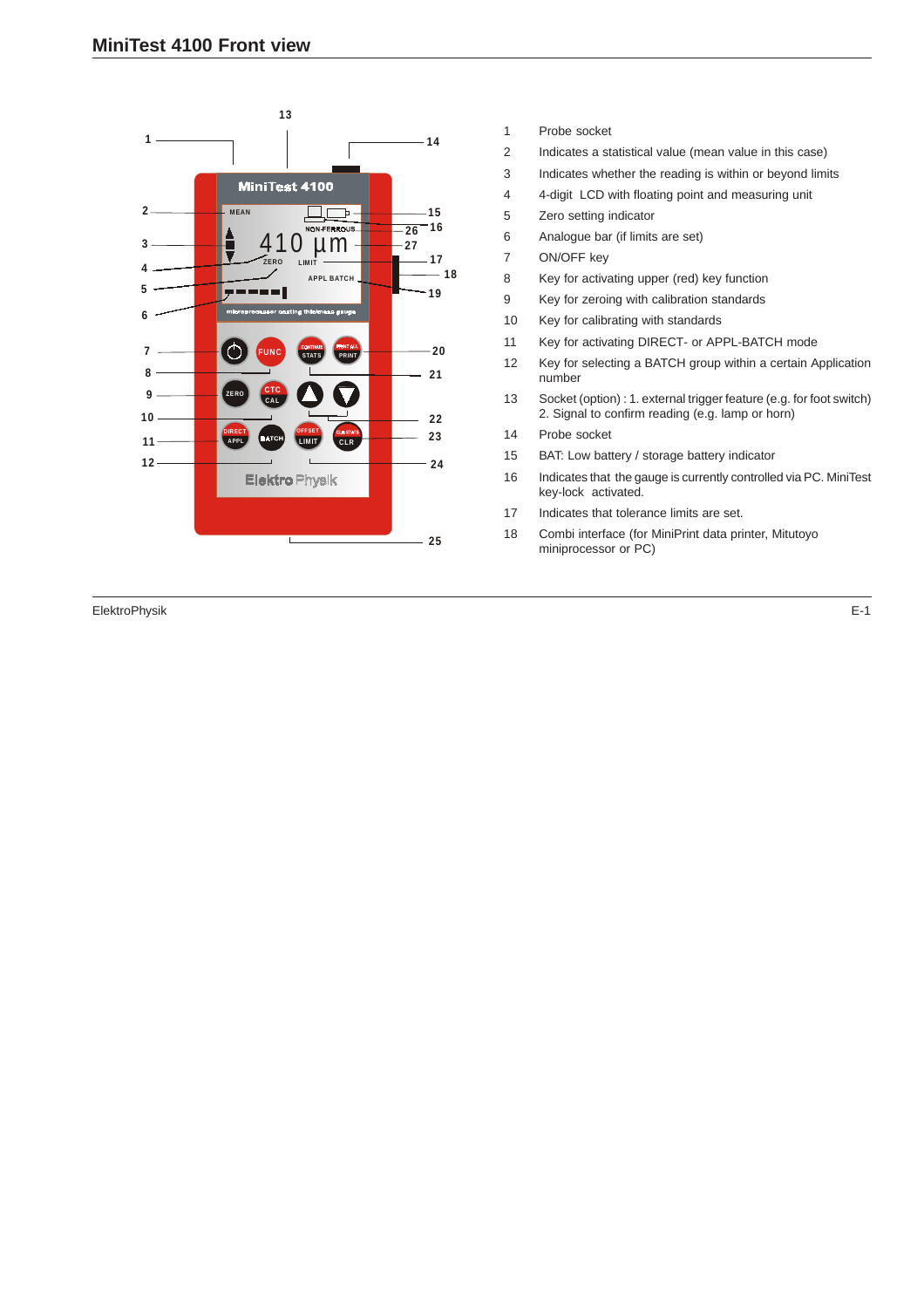## MiniTest 4100 Front view

1 Probe socket
2 Indicates a statistical value (mean value in this case)
3 Indicates whether the reading is within or beyond limits
4 4-digit LCD with floating point and measuring unit
5 Zero setting indicator
6 Analogue bar (if limits are set)
7 ON/OFF key
8 Key for activating upper (red) key function
9 Key for zeroing with calibration standards
10 Key for calibrating with standards
11 Key for activating DIRECT- or APPL-BATCH mode
12 Key for selecting a BATCH group within a certain Application number
13 Socket (option) : 1. external trigger feature (e.g. for foot switch) 2. Signal to confirm reading (e.g. lamp or horn)
14 Probe socket
15 BAT: Low battery / storage battery indicator
16 Indicates that the gauge is currently controlled via PC. MiniTest key-lock activated.
17 Indicates that tolerance limits are set.
18 Combi interface (for MiniPrint data printer, Mitutoyo miniprocessor or PC)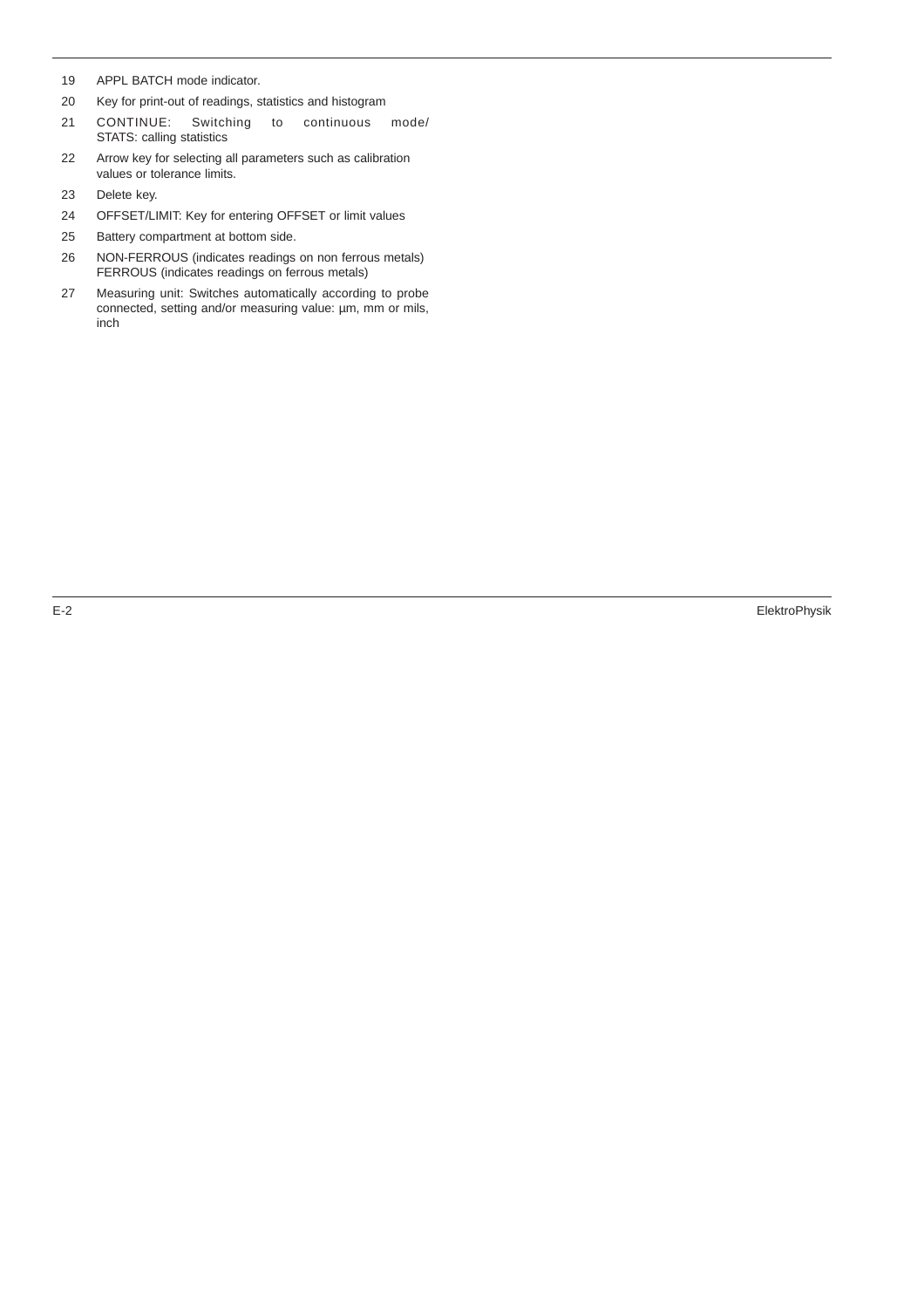19 APPL BATCH mode indicator.

20 Key for print-out of readings, statistics and histogram

21 CONTINUE: Switching to continuous mode/ STATS: calling statistics

22 Arrow key for selecting all parameters such as calibration values or tolerance limits.

23 Delete key.

24 OFFSET/LIMIT: Key for entering OFFSET or limit values

25 Battery compartment at bottom side.

26 NON-FERROUS (indicates readings on non ferrous metals) FERROUS (indicates readings on ferrous metals)

27 Measuring unit: Switches automatically according to probe connected, setting and/or measuring value: µm, mm or mils, inch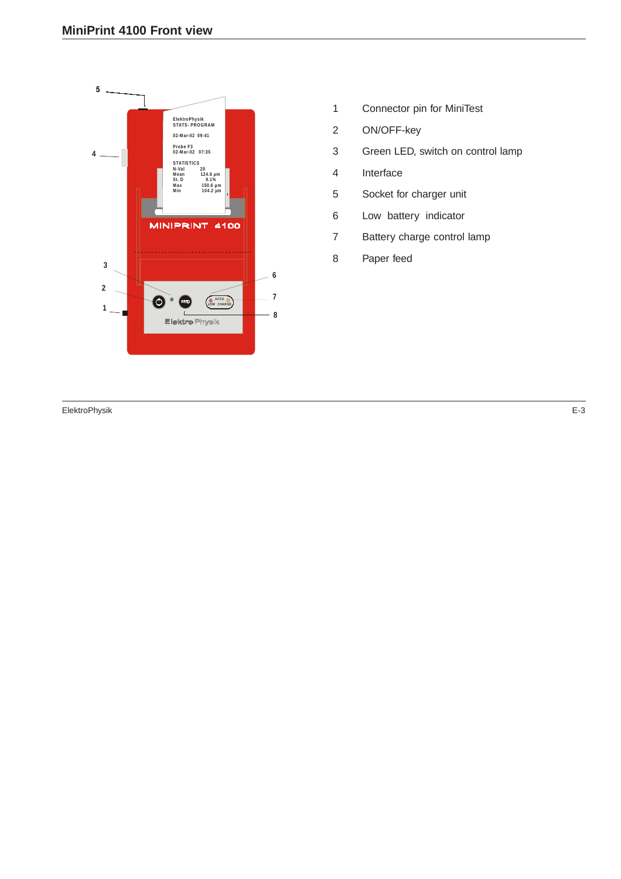## MiniPrint 4100 Front view

1 Connector pin for MiniTest

2 ON/OFF-key

3 Green LED, switch on control lamp

4 Interface

5 Socket for charger unit

6 Low battery indicator

7 Battery charge control lamp

8 Paper feed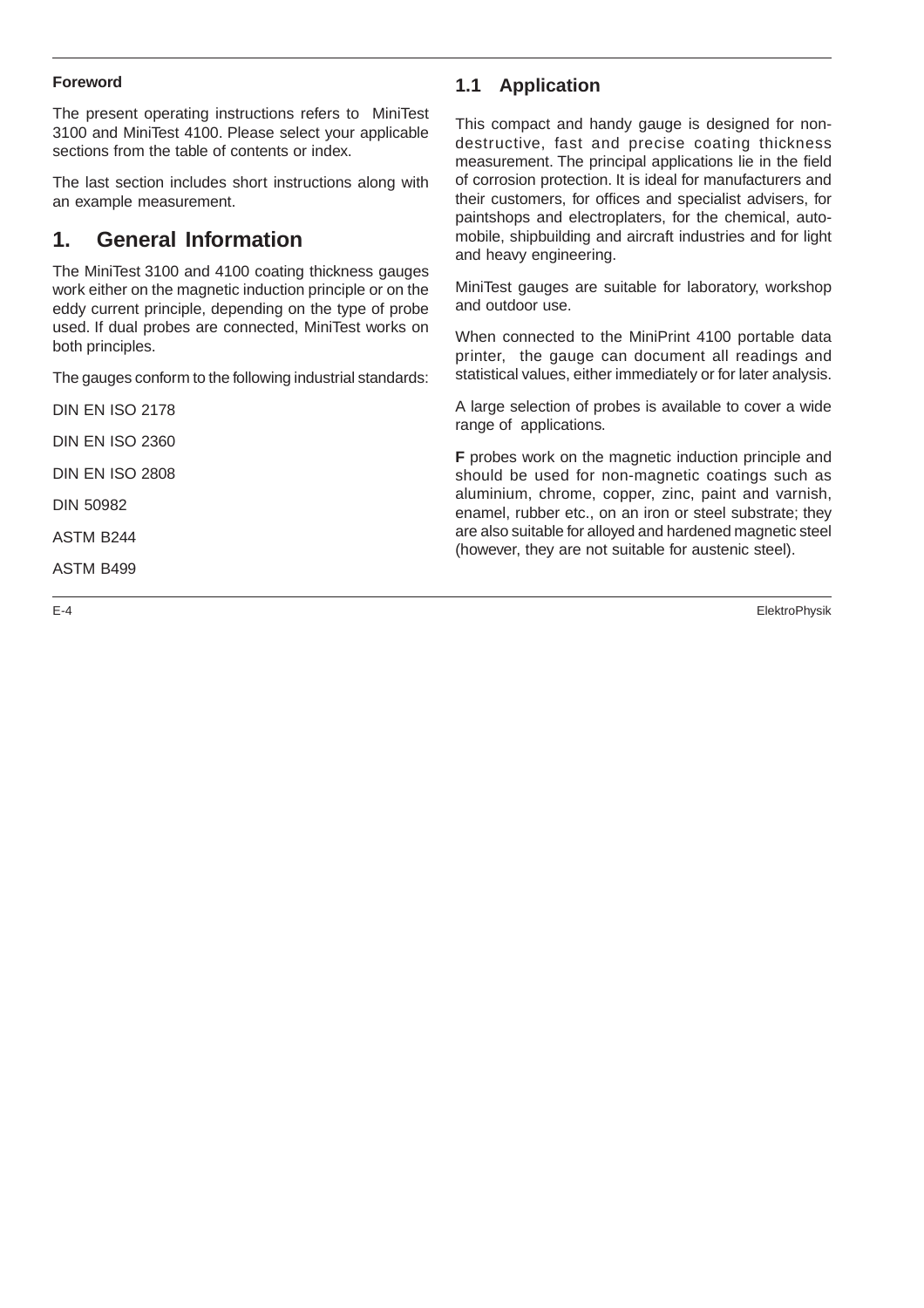**Foreword**

The present operating instructions refers to MiniTest 3100 and MiniTest 4100. Please select your applicable sections from the table of contents or index.

The last section includes short instructions along with an example measurement.

# 1. General Information

The MiniTest 3100 and 4100 coating thickness gauges work either on the magnetic induction principle or on the eddy current principle, depending on the type of probe used. If dual probes are connected, MiniTest works on both principles.

The gauges conform to the following industrial standards:

DIN EN ISO 2178

DIN EN ISO 2360

DIN EN ISO 2808

DIN 50982

ASTM B244

ASTM B499

## 1.1 Application

This compact and handy gauge is designed for non-destructive, fast and precise coating thickness measurement. The principal applications lie in the field of corrosion protection. It is ideal for manufacturers and their customers, for offices and specialist advisers, for paintshops and electroplaters, for the chemical, automobile, shipbuilding and aircraft industries and for light and heavy engineering.

MiniTest gauges are suitable for laboratory, workshop and outdoor use.

When connected to the MiniPrint 4100 portable data printer, the gauge can document all readings and statistical values, either immediately or for later analysis.

A large selection of probes is available to cover a wide range of applications.

**F** probes work on the magnetic induction principle and should be used for non-magnetic coatings such as aluminium, chrome, copper, zinc, paint and varnish, enamel, rubber etc., on an iron or steel substrate; they are also suitable for alloyed and hardened magnetic steel (however, they are not suitable for austenic steel).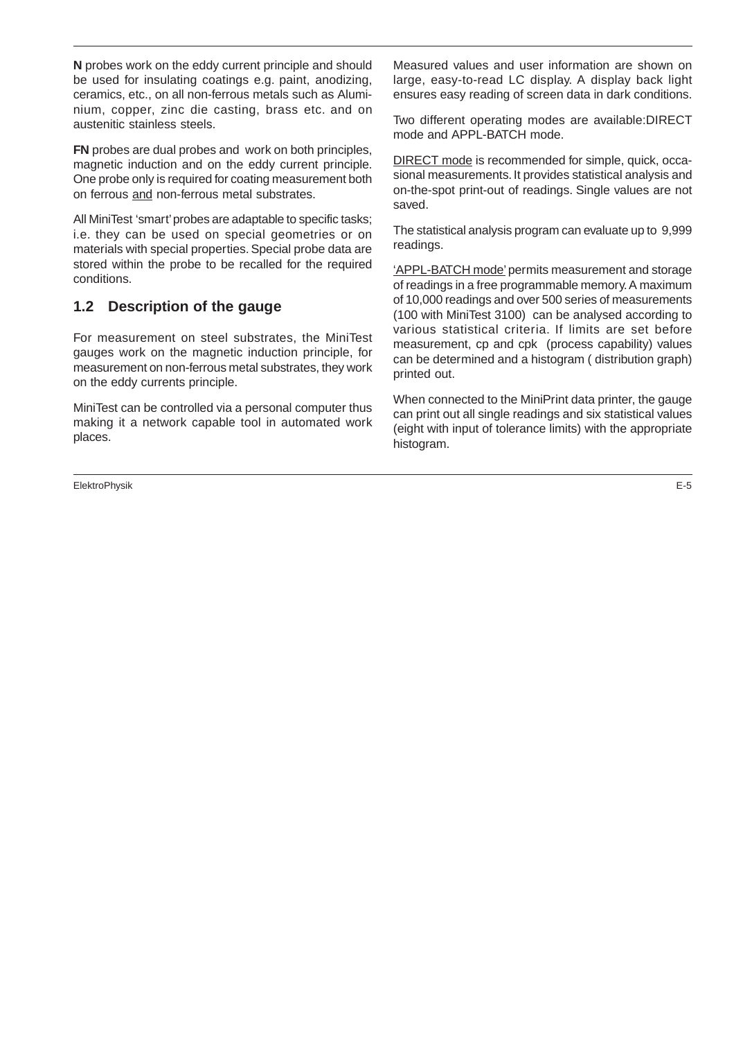**N** probes work on the eddy current principle and should be used for insulating coatings e.g. paint, anodizing, ceramics, etc., on all non-ferrous metals such as Aluminium, copper, zinc die casting, brass etc. and on austenitic stainless steels.

**FN** probes are dual probes and work on both principles, magnetic induction and on the eddy current principle. One probe only is required for coating measurement both on ferrous <u>and</u> non-ferrous metal substrates.

All MiniTest 'smart' probes are adaptable to specific tasks; i.e. they can be used on special geometries or on materials with special properties. Special probe data are stored within the probe to be recalled for the required conditions.

## 1.2 Description of the gauge

For measurement on steel substrates, the MiniTest gauges work on the magnetic induction principle, for measurement on non-ferrous metal substrates, they work on the eddy currents principle.

MiniTest can be controlled via a personal computer thus making it a network capable tool in automated work places.

Measured values and user information are shown on large, easy-to-read LC display. A display back light ensures easy reading of screen data in dark conditions.

Two different operating modes are available:DIRECT mode and APPL-BATCH mode.

<u>DIRECT mode</u> is recommended for simple, quick, occasional measurements. It provides statistical analysis and on-the-spot print-out of readings. Single values are not saved.

The statistical analysis program can evaluate up to 9,999 readings.

<u>'APPL-BATCH mode'</u> permits measurement and storage of readings in a free programmable memory. A maximum of 10,000 readings and over 500 series of measurements (100 with MiniTest 3100) can be analysed according to various statistical criteria. If limits are set before measurement, cp and cpk (process capability) values can be determined and a histogram ( distribution graph) printed out.

When connected to the MiniPrint data printer, the gauge can print out all single readings and six statistical values (eight with input of tolerance limits) with the appropriate histogram.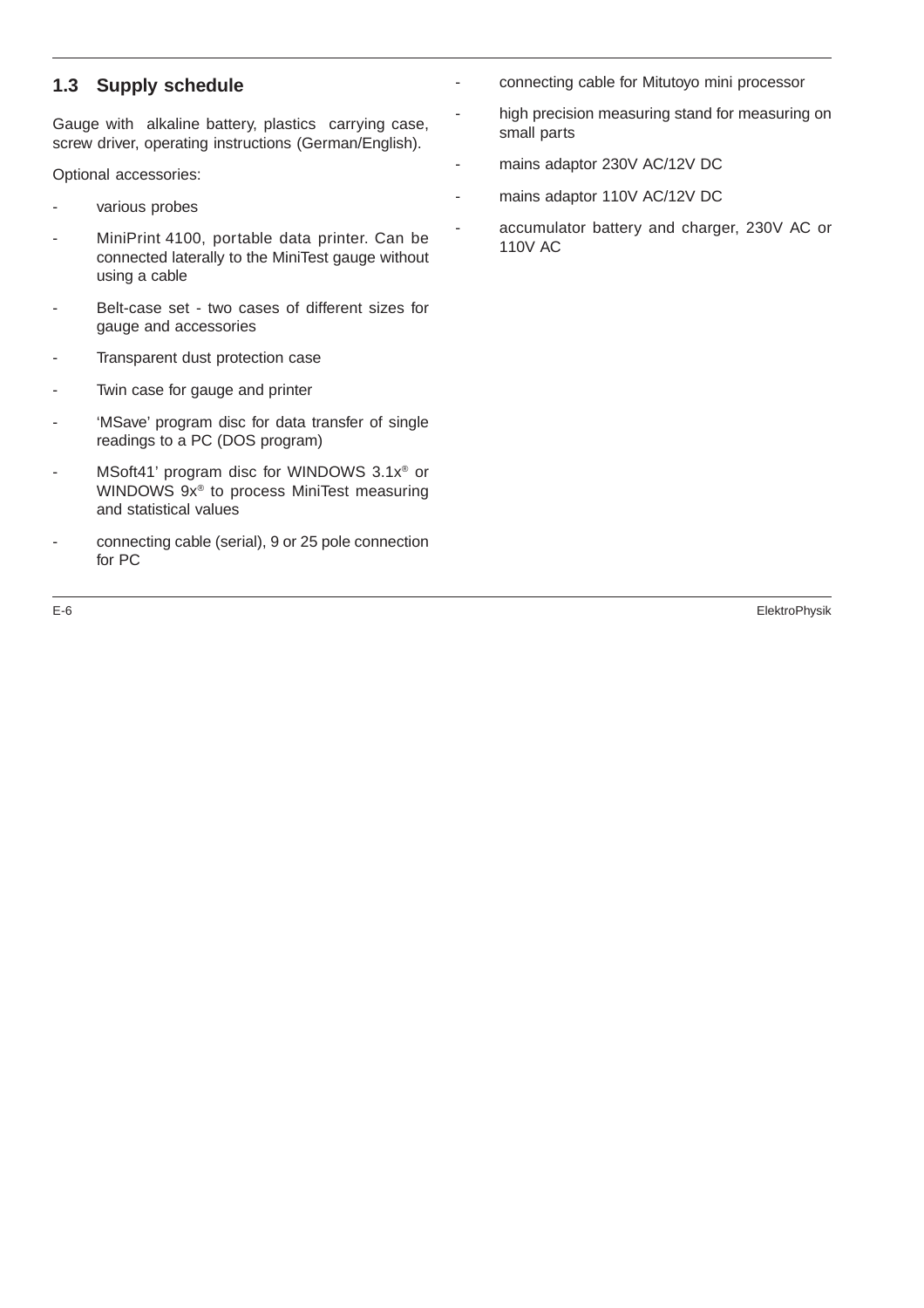## 1.3 Supply schedule

Gauge with alkaline battery, plastics carrying case, screw driver, operating instructions (German/English).

Optional accessories:

- various probes
- MiniPrint 4100, portable data printer. Can be connected laterally to the MiniTest gauge without using a cable
- Belt-case set - two cases of different sizes for gauge and accessories
- Transparent dust protection case
- Twin case for gauge and printer
- 'MSave' program disc for data transfer of single readings to a PC (DOS program)
- MSoft41' program disc for WINDOWS 3.1x® or WINDOWS 9x® to process MiniTest measuring and statistical values
- connecting cable (serial), 9 or 25 pole connection for PC
- connecting cable for Mitutoyo mini processor
- high precision measuring stand for measuring on small parts
- mains adaptor 230V AC/12V DC
- mains adaptor 110V AC/12V DC
- accumulator battery and charger, 230V AC or 110V AC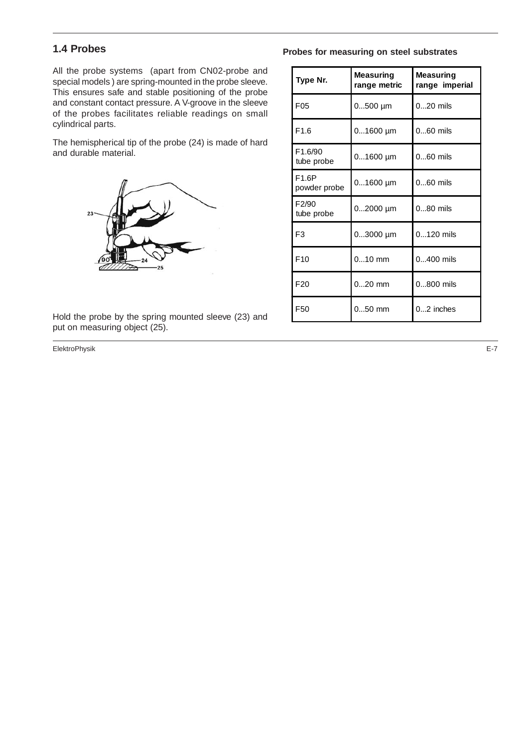## 1.4 Probes

All the probe systems (apart from CN02-probe and special models ) are spring-mounted in the probe sleeve. This ensures safe and stable positioning of the probe and constant contact pressure. A V-groove in the sleeve of the probes facilitates reliable readings on small cylindrical parts.

The hemispherical tip of the probe (24) is made of hard and durable material.

Hold the probe by the spring mounted sleeve (23) and put on measuring object (25).

**Probes for measuring on steel substrates**

| Type Nr. | Measuring range metric | Measuring range imperial |
|---|---|---|
| F05 | 0...500 µm | 0...20 mils |
| F1.6 | 0...1600 µm | 0...60 mils |
| F1.6/90 tube probe | 0...1600 µm | 0...60 mils |
| F1.6P powder probe | 0...1600 µm | 0...60 mils |
| F2/90 tube probe | 0...2000 µm | 0...80 mils |
| F3 | 0...3000 µm | 0...120 mils |
| F10 | 0...10 mm | 0...400 mils |
| F20 | 0...20 mm | 0...800 mils |
| F50 | 0...50 mm | 0...2 inches |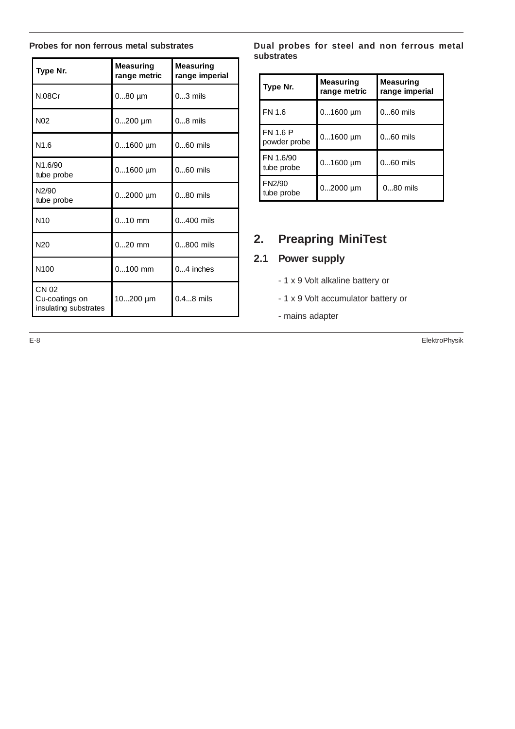**Probes for non ferrous metal substrates**

| Type Nr. | Measuring range metric | Measuring range imperial |
|---|---|---|
| N.08Cr | 0...80 µm | 0...3 mils |
| N02 | 0...200 µm | 0...8 mils |
| N1.6 | 0...1600 µm | 0...60 mils |
| N1.6/90 tube probe | 0...1600 µm | 0...60 mils |
| N2/90 tube probe | 0...2000 µm | 0...80 mils |
| N10 | 0...10 mm | 0...400 mils |
| N20 | 0...20 mm | 0...800 mils |
| N100 | 0...100 mm | 0...4 inches |
| CN 02 Cu-coatings on insulating substrates | 10...200 µm | 0.4...8 mils |

**Dual probes for steel and non ferrous metal substrates**

| Type Nr. | Measuring range metric | Measuring range imperial |
|---|---|---|
| FN 1.6 | 0...1600 µm | 0...60 mils |
| FN 1.6 P powder probe | 0...1600 µm | 0...60 mils |
| FN 1.6/90 tube probe | 0...1600 µm | 0...60 mils |
| FN2/90 tube probe | 0...2000 µm | 0...80 mils |

## 2. Preapring MiniTest

### 2.1 Power supply

- 1 x 9 Volt alkaline battery or
- 1 x 9 Volt accumulator battery or
- mains adapter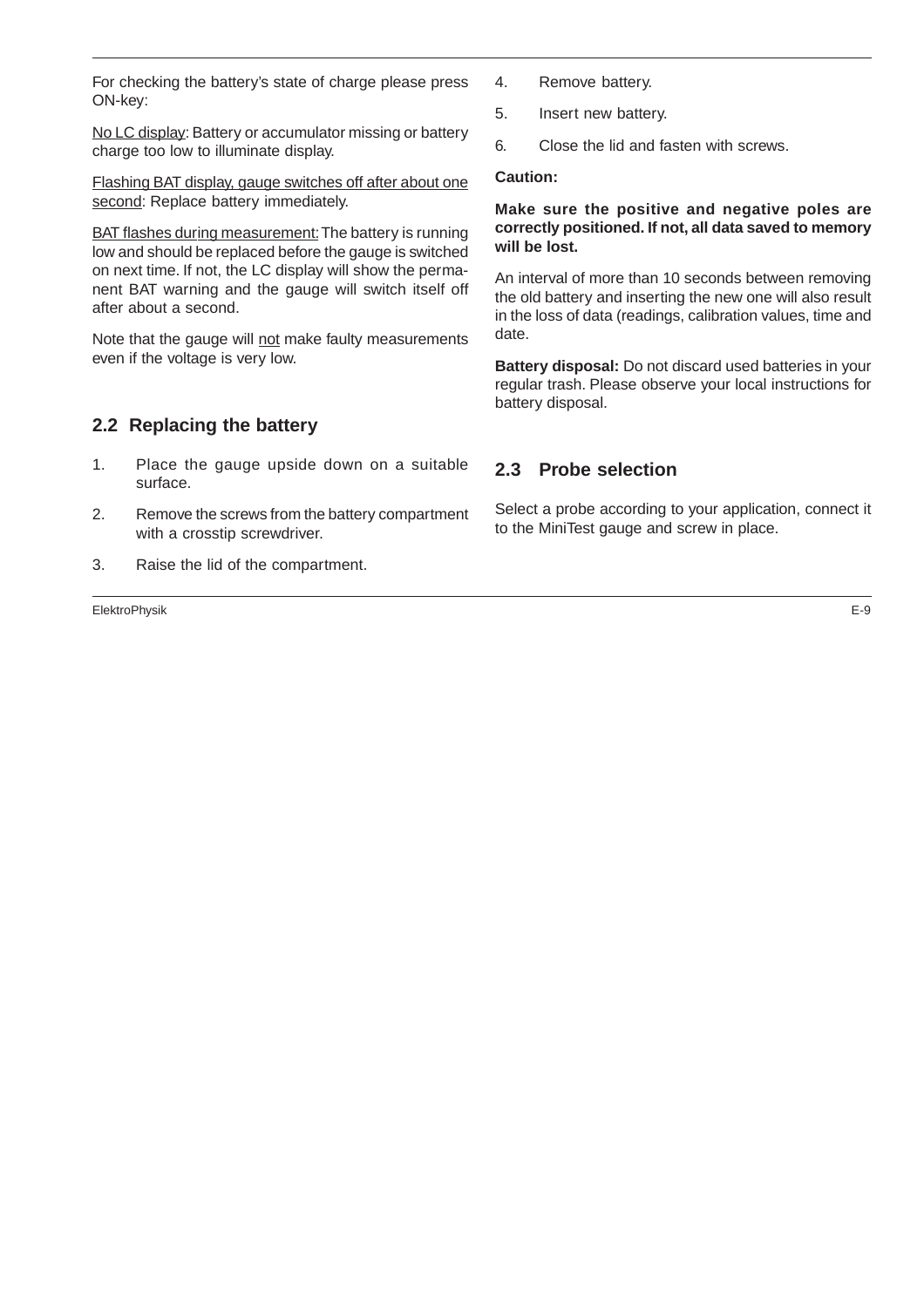For checking the battery's state of charge please press ON-key:

No LC display: Battery or accumulator missing or battery charge too low to illuminate display.

Flashing BAT display, gauge switches off after about one second: Replace battery immediately.

BAT flashes during measurement: The battery is running low and should be replaced before the gauge is switched on next time. If not, the LC display will show the permanent BAT warning and the gauge will switch itself off after about a second.

Note that the gauge will not make faulty measurements even if the voltage is very low.

## 2.2 Replacing the battery

1. Place the gauge upside down on a suitable surface.
2. Remove the screws from the battery compartment with a crosstip screwdriver.
3. Raise the lid of the compartment.
4. Remove battery.
5. Insert new battery.
6. Close the lid and fasten with screws.

**Caution:**

**Make sure the positive and negative poles are correctly positioned. If not, all data saved to memory will be lost.**

An interval of more than 10 seconds between removing the old battery and inserting the new one will also result in the loss of data (readings, calibration values, time and date.

**Battery disposal:** Do not discard used batteries in your regular trash. Please observe your local instructions for battery disposal.

## 2.3 Probe selection

Select a probe according to your application, connect it to the MiniTest gauge and screw in place.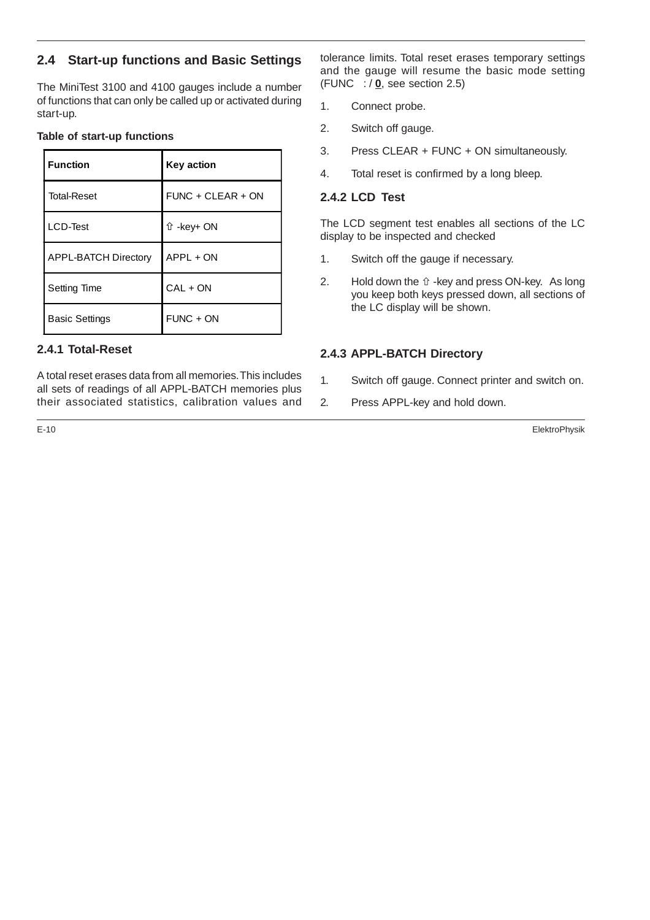## 2.4 Start-up functions and Basic Settings

The MiniTest 3100 and 4100 gauges include a number of functions that can only be called up or activated during start-up.

**Table of start-up functions**

| Function | Key action |
|---|---|
| Total-Reset | FUNC + CLEAR + ON |
| LCD-Test | ⇧ -key+ ON |
| APPL-BATCH Directory | APPL + ON |
| Setting Time | CAL + ON |
| Basic Settings | FUNC + ON |

### 2.4.1 Total-Reset

A total reset erases data from all memories. This includes all sets of readings of all APPL-BATCH memories plus their associated statistics, calibration values and tolerance limits. Total reset erases temporary settings and the gauge will resume the basic mode setting (FUNC : / **0**, see section 2.5)

1. Connect probe.
2. Switch off gauge.
3. Press CLEAR + FUNC + ON simultaneously.
4. Total reset is confirmed by a long bleep.

### 2.4.2 LCD Test

The LCD segment test enables all sections of the LC display to be inspected and checked

1. Switch off the gauge if necessary.
2. Hold down the ⇧ -key and press ON-key. As long you keep both keys pressed down, all sections of the LC display will be shown.

### 2.4.3 APPL-BATCH Directory

1. Switch off gauge. Connect printer and switch on.
2. Press APPL-key and hold down.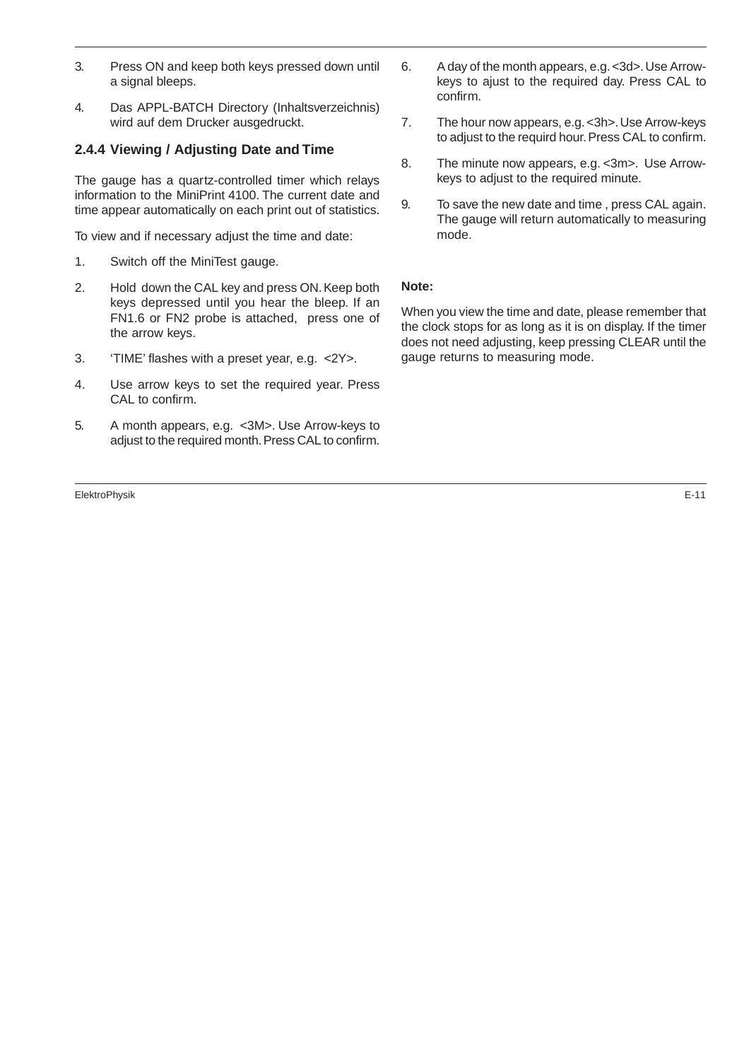3. Press ON and keep both keys pressed down until a signal bleeps.

4. Das APPL-BATCH Directory (Inhaltsverzeichnis) wird auf dem Drucker ausgedruckt.

### 2.4.4 Viewing / Adjusting Date and Time

The gauge has a quartz-controlled timer which relays information to the MiniPrint 4100. The current date and time appear automatically on each print out of statistics.

To view and if necessary adjust the time and date:

1. Switch off the MiniTest gauge.

2. Hold down the CAL key and press ON. Keep both keys depressed until you hear the bleep. If an FN1.6 or FN2 probe is attached, press one of the arrow keys.

3. 'TIME' flashes with a preset year, e.g. <2Y>.

4. Use arrow keys to set the required year. Press CAL to confirm.

5. A month appears, e.g. <3M>. Use Arrow-keys to adjust to the required month. Press CAL to confirm.

6. A day of the month appears, e.g. <3d>. Use Arrow-keys to ajust to the required day. Press CAL to confirm.

7. The hour now appears, e.g. <3h>. Use Arrow-keys to adjust to the requird hour. Press CAL to confirm.

8. The minute now appears, e.g. <3m>. Use Arrow-keys to adjust to the required minute.

9. To save the new date and time , press CAL again. The gauge will return automatically to measuring mode.

**Note:**

When you view the time and date, please remember that the clock stops for as long as it is on display. If the timer does not need adjusting, keep pressing CLEAR until the gauge returns to measuring mode.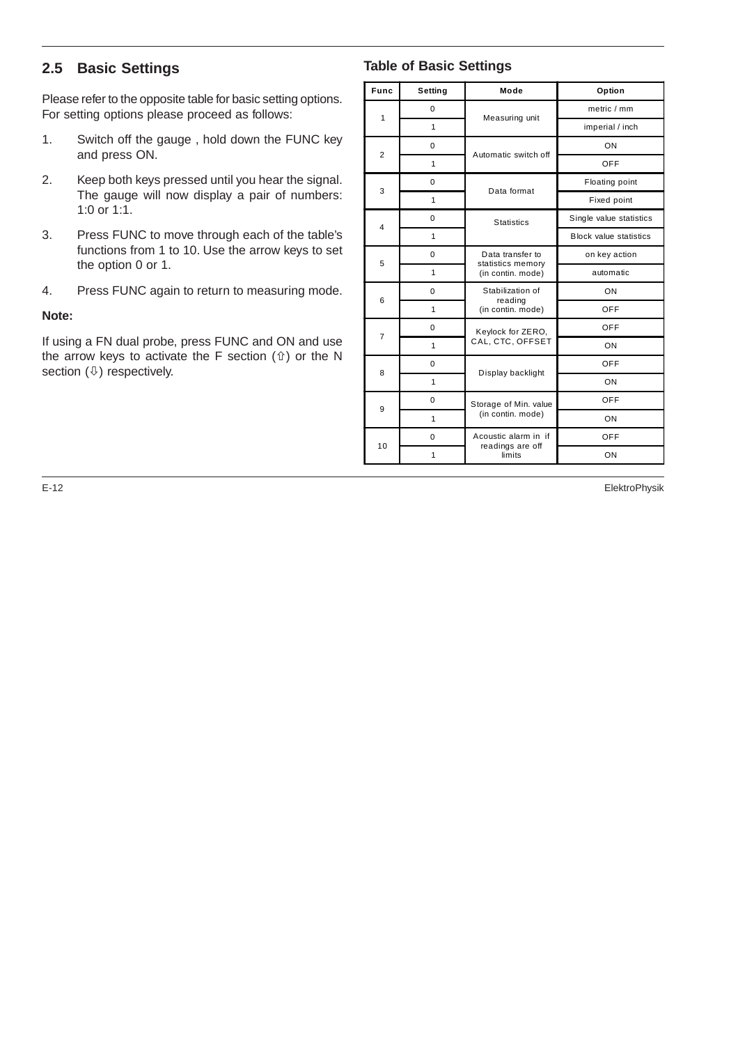## 2.5 Basic Settings

Please refer to the opposite table for basic setting options. For setting options please proceed as follows:

1. Switch off the gauge , hold down the FUNC key and press ON.
2. Keep both keys pressed until you hear the signal. The gauge will now display a pair of numbers: 1:0 or 1:1.
3. Press FUNC to move through each of the table's functions from 1 to 10. Use the arrow keys to set the option 0 or 1.
4. Press FUNC again to return to measuring mode.

**Note:**

If using a FN dual probe, press FUNC and ON and use the arrow keys to activate the F section (⇧) or the N section (⇩) respectively.

### Table of Basic Settings

| Func | Setting | Mode | Option |
|---|---|---|---|
| 1 | 0 | Measuring unit | metric / mm |
| | 1 | | imperial / inch |
| 2 | 0 | Automatic switch off | ON |
| | 1 | | OFF |
| 3 | 0 | Data format | Floating point |
| | 1 | | Fixed point |
| 4 | 0 | Statistics | Single value statistics |
| | 1 | | Block value statistics |
| 5 | 0 | Data transfer to statistics memory (in contin. mode) | on key action |
| | 1 | | automatic |
| 6 | 0 | Stabilization of reading (in contin. mode) | ON |
| | 1 | | OFF |
| 7 | 0 | Keylock for ZERO, CAL, CTC, OFFSET | OFF |
| | 1 | | ON |
| 8 | 0 | Display backlight | OFF |
| | 1 | | ON |
| 9 | 0 | Storage of Min. value (in contin. mode) | OFF |
| | 1 | | ON |
| 10 | 0 | Acoustic alarm in if readings are off limits | OFF |
| | 1 | | ON |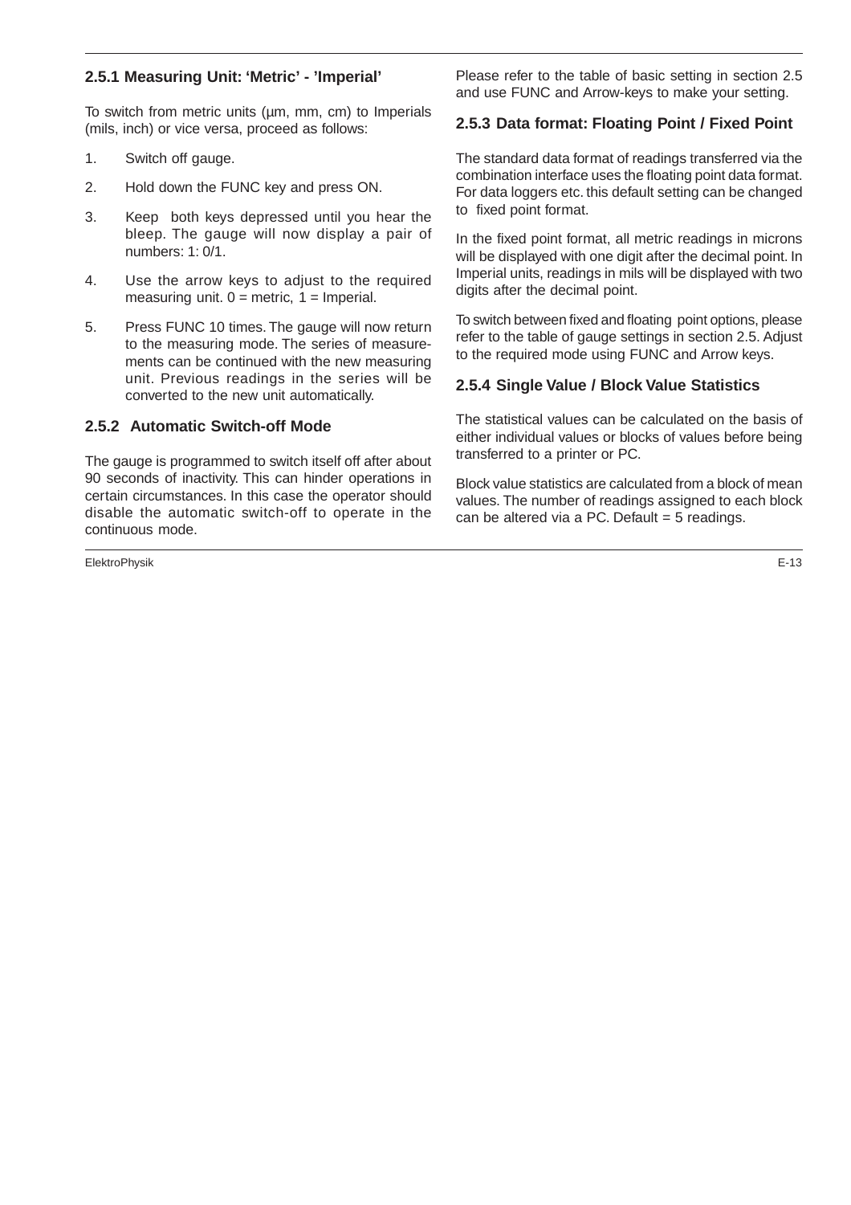### 2.5.1 Measuring Unit: ‘Metric’ - ’Imperial’

To switch from metric units (µm, mm, cm) to Imperials (mils, inch) or vice versa, proceed as follows:

1. Switch off gauge.
2. Hold down the FUNC key and press ON.
3. Keep both keys depressed until you hear the bleep. The gauge will now display a pair of numbers: 1: 0/1.
4. Use the arrow keys to adjust to the required measuring unit. 0 = metric, 1 = Imperial.
5. Press FUNC 10 times. The gauge will now return to the measuring mode. The series of measurements can be continued with the new measuring unit. Previous readings in the series will be converted to the new unit automatically.

### 2.5.2 Automatic Switch-off Mode

The gauge is programmed to switch itself off after about 90 seconds of inactivity. This can hinder operations in certain circumstances. In this case the operator should disable the automatic switch-off to operate in the continuous mode.

Please refer to the table of basic setting in section 2.5 and use FUNC and Arrow-keys to make your setting.

### 2.5.3 Data format: Floating Point / Fixed Point

The standard data format of readings transferred via the combination interface uses the floating point data format. For data loggers etc. this default setting can be changed to fixed point format.

In the fixed point format, all metric readings in microns will be displayed with one digit after the decimal point. In Imperial units, readings in mils will be displayed with two digits after the decimal point.

To switch between fixed and floating point options, please refer to the table of gauge settings in section 2.5. Adjust to the required mode using FUNC and Arrow keys.

### 2.5.4 Single Value / Block Value Statistics

The statistical values can be calculated on the basis of either individual values or blocks of values before being transferred to a printer or PC.

Block value statistics are calculated from a block of mean values. The number of readings assigned to each block can be altered via a PC. Default = 5 readings.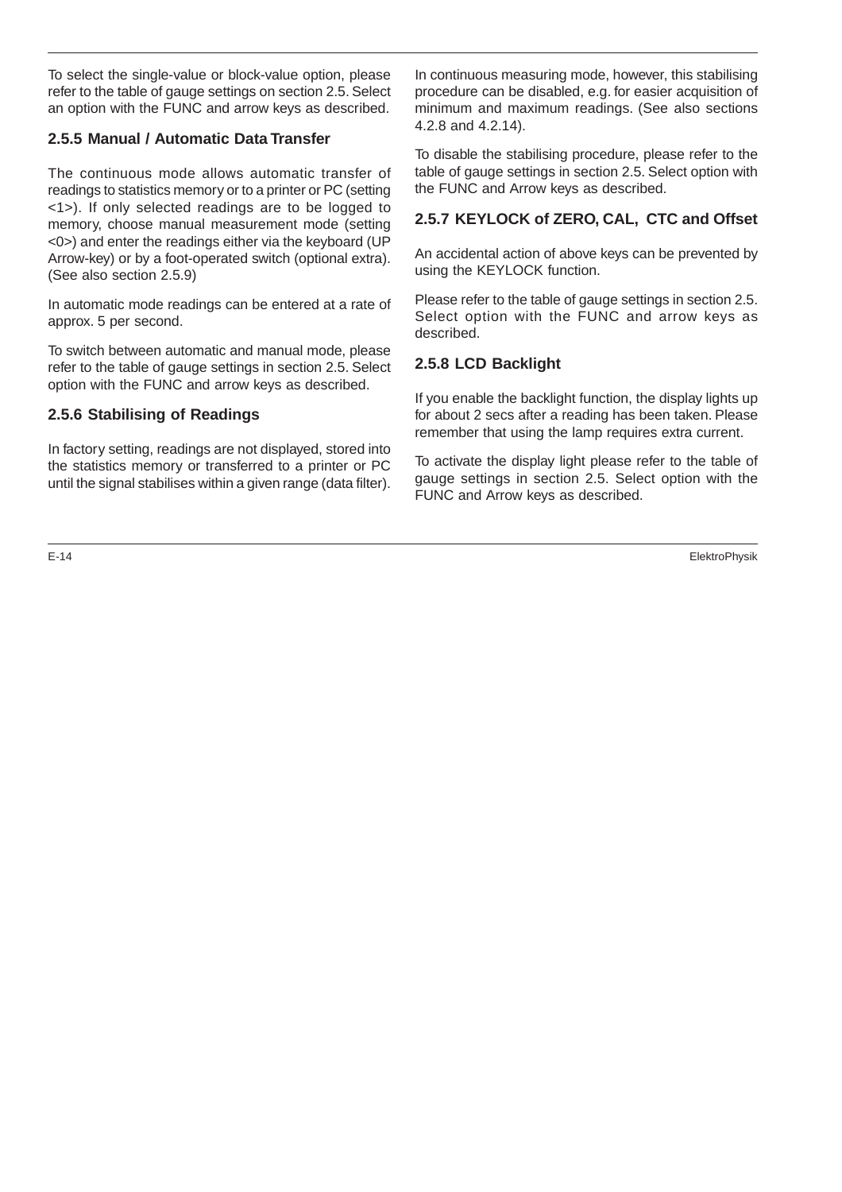To select the single-value or block-value option, please refer to the table of gauge settings on section 2.5. Select an option with the FUNC and arrow keys as described.

### 2.5.5 Manual / Automatic Data Transfer

The continuous mode allows automatic transfer of readings to statistics memory or to a printer or PC (setting <1>). If only selected readings are to be logged to memory, choose manual measurement mode (setting <0>) and enter the readings either via the keyboard (UP Arrow-key) or by a foot-operated switch (optional extra). (See also section 2.5.9)

In automatic mode readings can be entered at a rate of approx. 5 per second.

To switch between automatic and manual mode, please refer to the table of gauge settings in section 2.5. Select option with the FUNC and arrow keys as described.

### 2.5.6 Stabilising of Readings

In factory setting, readings are not displayed, stored into the statistics memory or transferred to a printer or PC until the signal stabilises within a given range (data filter).

In continuous measuring mode, however, this stabilising procedure can be disabled, e.g. for easier acquisition of minimum and maximum readings. (See also sections 4.2.8 and 4.2.14).

To disable the stabilising procedure, please refer to the table of gauge settings in section 2.5. Select option with the FUNC and Arrow keys as described.

### 2.5.7 KEYLOCK of ZERO, CAL, CTC and Offset

An accidental action of above keys can be prevented by using the KEYLOCK function.

Please refer to the table of gauge settings in section 2.5. Select option with the FUNC and arrow keys as described.

### 2.5.8 LCD Backlight

If you enable the backlight function, the display lights up for about 2 secs after a reading has been taken. Please remember that using the lamp requires extra current.

To activate the display light please refer to the table of gauge settings in section 2.5. Select option with the FUNC and Arrow keys as described.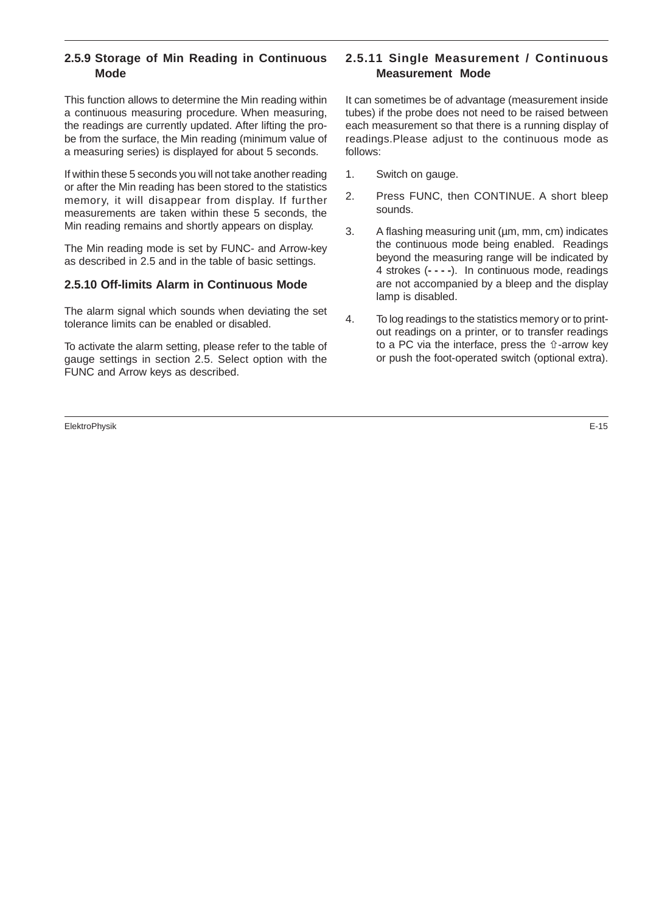### 2.5.9 Storage of Min Reading in Continuous Mode

This function allows to determine the Min reading within a continuous measuring procedure. When measuring, the readings are currently updated. After lifting the probe from the surface, the Min reading (minimum value of a measuring series) is displayed for about 5 seconds.

If within these 5 seconds you will not take another reading or after the Min reading has been stored to the statistics memory, it will disappear from display. If further measurements are taken within these 5 seconds, the Min reading remains and shortly appears on display.

The Min reading mode is set by FUNC- and Arrow-key as described in 2.5 and in the table of basic settings.

### 2.5.10 Off-limits Alarm in Continuous Mode

The alarm signal which sounds when deviating the set tolerance limits can be enabled or disabled.

To activate the alarm setting, please refer to the table of gauge settings in section 2.5. Select option with the FUNC and Arrow keys as described.

### 2.5.11 Single Measurement / Continuous Measurement Mode

It can sometimes be of advantage (measurement inside tubes) if the probe does not need to be raised between each measurement so that there is a running display of readings.Please adjust to the continuous mode as follows:

1. Switch on gauge.
2. Press FUNC, then CONTINUE. A short bleep sounds.
3. A flashing measuring unit (µm, mm, cm) indicates the continuous mode being enabled. Readings beyond the measuring range will be indicated by 4 strokes (**- - - -**). In continuous mode, readings are not accompanied by a bleep and the display lamp is disabled.
4. To log readings to the statistics memory or to print-out readings on a printer, or to transfer readings to a PC via the interface, press the ⇧-arrow key or push the foot-operated switch (optional extra).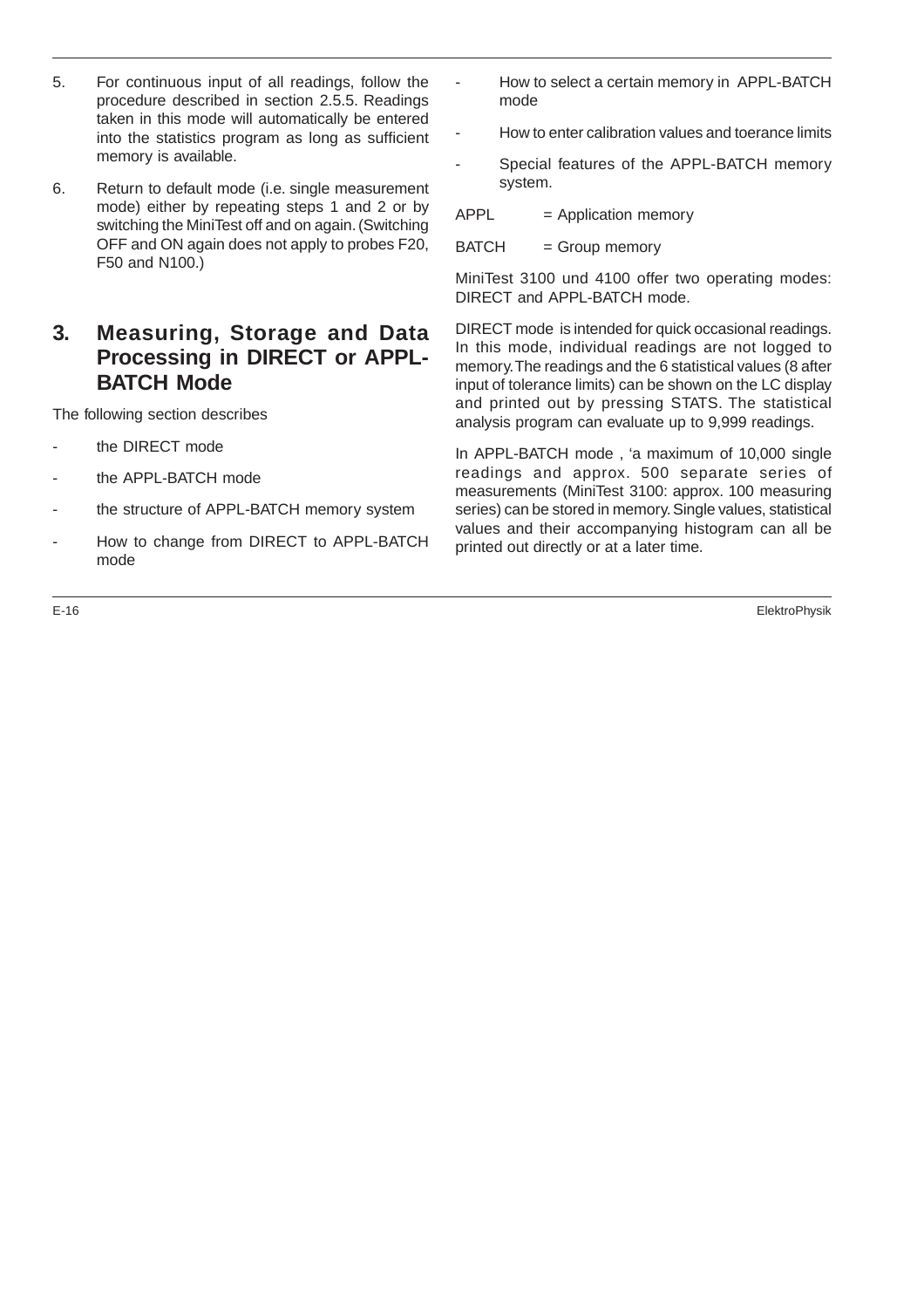5. For continuous input of all readings, follow the procedure described in section 2.5.5. Readings taken in this mode will automatically be entered into the statistics program as long as sufficient memory is available.

6. Return to default mode (i.e. single measurement mode) either by repeating steps 1 and 2 or by switching the MiniTest off and on again. (Switching OFF and ON again does not apply to probes F20, F50 and N100.)

# 3. Measuring, Storage and Data Processing in DIRECT or APPL-BATCH Mode

The following section describes

- the DIRECT mode
- the APPL-BATCH mode
- the structure of APPL-BATCH memory system
- How to change from DIRECT to APPL-BATCH mode
- How to select a certain memory in APPL-BATCH mode
- How to enter calibration values and toerance limits
- Special features of the APPL-BATCH memory system.

APPL = Application memory

BATCH = Group memory

MiniTest 3100 und 4100 offer two operating modes: DIRECT and APPL-BATCH mode.

DIRECT mode is intended for quick occasional readings. In this mode, individual readings are not logged to memory. The readings and the 6 statistical values (8 after input of tolerance limits) can be shown on the LC display and printed out by pressing STATS. The statistical analysis program can evaluate up to 9,999 readings.

In APPL-BATCH mode , 'a maximum of 10,000 single readings and approx. 500 separate series of measurements (MiniTest 3100: approx. 100 measuring series) can be stored in memory. Single values, statistical values and their accompanying histogram can all be printed out directly or at a later time.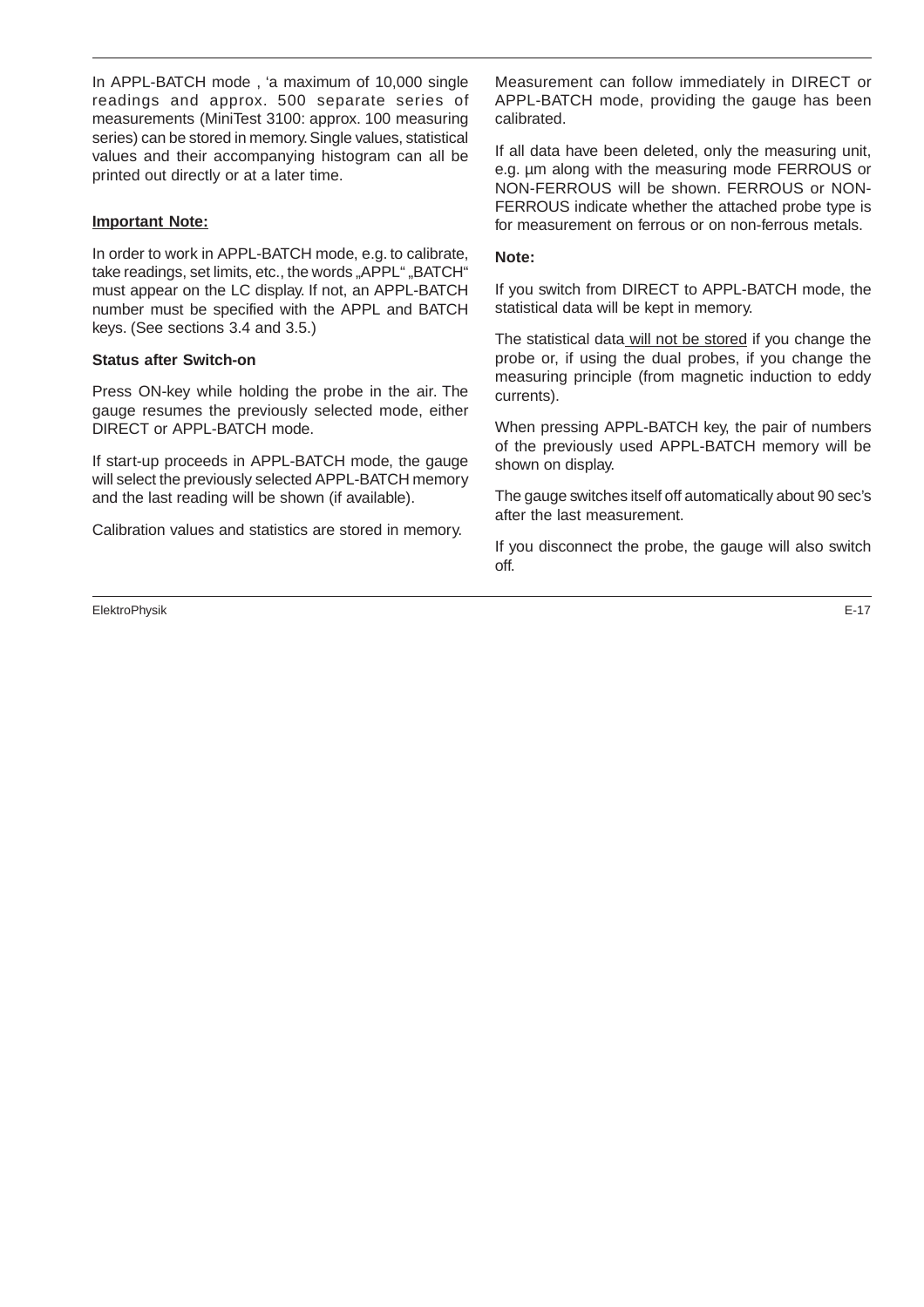In APPL-BATCH mode , 'a maximum of 10,000 single readings and approx. 500 separate series of measurements (MiniTest 3100: approx. 100 measuring series) can be stored in memory. Single values, statistical values and their accompanying histogram can all be printed out directly or at a later time.

**Important Note:**

In order to work in APPL-BATCH mode, e.g. to calibrate, take readings, set limits, etc., the words „APPL“ „BATCH“ must appear on the LC display. If not, an APPL-BATCH number must be specified with the APPL and BATCH keys. (See sections 3.4 and 3.5.)

**Status after Switch-on**

Press ON-key while holding the probe in the air. The gauge resumes the previously selected mode, either DIRECT or APPL-BATCH mode.

If start-up proceeds in APPL-BATCH mode, the gauge will select the previously selected APPL-BATCH memory and the last reading will be shown (if available).

Calibration values and statistics are stored in memory.

Measurement can follow immediately in DIRECT or APPL-BATCH mode, providing the gauge has been calibrated.

If all data have been deleted, only the measuring unit, e.g. µm along with the measuring mode FERROUS or NON-FERROUS will be shown. FERROUS or NON-FERROUS indicate whether the attached probe type is for measurement on ferrous or on non-ferrous metals.

**Note:**

If you switch from DIRECT to APPL-BATCH mode, the statistical data will be kept in memory.

The statistical data will not be stored if you change the probe or, if using the dual probes, if you change the measuring principle (from magnetic induction to eddy currents).

When pressing APPL-BATCH key, the pair of numbers of the previously used APPL-BATCH memory will be shown on display.

The gauge switches itself off automatically about 90 sec's after the last measurement.

If you disconnect the probe, the gauge will also switch off.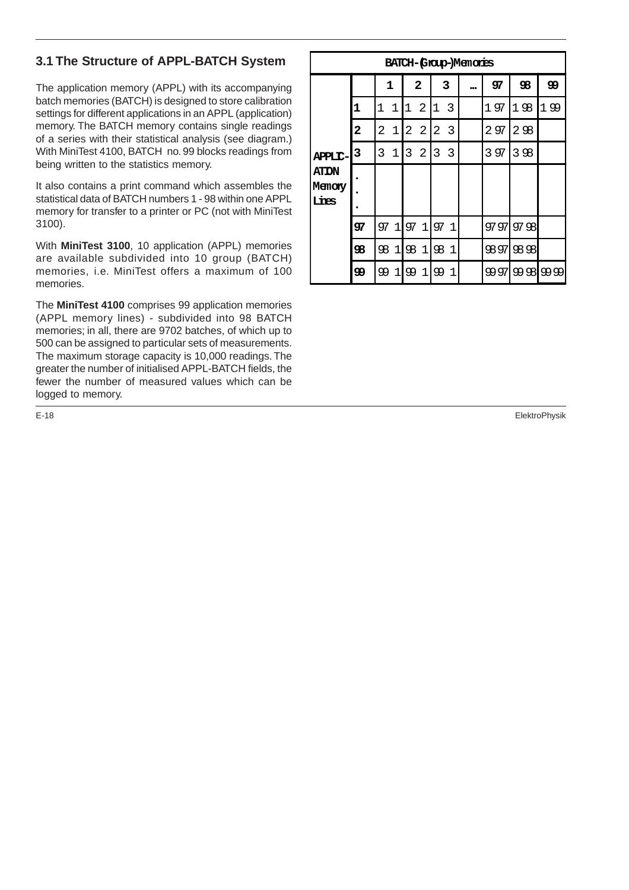## 3.1 The Structure of APPL-BATCH System

The application memory (APPL) with its accompanying batch memories (BATCH) is designed to store calibration settings for different applications in an APPL (application) memory. The BATCH memory contains single readings of a series with their statistical analysis (see diagram.) With MiniTest 4100, BATCH no. 99 blocks readings from being written to the statistics memory.

It also contains a print command which assembles the statistical data of BATCH numbers 1 - 98 within one APPL memory for transfer to a printer or PC (not with MiniTest 3100).

With **MiniTest 3100**, 10 application (APPL) memories are available subdivided into 10 group (BATCH) memories, i.e. MiniTest offers a maximum of 100 memories.

The **MiniTest 4100** comprises 99 application memories (APPL memory lines) - subdivided into 98 BATCH memories; in all, there are 9702 batches, of which up to 500 can be assigned to particular sets of measurements. The maximum storage capacity is 10,000 readings. The greater the number of initialised APPL-BATCH fields, the fewer the number of measured values which can be logged to memory.

| | BATCH-(Group-)Memories | | | | | | | |
|---|---|---|---|---|---|---|---|---|
| | | **1** | **2** | **3** | **...** | **97** | **98** | **99** |
| | **1** | 1 1 | 1 2 | 1 3 | | 1 97 | 1 98 | 1 99 |
| | **2** | 2 1 | 2 2 | 2 3 | | 2 97 | 2 98 | |
| **APPLICATION Memory Lines** | **3** | 3 1 | 3 2 | 3 3 | | 3 97 | 3 98 | |
| | **.** **.** **.** | | | | | | | |
| | **97** | 97 1 | 97 1 | 97 1 | | 97 97 | 97 98 | |
| | **98** | 98 1 | 98 1 | 98 1 | | 98 97 | 98 98 | |
| | **99** | 99 1 | 99 1 | 99 1 | | 99 97 | 99 98 | 99 99 |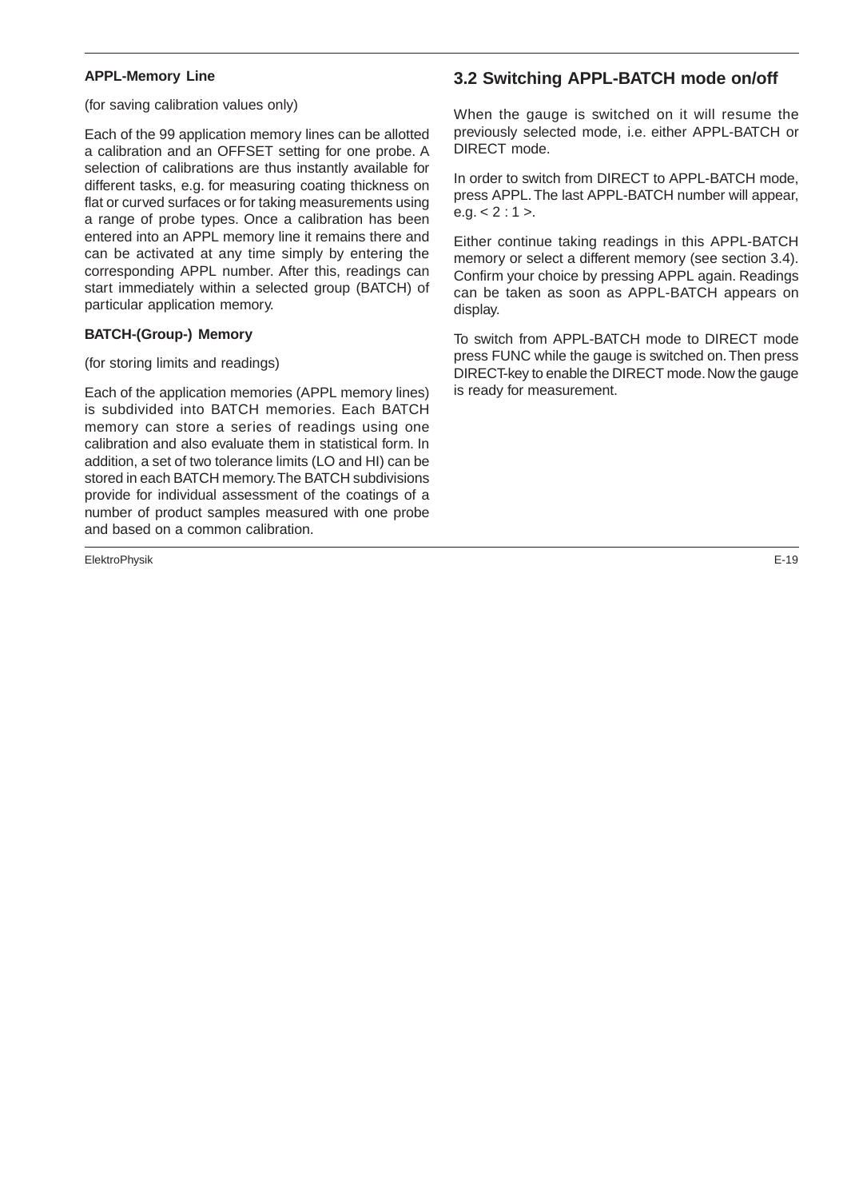**APPL-Memory Line**

(for saving calibration values only)

Each of the 99 application memory lines can be allotted a calibration and an OFFSET setting for one probe. A selection of calibrations are thus instantly available for different tasks, e.g. for measuring coating thickness on flat or curved surfaces or for taking measurements using a range of probe types. Once a calibration has been entered into an APPL memory line it remains there and can be activated at any time simply by entering the corresponding APPL number. After this, readings can start immediately within a selected group (BATCH) of particular application memory.

**BATCH-(Group-) Memory**

(for storing limits and readings)

Each of the application memories (APPL memory lines) is subdivided into BATCH memories. Each BATCH memory can store a series of readings using one calibration and also evaluate them in statistical form. In addition, a set of two tolerance limits (LO and HI) can be stored in each BATCH memory. The BATCH subdivisions provide for individual assessment of the coatings of a number of product samples measured with one probe and based on a common calibration.

## 3.2 Switching APPL-BATCH mode on/off

When the gauge is switched on it will resume the previously selected mode, i.e. either APPL-BATCH or DIRECT mode.

In order to switch from DIRECT to APPL-BATCH mode, press APPL. The last APPL-BATCH number will appear, e.g. < 2 : 1 >.

Either continue taking readings in this APPL-BATCH memory or select a different memory (see section 3.4). Confirm your choice by pressing APPL again. Readings can be taken as soon as APPL-BATCH appears on display.

To switch from APPL-BATCH mode to DIRECT mode press FUNC while the gauge is switched on. Then press DIRECT-key to enable the DIRECT mode. Now the gauge is ready for measurement.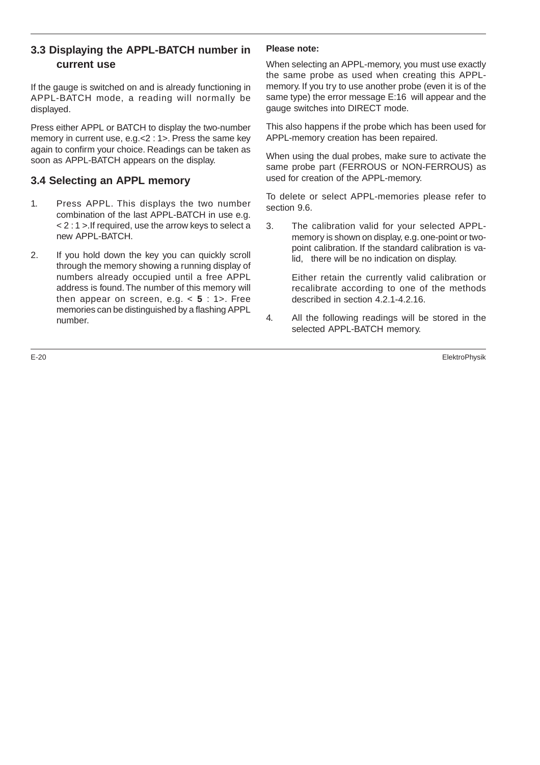## 3.3 Displaying the APPL-BATCH number in current use

If the gauge is switched on and is already functioning in APPL-BATCH mode, a reading will normally be displayed.

Press either APPL or BATCH to display the two-number memory in current use, e.g.<2 : 1>. Press the same key again to confirm your choice. Readings can be taken as soon as APPL-BATCH appears on the display.

## 3.4 Selecting an APPL memory

1. Press APPL. This displays the two number combination of the last APPL-BATCH in use e.g. < 2 : 1 >.If required, use the arrow keys to select a new APPL-BATCH.

2. If you hold down the key you can quickly scroll through the memory showing a running display of numbers already occupied until a free APPL address is found. The number of this memory will then appear on screen, e.g. < **5** : 1>. Free memories can be distinguished by a flashing APPL number.

**Please note:**

When selecting an APPL-memory, you must use exactly the same probe as used when creating this APPL-memory. If you try to use another probe (even it is of the same type) the error message E:16 will appear and the gauge switches into DIRECT mode.

This also happens if the probe which has been used for APPL-memory creation has been repaired.

When using the dual probes, make sure to activate the same probe part (FERROUS or NON-FERROUS) as used for creation of the APPL-memory.

To delete or select APPL-memories please refer to section 9.6.

3. The calibration valid for your selected APPL-memory is shown on display, e.g. one-point or two-point calibration. If the standard calibration is valid, there will be no indication on display.

   Either retain the currently valid calibration or recalibrate according to one of the methods described in section 4.2.1-4.2.16.

4. All the following readings will be stored in the selected APPL-BATCH memory.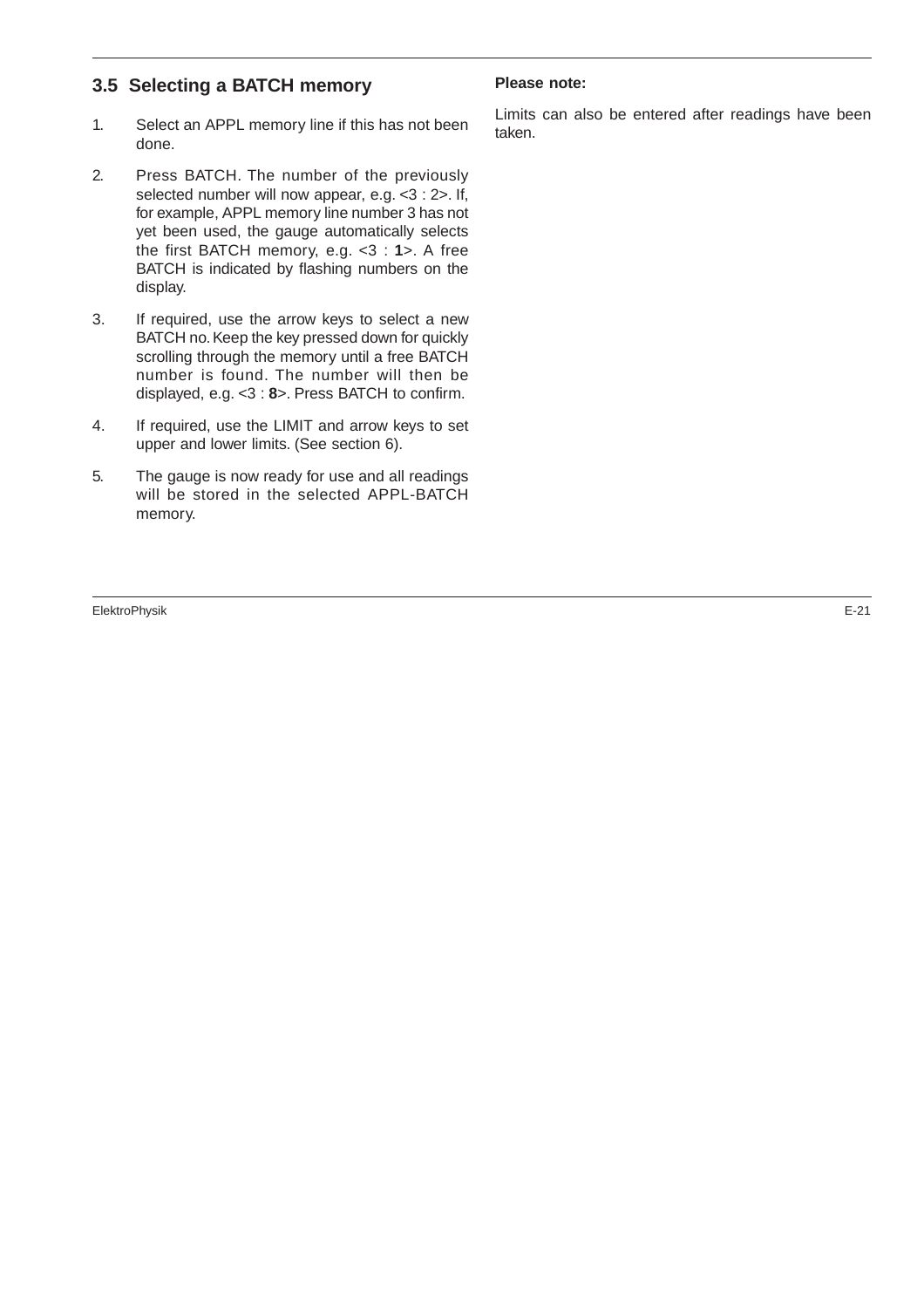## 3.5 Selecting a BATCH memory

1. Select an APPL memory line if this has not been done.
2. Press BATCH. The number of the previously selected number will now appear, e.g. <3 : 2>. If, for example, APPL memory line number 3 has not yet been used, the gauge automatically selects the first BATCH memory, e.g. <3 : **1**>. A free BATCH is indicated by flashing numbers on the display.
3. If required, use the arrow keys to select a new BATCH no. Keep the key pressed down for quickly scrolling through the memory until a free BATCH number is found. The number will then be displayed, e.g. <3 : **8**>. Press BATCH to confirm.
4. If required, use the LIMIT and arrow keys to set upper and lower limits. (See section 6).
5. The gauge is now ready for use and all readings will be stored in the selected APPL-BATCH memory.

**Please note:**

Limits can also be entered after readings have been taken.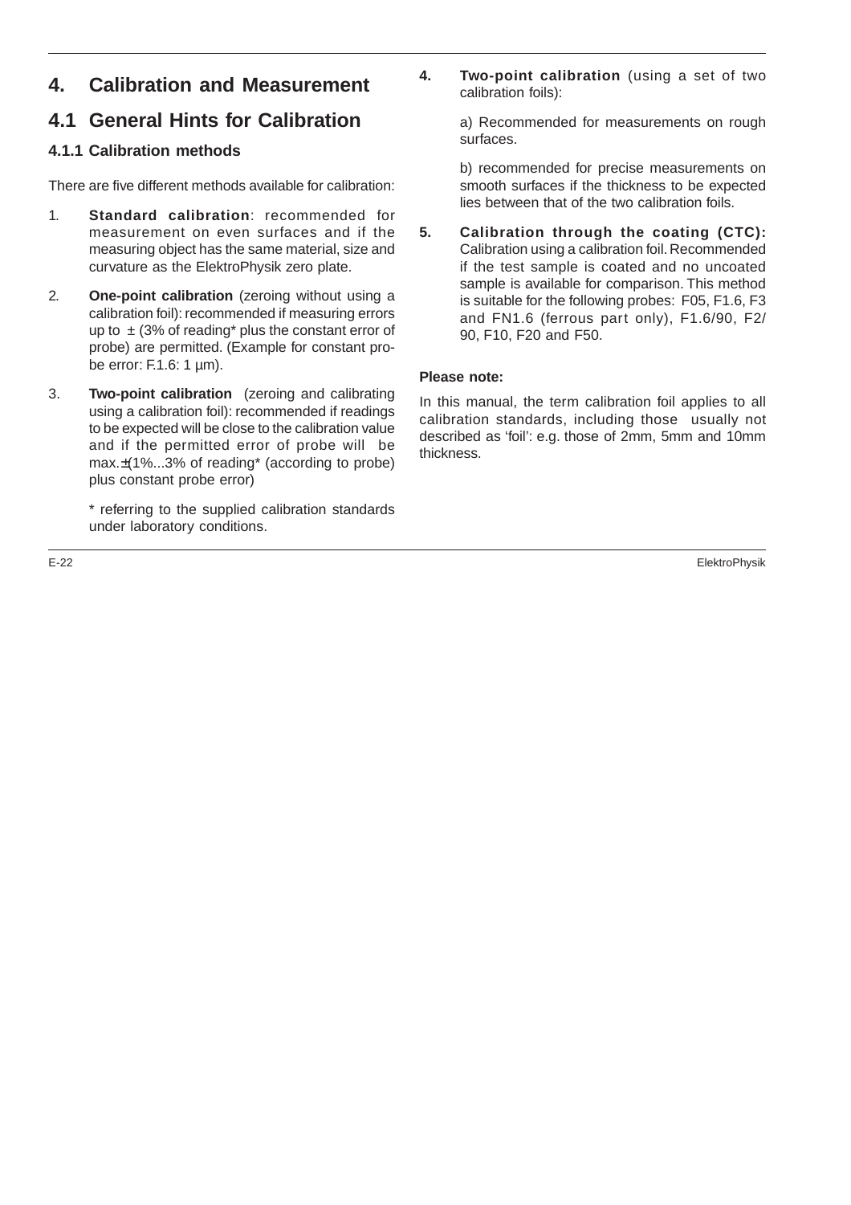# 4. Calibration and Measurement

## 4.1 General Hints for Calibration

### 4.1.1 Calibration methods

There are five different methods available for calibration:

1. **Standard calibration**: recommended for measurement on even surfaces and if the measuring object has the same material, size and curvature as the ElektroPhysik zero plate.

2. **One-point calibration** (zeroing without using a calibration foil): recommended if measuring errors up to ± (3% of reading* plus the constant error of probe) are permitted. (Example for constant probe error: F.1.6: 1 µm).

3. **Two-point calibration** (zeroing and calibrating using a calibration foil): recommended if readings to be expected will be close to the calibration value and if the permitted error of probe will be max.±(1%...3% of reading* (according to probe) plus constant probe error)

   \* referring to the supplied calibration standards under laboratory conditions.

4. **Two-point calibration** (using a set of two calibration foils):

   a) Recommended for measurements on rough surfaces.

   b) recommended for precise measurements on smooth surfaces if the thickness to be expected lies between that of the two calibration foils.

5. **Calibration through the coating (CTC):** Calibration using a calibration foil. Recommended if the test sample is coated and no uncoated sample is available for comparison. This method is suitable for the following probes: F05, F1.6, F3 and FN1.6 (ferrous part only), F1.6/90, F2/90, F10, F20 and F50.

**Please note:**

In this manual, the term calibration foil applies to all calibration standards, including those usually not described as 'foil': e.g. those of 2mm, 5mm and 10mm thickness.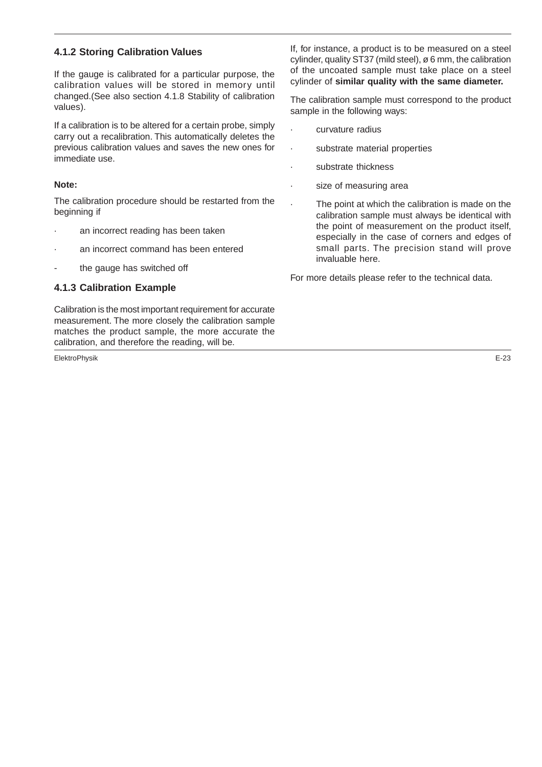### 4.1.2 Storing Calibration Values

If the gauge is calibrated for a particular purpose, the calibration values will be stored in memory until changed.(See also section 4.1.8 Stability of calibration values).

If a calibration is to be altered for a certain probe, simply carry out a recalibration. This automatically deletes the previous calibration values and saves the new ones for immediate use.

**Note:**

The calibration procedure should be restarted from the beginning if

- an incorrect reading has been taken
- an incorrect command has been entered
- the gauge has switched off

### 4.1.3 Calibration Example

Calibration is the most important requirement for accurate measurement. The more closely the calibration sample matches the product sample, the more accurate the calibration, and therefore the reading, will be.

If, for instance, a product is to be measured on a steel cylinder, quality ST37 (mild steel), ø 6 mm, the calibration of the uncoated sample must take place on a steel cylinder of **similar quality with the same diameter.**

The calibration sample must correspond to the product sample in the following ways:

- curvature radius
- substrate material properties
- substrate thickness
- size of measuring area
- The point at which the calibration is made on the calibration sample must always be identical with the point of measurement on the product itself, especially in the case of corners and edges of small parts. The precision stand will prove invaluable here.

For more details please refer to the technical data.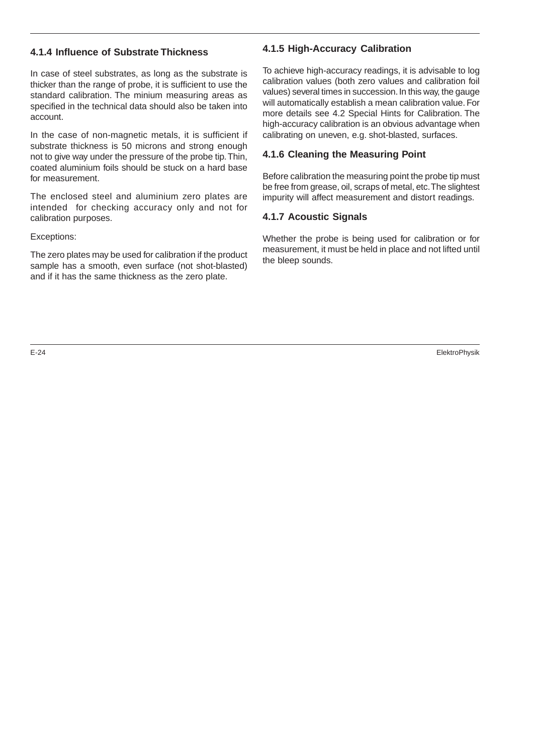### 4.1.4 Influence of Substrate Thickness

In case of steel substrates, as long as the substrate is thicker than the range of probe, it is sufficient to use the standard calibration. The minium measuring areas as specified in the technical data should also be taken into account.

In the case of non-magnetic metals, it is sufficient if substrate thickness is 50 microns and strong enough not to give way under the pressure of the probe tip. Thin, coated aluminium foils should be stuck on a hard base for measurement.

The enclosed steel and aluminium zero plates are intended for checking accuracy only and not for calibration purposes.

Exceptions:

The zero plates may be used for calibration if the product sample has a smooth, even surface (not shot-blasted) and if it has the same thickness as the zero plate.

### 4.1.5 High-Accuracy Calibration

To achieve high-accuracy readings, it is advisable to log calibration values (both zero values and calibration foil values) several times in succession. In this way, the gauge will automatically establish a mean calibration value. For more details see 4.2 Special Hints for Calibration. The high-accuracy calibration is an obvious advantage when calibrating on uneven, e.g. shot-blasted, surfaces.

### 4.1.6 Cleaning the Measuring Point

Before calibration the measuring point the probe tip must be free from grease, oil, scraps of metal, etc. The slightest impurity will affect measurement and distort readings.

### 4.1.7 Acoustic Signals

Whether the probe is being used for calibration or for measurement, it must be held in place and not lifted until the bleep sounds.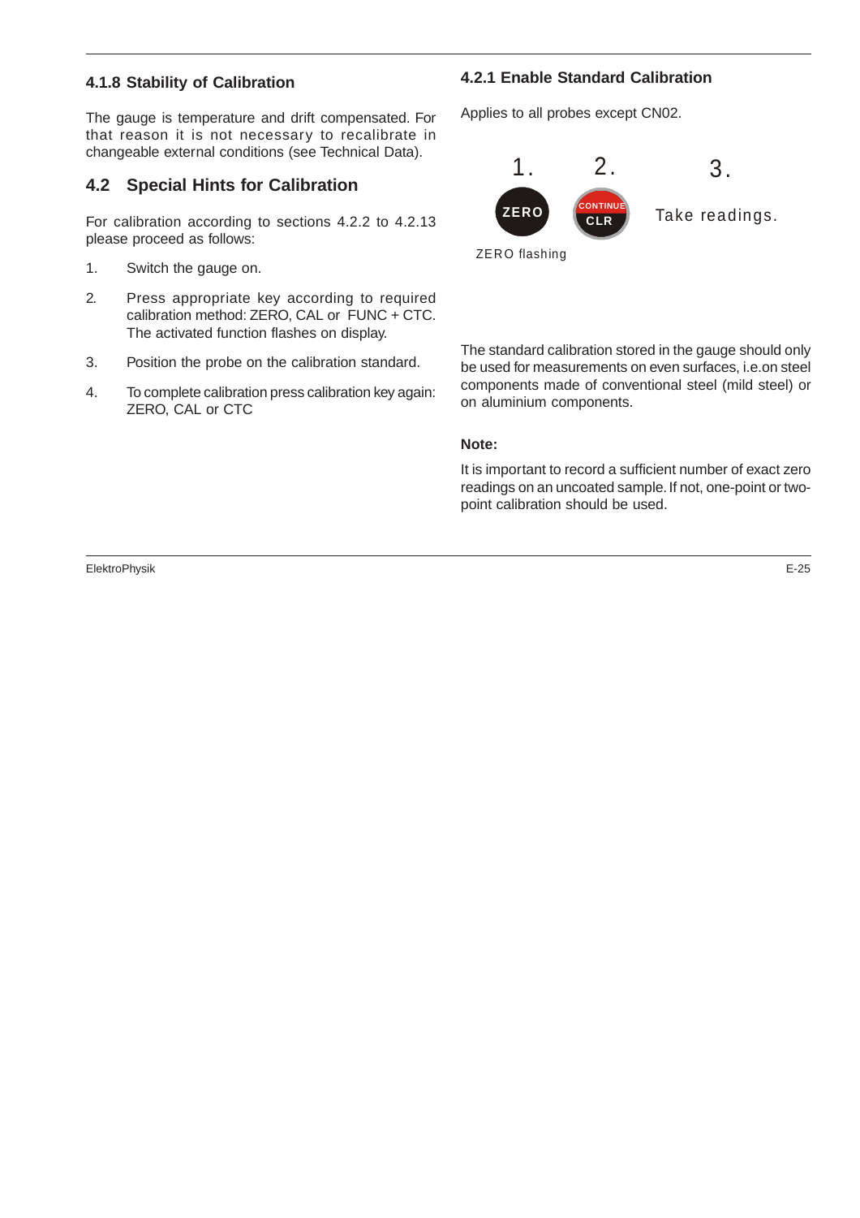### 4.1.8 Stability of Calibration

The gauge is temperature and drift compensated. For that reason it is not necessary to recalibrate in changeable external conditions (see Technical Data).

## 4.2 Special Hints for Calibration

For calibration according to sections 4.2.2 to 4.2.13 please proceed as follows:

1. Switch the gauge on.
2. Press appropriate key according to required calibration method: ZERO, CAL or FUNC + CTC. The activated function flashes on display.
3. Position the probe on the calibration standard.
4. To complete calibration press calibration key again: ZERO, CAL or CTC

### 4.2.1 Enable Standard Calibration

Applies to all probes except CN02.

1. ZERO — ZERO flashing
2. CONTINUE CLR
3. Take readings.

The standard calibration stored in the gauge should only be used for measurements on even surfaces, i.e.on steel components made of conventional steel (mild steel) or on aluminium components.

**Note:**

It is important to record a sufficient number of exact zero readings on an uncoated sample. If not, one-point or two-point calibration should be used.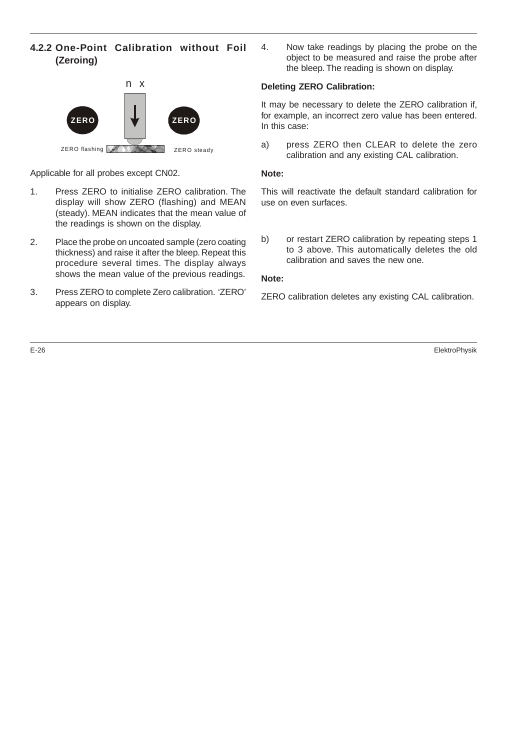### 4.2.2 One-Point Calibration without Foil (Zeroing)

n x

ZERO flashing ZERO steady

Applicable for all probes except CN02.

1. Press ZERO to initialise ZERO calibration. The display will show ZERO (flashing) and MEAN (steady). MEAN indicates that the mean value of the readings is shown on the display.
2. Place the probe on uncoated sample (zero coating thickness) and raise it after the bleep. Repeat this procedure several times. The display always shows the mean value of the previous readings.
3. Press ZERO to complete Zero calibration. 'ZERO' appears on display.
4. Now take readings by placing the probe on the object to be measured and raise the probe after the bleep. The reading is shown on display.

**Deleting ZERO Calibration:**

It may be necessary to delete the ZERO calibration if, for example, an incorrect zero value has been entered. In this case:

a) press ZERO then CLEAR to delete the zero calibration and any existing CAL calibration.

**Note:**

This will reactivate the default standard calibration for use on even surfaces.

b) or restart ZERO calibration by repeating steps 1 to 3 above. This automatically deletes the old calibration and saves the new one.

**Note:**

ZERO calibration deletes any existing CAL calibration.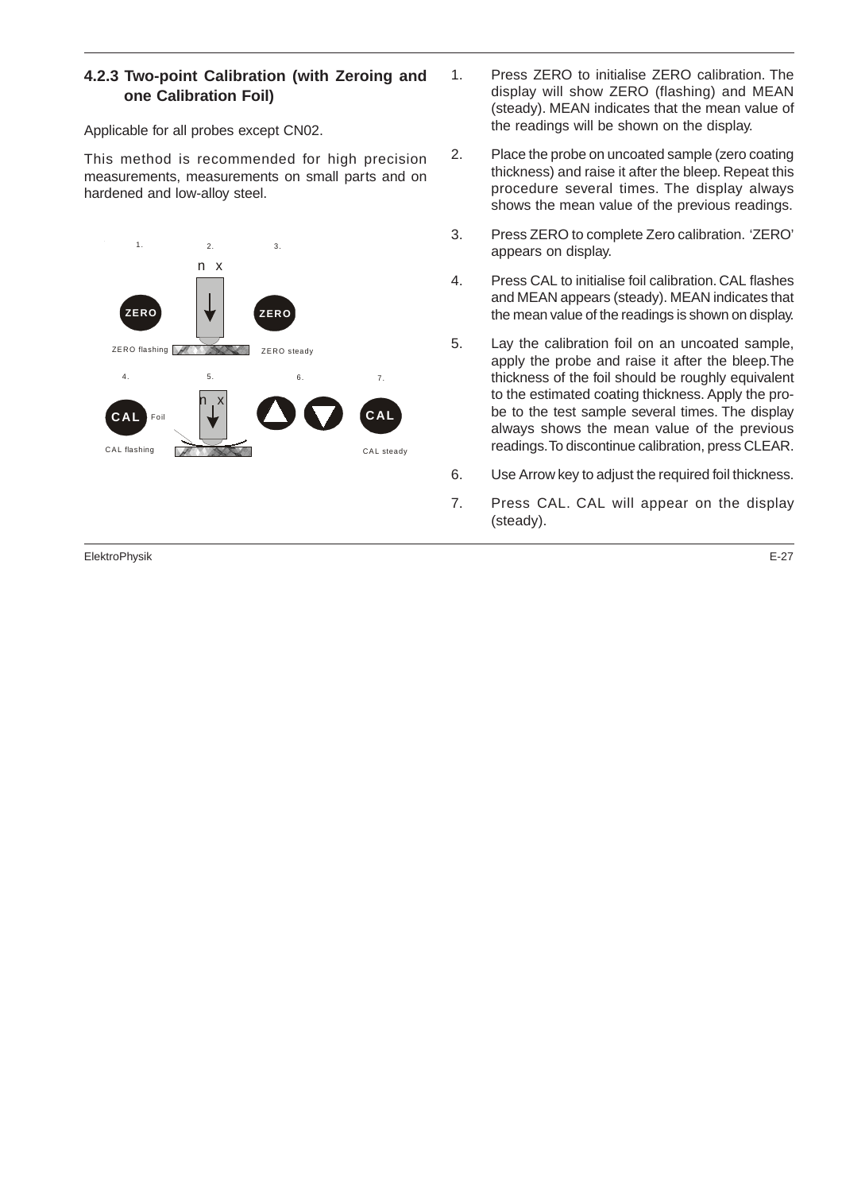### 4.2.3 Two-point Calibration (with Zeroing and one Calibration Foil)

Applicable for all probes except CN02.

This method is recommended for high precision measurements, measurements on small parts and on hardened and low-alloy steel.

1. Press ZERO to initialise ZERO calibration. The display will show ZERO (flashing) and MEAN (steady). MEAN indicates that the mean value of the readings will be shown on the display.
2. Place the probe on uncoated sample (zero coating thickness) and raise it after the bleep. Repeat this procedure several times. The display always shows the mean value of the previous readings.
3. Press ZERO to complete Zero calibration. 'ZERO' appears on display.
4. Press CAL to initialise foil calibration. CAL flashes and MEAN appears (steady). MEAN indicates that the mean value of the readings is shown on display.
5. Lay the calibration foil on an uncoated sample, apply the probe and raise it after the bleep. The thickness of the foil should be roughly equivalent to the estimated coating thickness. Apply the probe to the test sample several times. The display always shows the mean value of the previous readings. To discontinue calibration, press CLEAR.
6. Use Arrow key to adjust the required foil thickness.
7. Press CAL. CAL will appear on the display (steady).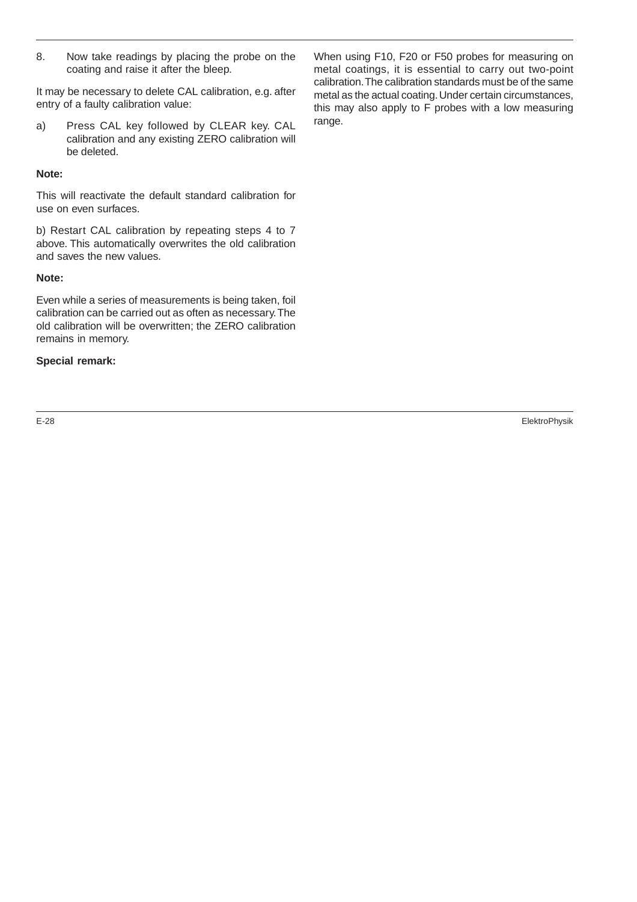8. Now take readings by placing the probe on the coating and raise it after the bleep.

It may be necessary to delete CAL calibration, e.g. after entry of a faulty calibration value:

a) Press CAL key followed by CLEAR key. CAL calibration and any existing ZERO calibration will be deleted.

**Note:**

This will reactivate the default standard calibration for use on even surfaces.

b) Restart CAL calibration by repeating steps 4 to 7 above. This automatically overwrites the old calibration and saves the new values.

**Note:**

Even while a series of measurements is being taken, foil calibration can be carried out as often as necessary. The old calibration will be overwritten; the ZERO calibration remains in memory.

**Special remark:**

When using F10, F20 or F50 probes for measuring on metal coatings, it is essential to carry out two-point calibration. The calibration standards must be of the same metal as the actual coating. Under certain circumstances, this may also apply to F probes with a low measuring range.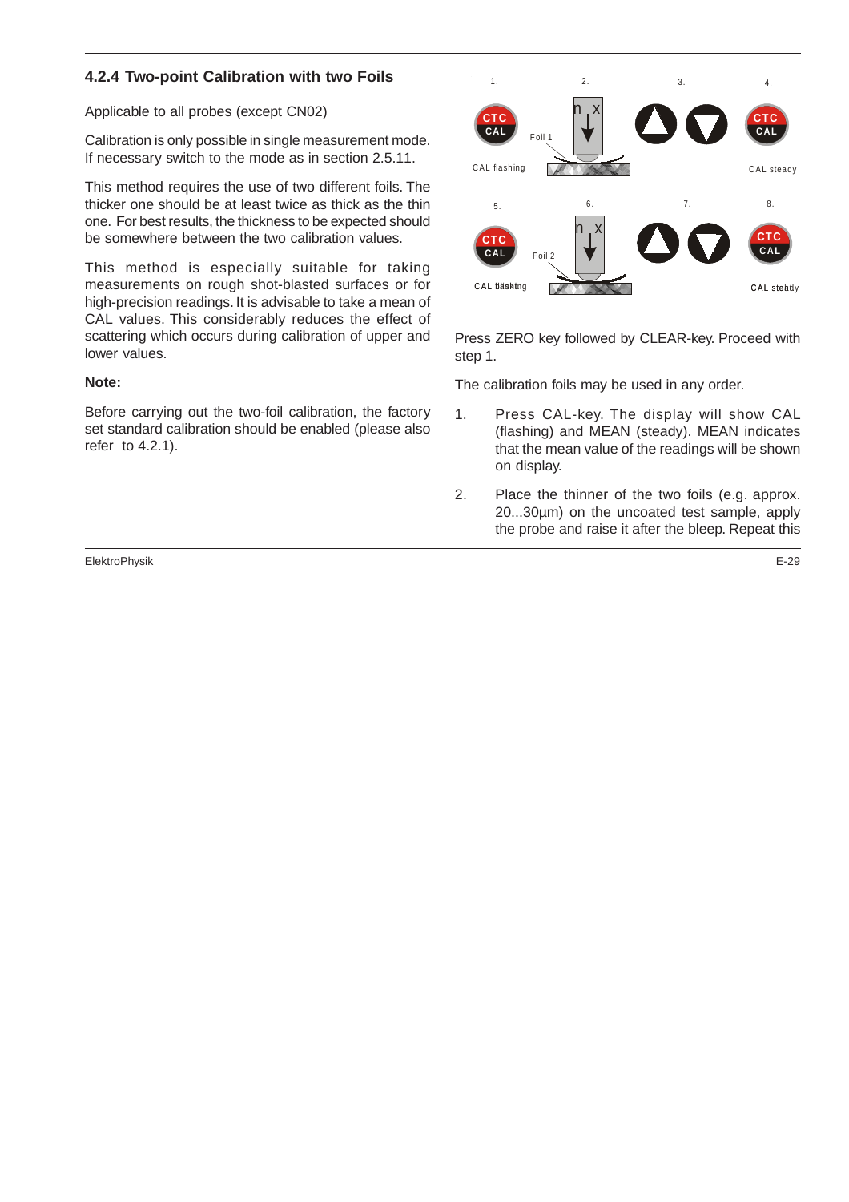### 4.2.4 Two-point Calibration with two Foils

Applicable to all probes (except CN02)

Calibration is only possible in single measurement mode. If necessary switch to the mode as in section 2.5.11.

This method requires the use of two different foils. The thicker one should be at least twice as thick as the thin one. For best results, the thickness to be expected should be somewhere between the two calibration values.

This method is especially suitable for taking measurements on rough shot-blasted surfaces or for high-precision readings. It is advisable to take a mean of CAL values. This considerably reduces the effect of scattering which occurs during calibration of upper and lower values.

**Note:**

Before carrying out the two-foil calibration, the factory set standard calibration should be enabled (please also refer to 4.2.1).

1. CTC CAL — CAL flashing
2. n x — Foil 1
3.
4. CTC CAL — CAL steady
5. CTC CAL — CAL flashing
6. n x — Foil 2
7.
8. CTC CAL — CAL steady

Press ZERO key followed by CLEAR-key. Proceed with step 1.

The calibration foils may be used in any order.

1. Press CAL-key. The display will show CAL (flashing) and MEAN (steady). MEAN indicates that the mean value of the readings will be shown on display.
2. Place the thinner of the two foils (e.g. approx. 20...30µm) on the uncoated test sample, apply the probe and raise it after the bleep. Repeat this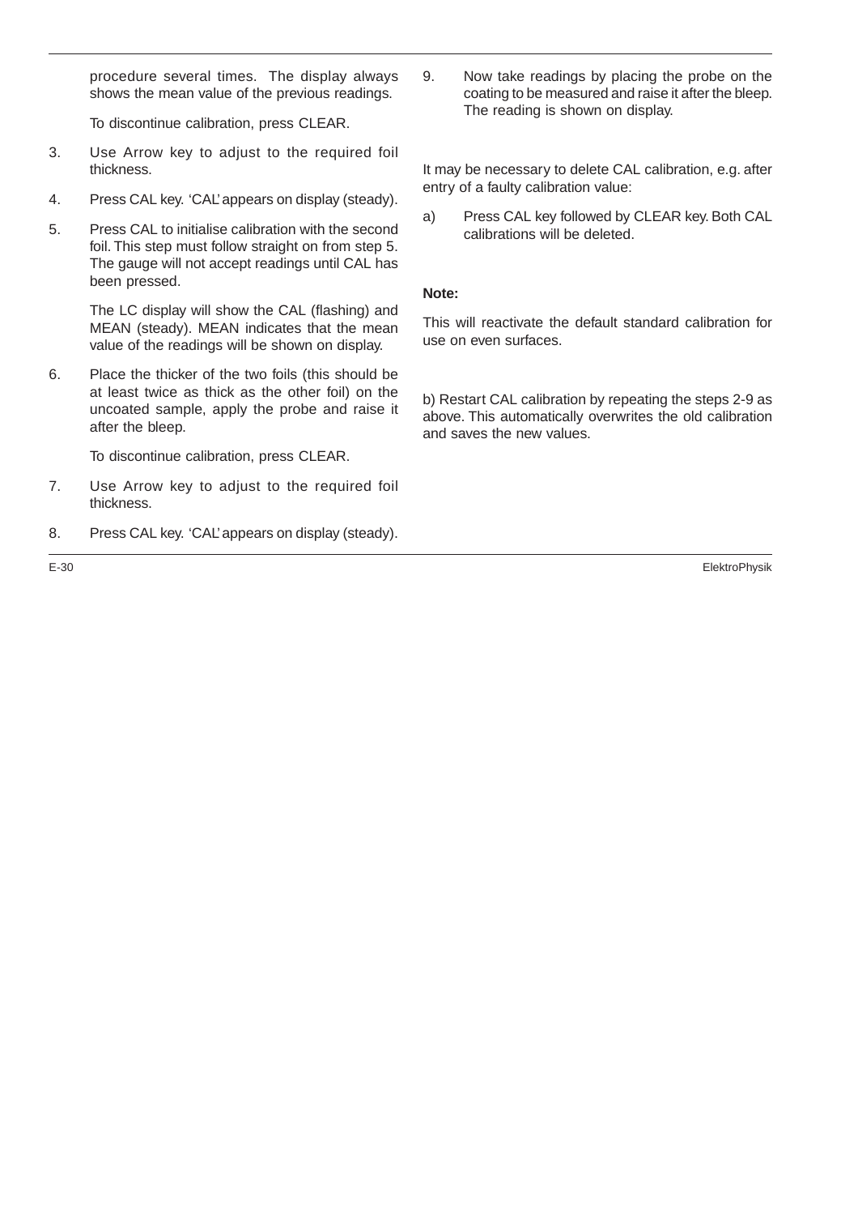procedure several times. The display always shows the mean value of the previous readings.

To discontinue calibration, press CLEAR.

3. Use Arrow key to adjust to the required foil thickness.

4. Press CAL key. 'CAL' appears on display (steady).

5. Press CAL to initialise calibration with the second foil. This step must follow straight on from step 5. The gauge will not accept readings until CAL has been pressed.

   The LC display will show the CAL (flashing) and MEAN (steady). MEAN indicates that the mean value of the readings will be shown on display.

6. Place the thicker of the two foils (this should be at least twice as thick as the other foil) on the uncoated sample, apply the probe and raise it after the bleep.

   To discontinue calibration, press CLEAR.

7. Use Arrow key to adjust to the required foil thickness.

8. Press CAL key. 'CAL' appears on display (steady).

9. Now take readings by placing the probe on the coating to be measured and raise it after the bleep. The reading is shown on display.

It may be necessary to delete CAL calibration, e.g. after entry of a faulty calibration value:

a) Press CAL key followed by CLEAR key. Both CAL calibrations will be deleted.

**Note:**

This will reactivate the default standard calibration for use on even surfaces.

b) Restart CAL calibration by repeating the steps 2-9 as above. This automatically overwrites the old calibration and saves the new values.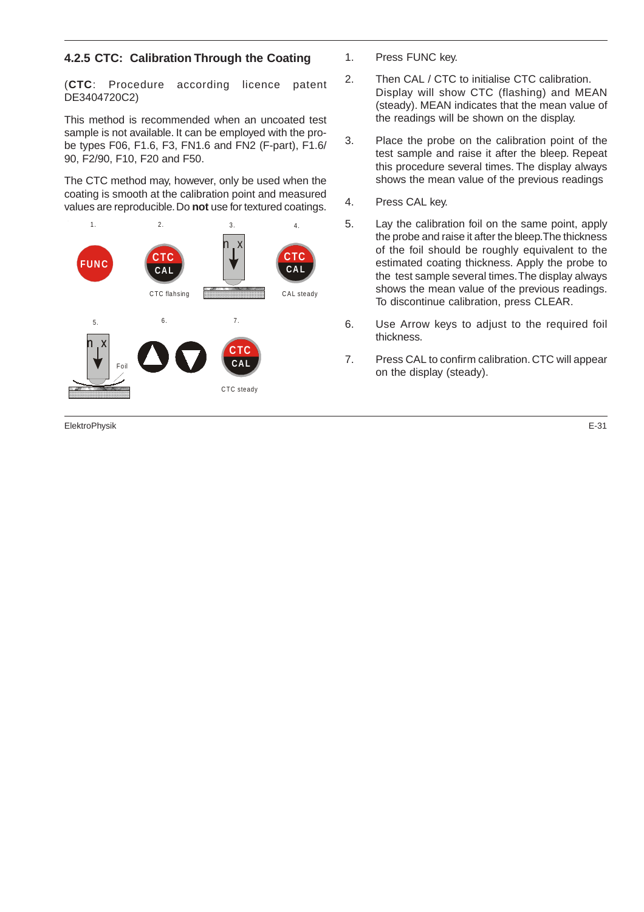### 4.2.5 CTC: Calibration Through the Coating

(**CTC**: Procedure according licence patent DE3404720C2)

This method is recommended when an uncoated test sample is not available. It can be employed with the probe types F06, F1.6, F3, FN1.6 and FN2 (F-part), F1.6/90, F2/90, F10, F20 and F50.

The CTC method may, however, only be used when the coating is smooth at the calibration point and measured values are reproducible. Do **not** use for textured coatings.

1. FUNC
2. CTC CAL — CTC flahsing
3. n x
4. CTC CAL — CAL steady
5. n x — Foil
6. ▲ ▼
7. CTC CAL — CTC steady

1. Press FUNC key.
2. Then CAL / CTC to initialise CTC calibration. Display will show CTC (flashing) and MEAN (steady). MEAN indicates that the mean value of the readings will be shown on the display.
3. Place the probe on the calibration point of the test sample and raise it after the bleep. Repeat this procedure several times. The display always shows the mean value of the previous readings
4. Press CAL key.
5. Lay the calibration foil on the same point, apply the probe and raise it after the bleep. The thickness of the foil should be roughly equivalent to the estimated coating thickness. Apply the probe to the test sample several times. The display always shows the mean value of the previous readings. To discontinue calibration, press CLEAR.
6. Use Arrow keys to adjust to the required foil thickness.
7. Press CAL to confirm calibration. CTC will appear on the display (steady).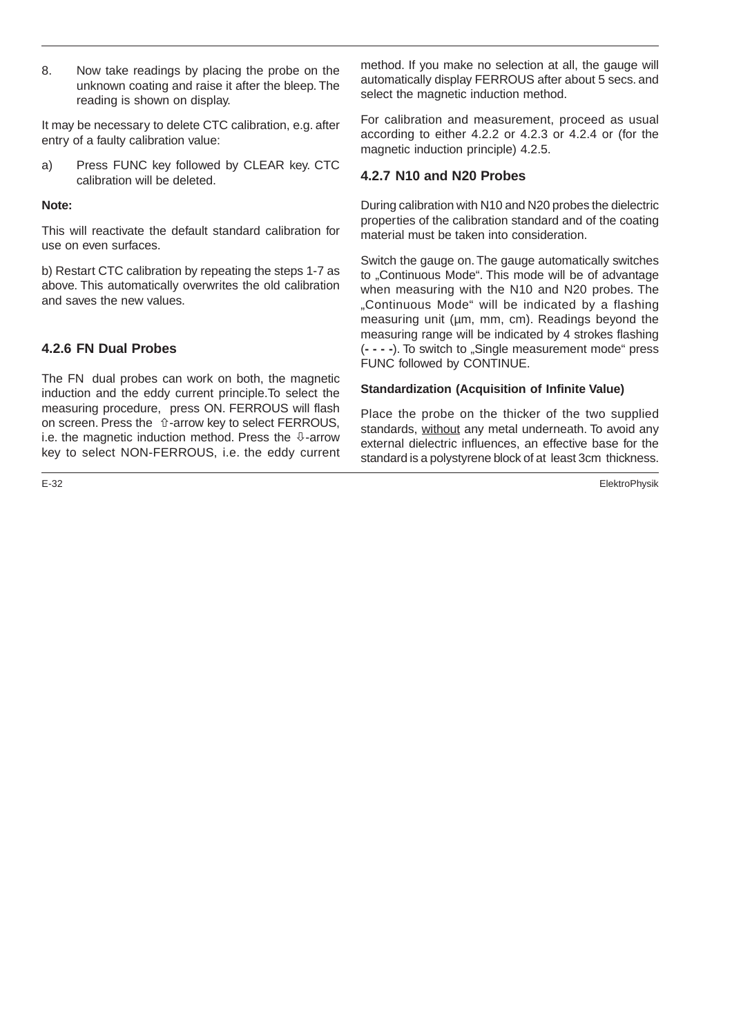8. Now take readings by placing the probe on the unknown coating and raise it after the bleep. The reading is shown on display.

It may be necessary to delete CTC calibration, e.g. after entry of a faulty calibration value:

a) Press FUNC key followed by CLEAR key. CTC calibration will be deleted.

**Note:**

This will reactivate the default standard calibration for use on even surfaces.

b) Restart CTC calibration by repeating the steps 1-7 as above. This automatically overwrites the old calibration and saves the new values.

### 4.2.6 FN Dual Probes

The FN dual probes can work on both, the magnetic induction and the eddy current principle.To select the measuring procedure, press ON. FERROUS will flash on screen. Press the ⇧-arrow key to select FERROUS, i.e. the magnetic induction method. Press the ⇩-arrow key to select NON-FERROUS, i.e. the eddy current method. If you make no selection at all, the gauge will automatically display FERROUS after about 5 secs. and select the magnetic induction method.

For calibration and measurement, proceed as usual according to either 4.2.2 or 4.2.3 or 4.2.4 or (for the magnetic induction principle) 4.2.5.

### 4.2.7 N10 and N20 Probes

During calibration with N10 and N20 probes the dielectric properties of the calibration standard and of the coating material must be taken into consideration.

Switch the gauge on. The gauge automatically switches to „Continuous Mode". This mode will be of advantage when measuring with the N10 and N20 probes. The „Continuous Mode" will be indicated by a flashing measuring unit (µm, mm, cm). Readings beyond the measuring range will be indicated by 4 strokes flashing (**- - - -**). To switch to „Single measurement mode" press FUNC followed by CONTINUE.

**Standardization (Acquisition of Infinite Value)**

Place the probe on the thicker of the two supplied standards, without any metal underneath. To avoid any external dielectric influences, an effective base for the standard is a polystyrene block of at least 3cm thickness.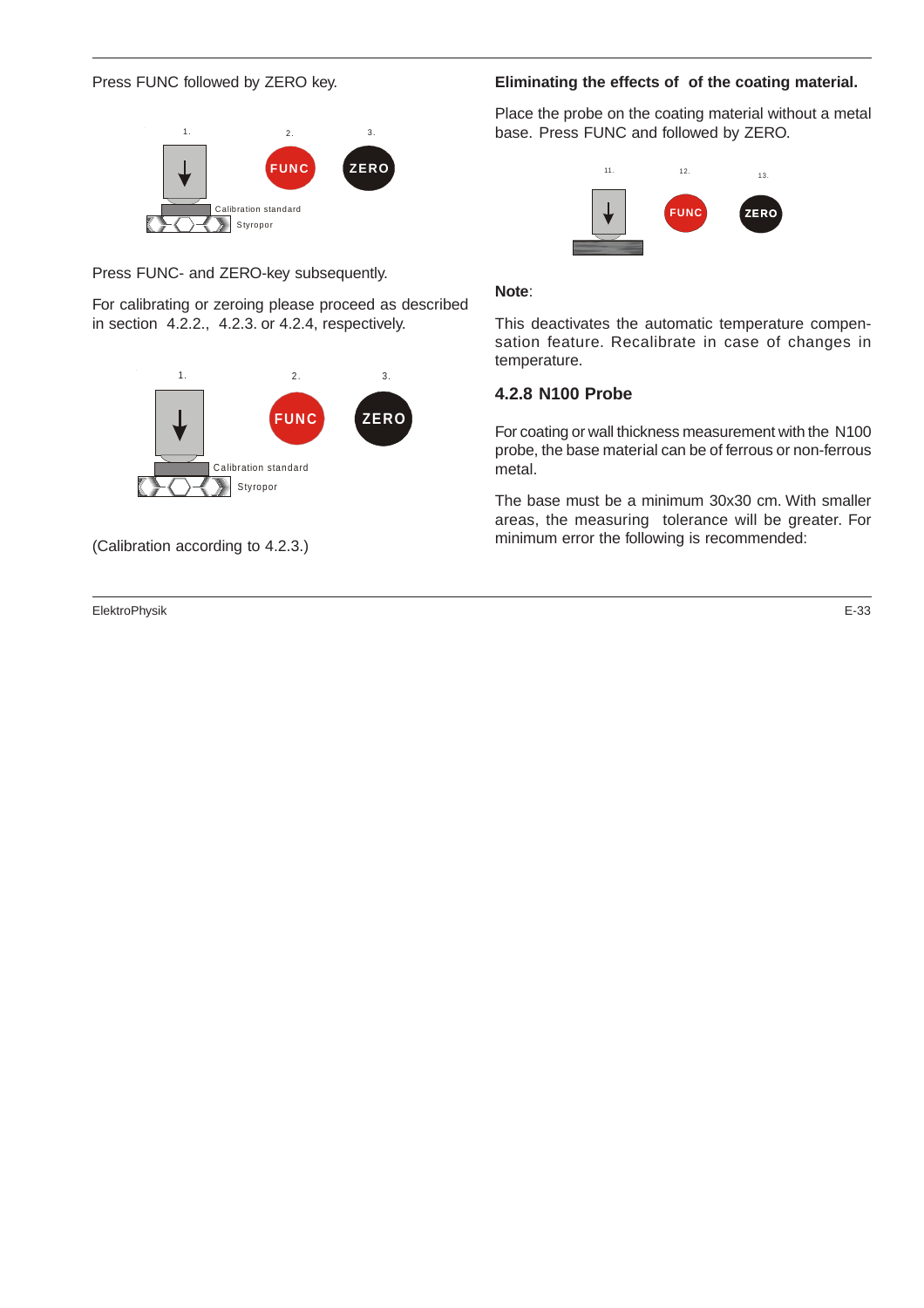Press FUNC followed by ZERO key.

1. 2. FUNC 3. ZERO

Calibration standard

Styropor

Press FUNC- and ZERO-key subsequently.

For calibrating or zeroing please proceed as described in section 4.2.2., 4.2.3. or 4.2.4, respectively.

1. 2. FUNC 3. ZERO

Calibration standard

Styropor

(Calibration according to 4.2.3.)

**Eliminating the effects of of the coating material.**

Place the probe on the coating material without a metal base. Press FUNC and followed by ZERO.

11. 12. FUNC 13. ZERO

**Note**:

This deactivates the automatic temperature compensation feature. Recalibrate in case of changes in temperature.

### 4.2.8 N100 Probe

For coating or wall thickness measurement with the N100 probe, the base material can be of ferrous or non-ferrous metal.

The base must be a minimum 30x30 cm. With smaller areas, the measuring tolerance will be greater. For minimum error the following is recommended: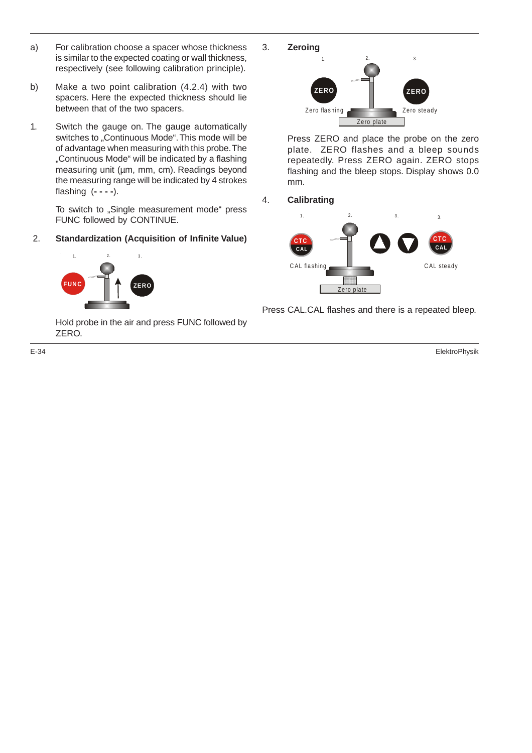a) For calibration choose a spacer whose thickness is similar to the expected coating or wall thickness, respectively (see following calibration principle).

b) Make a two point calibration (4.2.4) with two spacers. Here the expected thickness should lie between that of the two spacers.

1. Switch the gauge on. The gauge automatically switches to „Continuous Mode“. This mode will be of advantage when measuring with this probe. The „Continuous Mode“ will be indicated by a flashing measuring unit (µm, mm, cm). Readings beyond the measuring range will be indicated by 4 strokes flashing (**- - - -**).

   To switch to „Single measurement mode“ press FUNC followed by CONTINUE.

2. **Standardization (Acquisition of Infinite Value)**

   Hold probe in the air and press FUNC followed by ZERO.

3. **Zeroing**

   Press ZERO and place the probe on the zero plate. ZERO flashes and a bleep sounds repeatedly. Press ZERO again. ZERO stops flashing and the bleep stops. Display shows 0.0 mm.

4. **Calibrating**

Press CAL.CAL flashes and there is a repeated bleep.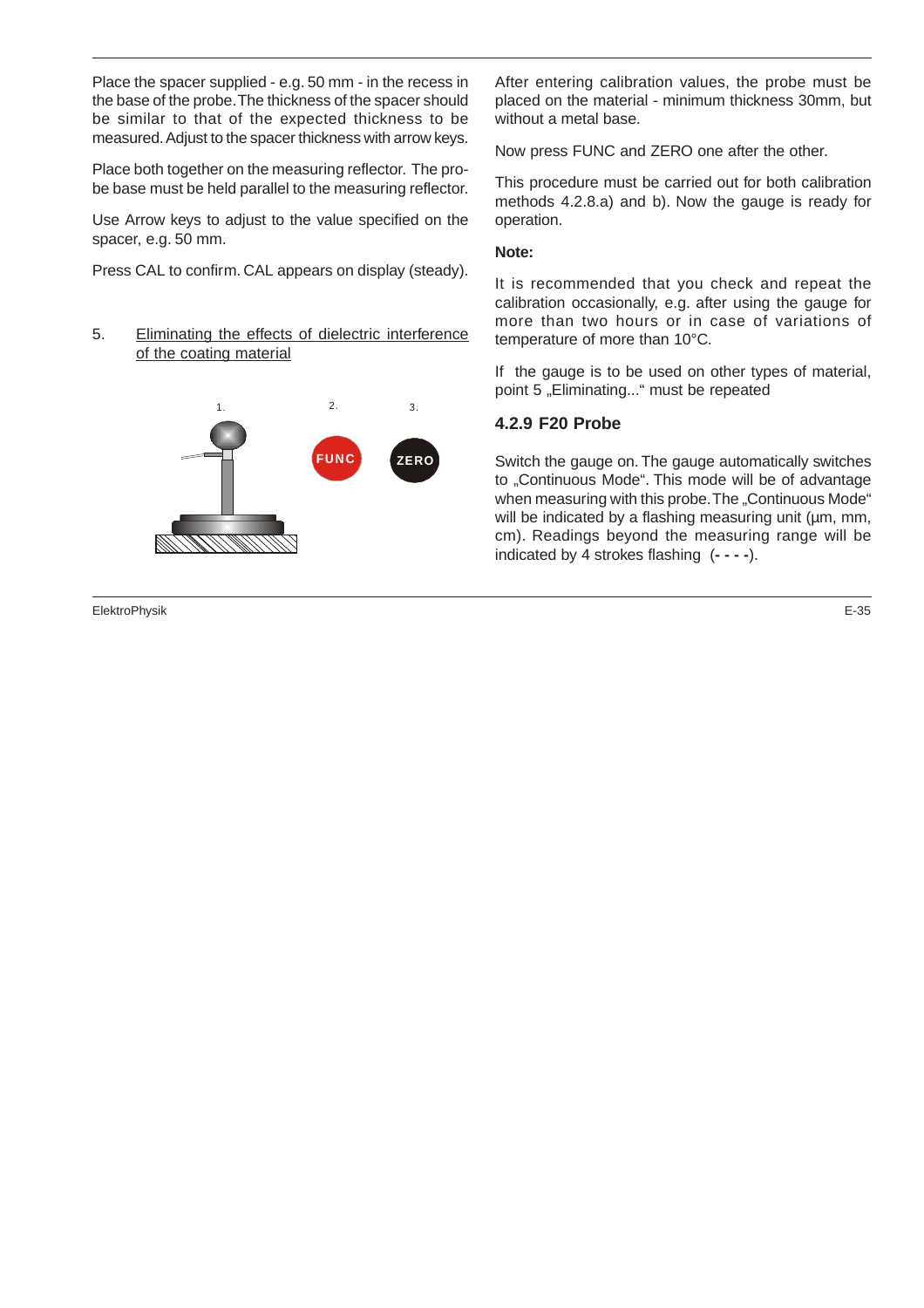Place the spacer supplied - e.g. 50 mm - in the recess in the base of the probe. The thickness of the spacer should be similar to that of the expected thickness to be measured. Adjust to the spacer thickness with arrow keys.

Place both together on the measuring reflector. The probe base must be held parallel to the measuring reflector.

Use Arrow keys to adjust to the value specified on the spacer, e.g. 50 mm.

Press CAL to confirm. CAL appears on display (steady).

5. Eliminating the effects of dielectric interference of the coating material

1. 2. FUNC 3. ZERO

After entering calibration values, the probe must be placed on the material - minimum thickness 30mm, but without a metal base.

Now press FUNC and ZERO one after the other.

This procedure must be carried out for both calibration methods 4.2.8.a) and b). Now the gauge is ready for operation.

**Note:**

It is recommended that you check and repeat the calibration occasionally, e.g. after using the gauge for more than two hours or in case of variations of temperature of more than 10°C.

If the gauge is to be used on other types of material, point 5 „Eliminating..." must be repeated

### 4.2.9 F20 Probe

Switch the gauge on. The gauge automatically switches to „Continuous Mode". This mode will be of advantage when measuring with this probe. The „Continuous Mode" will be indicated by a flashing measuring unit (µm, mm, cm). Readings beyond the measuring range will be indicated by 4 strokes flashing (**- - - -**).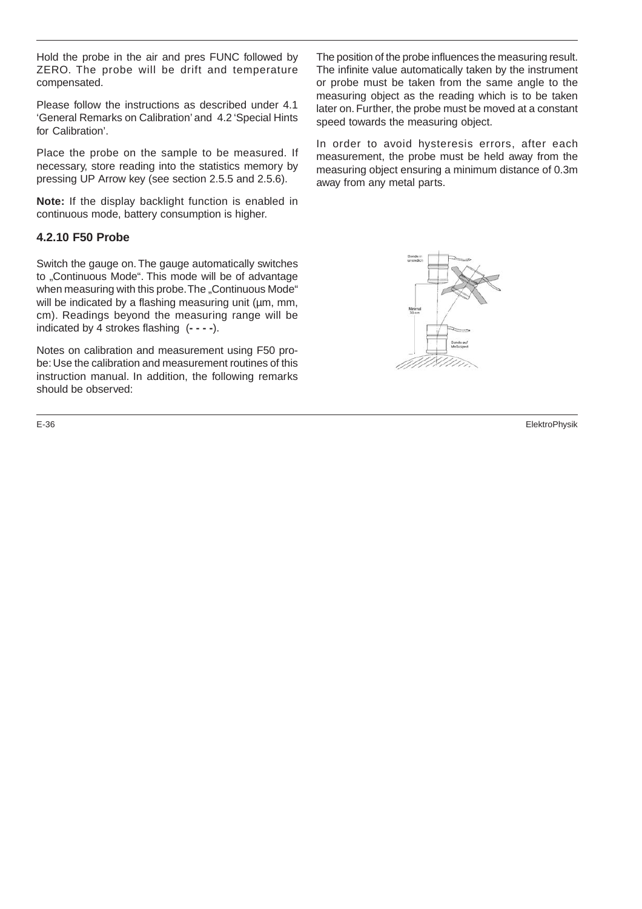Hold the probe in the air and pres FUNC followed by ZERO. The probe will be drift and temperature compensated.

Please follow the instructions as described under 4.1 'General Remarks on Calibration' and 4.2 'Special Hints for Calibration'.

Place the probe on the sample to be measured. If necessary, store reading into the statistics memory by pressing UP Arrow key (see section 2.5.5 and 2.5.6).

**Note:** If the display backlight function is enabled in continuous mode, battery consumption is higher.

### 4.2.10 F50 Probe

Switch the gauge on. The gauge automatically switches to „Continuous Mode". This mode will be of advantage when measuring with this probe. The „Continuous Mode" will be indicated by a flashing measuring unit (µm, mm, cm). Readings beyond the measuring range will be indicated by 4 strokes flashing (**- - - -**).

Notes on calibration and measurement using F50 probe: Use the calibration and measurement routines of this instruction manual. In addition, the following remarks should be observed:

The position of the probe influences the measuring result. The infinite value automatically taken by the instrument or probe must be taken from the same angle to the measuring object as the reading which is to be taken later on. Further, the probe must be moved at a constant speed towards the measuring object.

In order to avoid hysteresis errors, after each measurement, the probe must be held away from the measuring object ensuring a minimum distance of 0.3m away from any metal parts.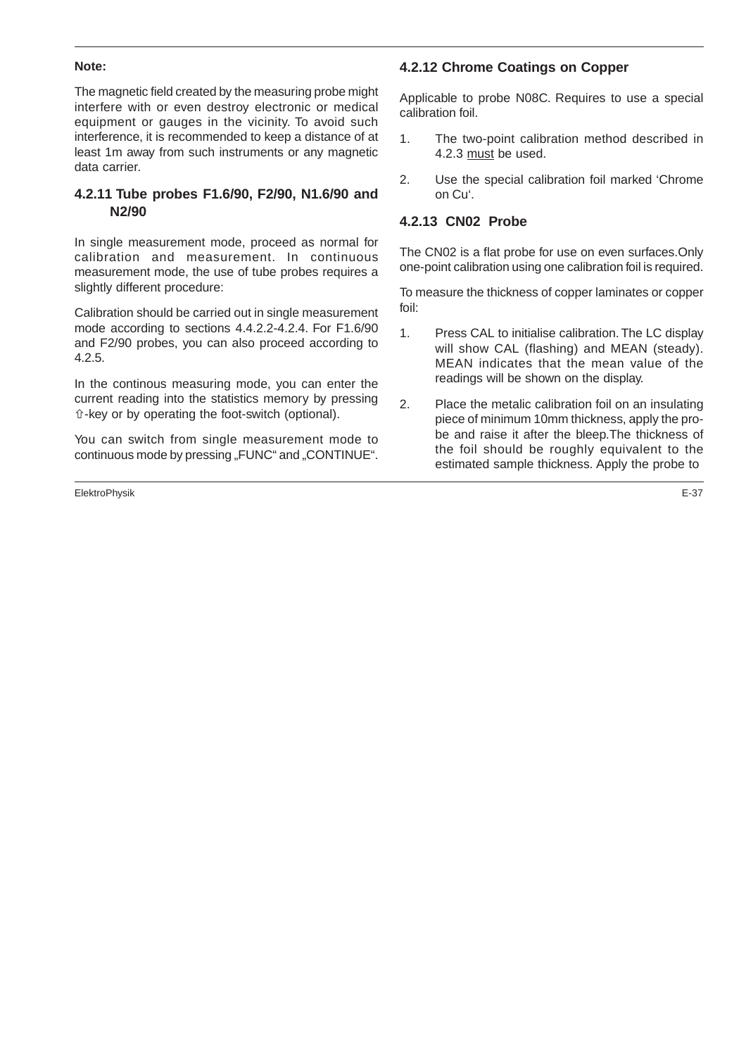**Note:**

The magnetic field created by the measuring probe might interfere with or even destroy electronic or medical equipment or gauges in the vicinity. To avoid such interference, it is recommended to keep a distance of at least 1m away from such instruments or any magnetic data carrier.

### 4.2.11 Tube probes F1.6/90, F2/90, N1.6/90 and N2/90

In single measurement mode, proceed as normal for calibration and measurement. In continuous measurement mode, the use of tube probes requires a slightly different procedure:

Calibration should be carried out in single measurement mode according to sections 4.4.2.2-4.2.4. For F1.6/90 and F2/90 probes, you can also proceed according to 4.2.5.

In the continous measuring mode, you can enter the current reading into the statistics memory by pressing ⇧-key or by operating the foot-switch (optional).

You can switch from single measurement mode to continuous mode by pressing „FUNC“ and „CONTINUE“.

### 4.2.12 Chrome Coatings on Copper

Applicable to probe N08C. Requires to use a special calibration foil.

1. The two-point calibration method described in 4.2.3 must be used.
2. Use the special calibration foil marked ‘Chrome on Cu‘.

### 4.2.13 CN02 Probe

The CN02 is a flat probe for use on even surfaces.Only one-point calibration using one calibration foil is required.

To measure the thickness of copper laminates or copper foil:

1. Press CAL to initialise calibration. The LC display will show CAL (flashing) and MEAN (steady). MEAN indicates that the mean value of the readings will be shown on the display.
2. Place the metalic calibration foil on an insulating piece of minimum 10mm thickness, apply the probe and raise it after the bleep.The thickness of the foil should be roughly equivalent to the estimated sample thickness. Apply the probe to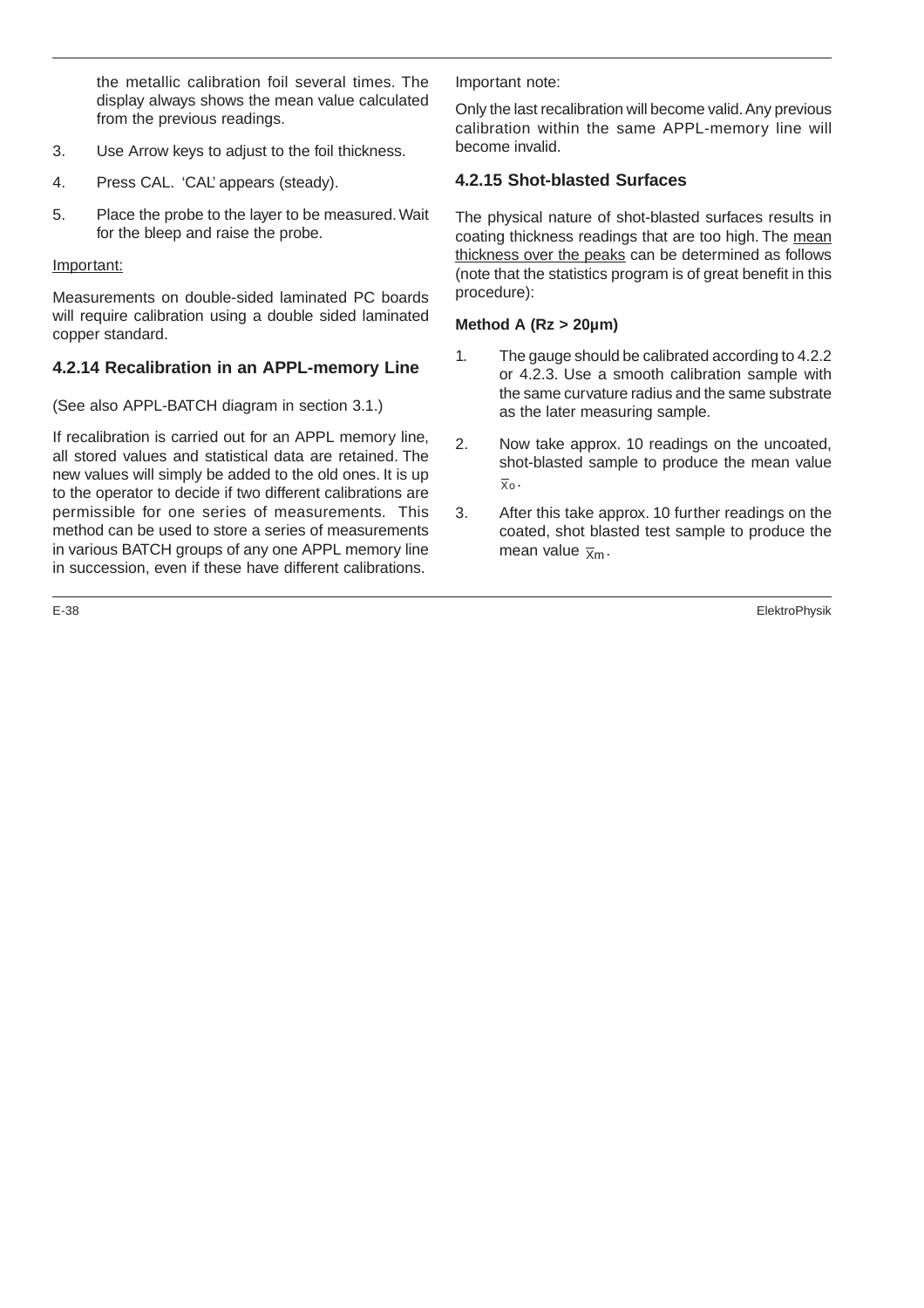the metallic calibration foil several times. The display always shows the mean value calculated from the previous readings.

3. Use Arrow keys to adjust to the foil thickness.

4. Press CAL. ‘CAL’ appears (steady).

5. Place the probe to the layer to be measured. Wait for the bleep and raise the probe.

Important:

Measurements on double-sided laminated PC boards will require calibration using a double sided laminated copper standard.

### 4.2.14 Recalibration in an APPL-memory Line

(See also APPL-BATCH diagram in section 3.1.)

If recalibration is carried out for an APPL memory line, all stored values and statistical data are retained. The new values will simply be added to the old ones. It is up to the operator to decide if two different calibrations are permissible for one series of measurements. This method can be used to store a series of measurements in various BATCH groups of any one APPL memory line in succession, even if these have different calibrations.

Important note:

Only the last recalibration will become valid. Any previous calibration within the same APPL-memory line will become invalid.

### 4.2.15 Shot-blasted Surfaces

The physical nature of shot-blasted surfaces results in coating thickness readings that are too high. The mean thickness over the peaks can be determined as follows (note that the statistics program is of great benefit in this procedure):

**Method A (Rz > 20µm)**

1. The gauge should be calibrated according to 4.2.2 or 4.2.3. Use a smooth calibration sample with the same curvature radius and the same substrate as the later measuring sample.

2. Now take approx. 10 readings on the uncoated, shot-blasted sample to produce the mean value $\overline{x}_o$.

3. After this take approx. 10 further readings on the coated, shot blasted test sample to produce the mean value $\overline{x}_m$.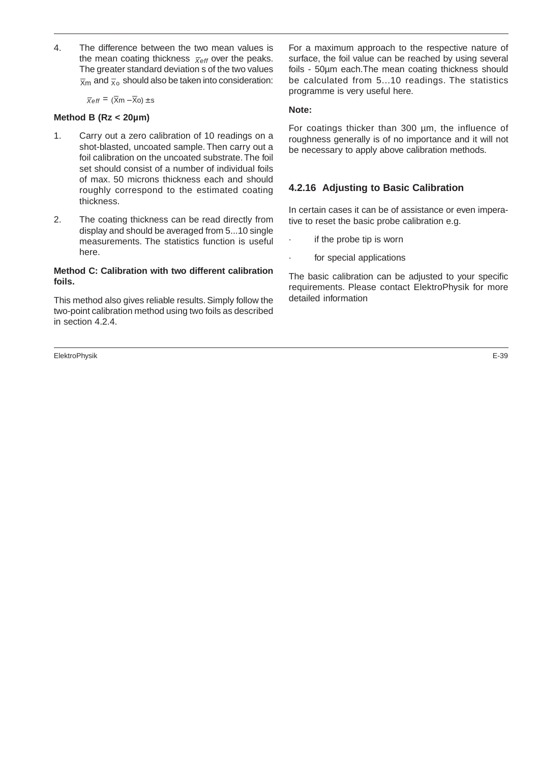4. The difference between the two mean values is the mean coating thickness $\overline{x}_{eff}$ over the peaks. The greater standard deviation s of the two values $\overline{X}_m$ and $\overline{X}_o$ should also be taken into consideration:

   $\overline{x}_{eff} = (\overline{X}m - \overline{X}o) \pm s$

**Method B (Rz < 20µm)**

1. Carry out a zero calibration of 10 readings on a shot-blasted, uncoated sample. Then carry out a foil calibration on the uncoated substrate. The foil set should consist of a number of individual foils of max. 50 microns thickness each and should roughly correspond to the estimated coating thickness.

2. The coating thickness can be read directly from display and should be averaged from 5...10 single measurements. The statistics function is useful here.

**Method C: Calibration with two different calibration foils.**

This method also gives reliable results. Simply follow the two-point calibration method using two foils as described in section 4.2.4.

For a maximum approach to the respective nature of surface, the foil value can be reached by using several foils - 50µm each.The mean coating thickness should be calculated from 5...10 readings. The statistics programme is very useful here.

**Note:**

For coatings thicker than 300 µm, the influence of roughness generally is of no importance and it will not be necessary to apply above calibration methods.

### 4.2.16 Adjusting to Basic Calibration

In certain cases it can be of assistance or even imperative to reset the basic probe calibration e.g.

- if the probe tip is worn
- for special applications

The basic calibration can be adjusted to your specific requirements. Please contact ElektroPhysik for more detailed information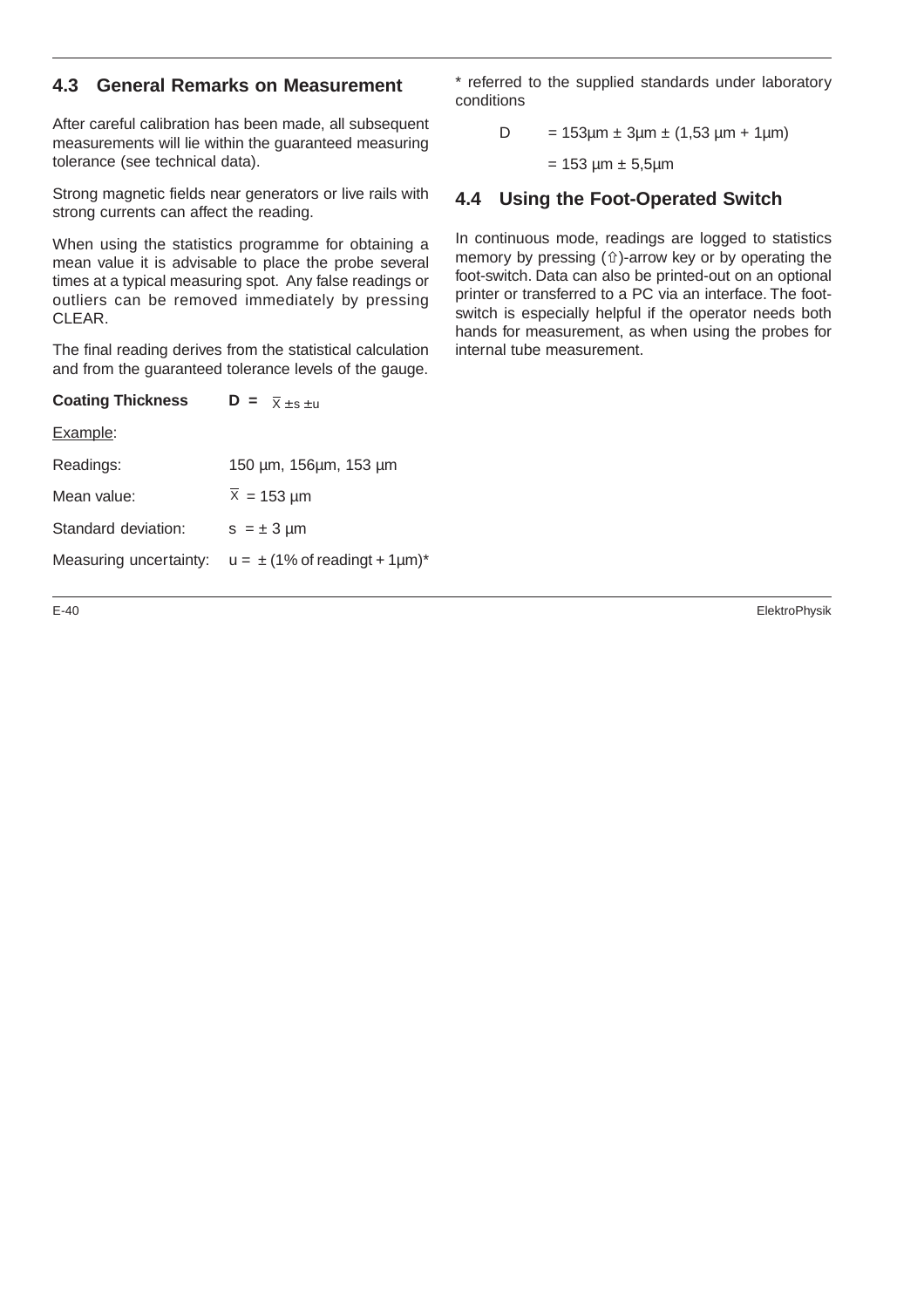## 4.3 General Remarks on Measurement

After careful calibration has been made, all subsequent measurements will lie within the guaranteed measuring tolerance (see technical data).

Strong magnetic fields near generators or live rails with strong currents can affect the reading.

When using the statistics programme for obtaining a mean value it is advisable to place the probe several times at a typical measuring spot. Any false readings or outliers can be removed immediately by pressing CLEAR.

The final reading derives from the statistical calculation and from the guaranteed tolerance levels of the gauge.

**Coating Thickness** **D =** $\overline{X} \pm s \pm u$

Example:

| | |
|---|---|
| Readings: | 150 µm, 156µm, 153 µm |
| Mean value: | $\overline{X}$ = 153 µm |
| Standard deviation: | s = ± 3 µm |
| Measuring uncertainty: | u = ± (1% of readingt + 1µm)* |

* referred to the supplied standards under laboratory conditions

D = 153µm ± 3µm ± (1,53 µm + 1µm)

= 153 µm ± 5,5µm

## 4.4 Using the Foot-Operated Switch

In continuous mode, readings are logged to statistics memory by pressing (⇧)-arrow key or by operating the foot-switch. Data can also be printed-out on an optional printer or transferred to a PC via an interface. The foot-switch is especially helpful if the operator needs both hands for measurement, as when using the probes for internal tube measurement.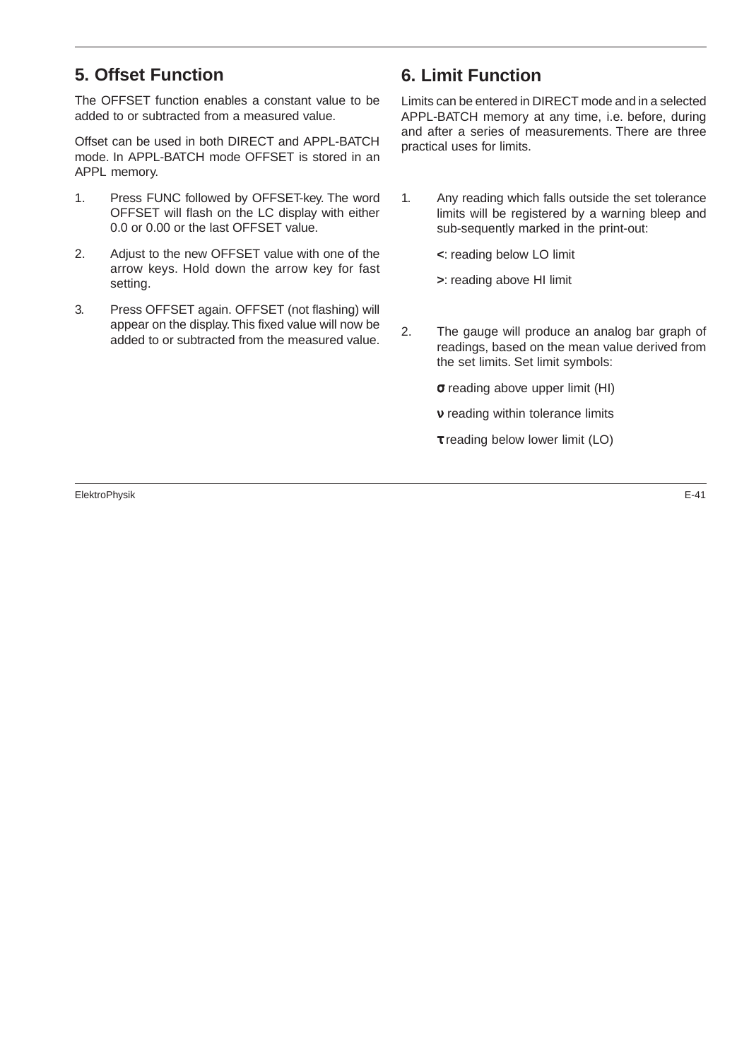## 5. Offset Function

The OFFSET function enables a constant value to be added to or subtracted from a measured value.

Offset can be used in both DIRECT and APPL-BATCH mode. In APPL-BATCH mode OFFSET is stored in an APPL memory.

1. Press FUNC followed by OFFSET-key. The word OFFSET will flash on the LC display with either 0.0 or 0.00 or the last OFFSET value.
2. Adjust to the new OFFSET value with one of the arrow keys. Hold down the arrow key for fast setting.
3. Press OFFSET again. OFFSET (not flashing) will appear on the display. This fixed value will now be added to or subtracted from the measured value.

## 6. Limit Function

Limits can be entered in DIRECT mode and in a selected APPL-BATCH memory at any time, i.e. before, during and after a series of measurements. There are three practical uses for limits.

1. Any reading which falls outside the set tolerance limits will be registered by a warning bleep and sub-sequently marked in the print-out:

   **<**: reading below LO limit

   **>**: reading above HI limit

2. The gauge will produce an analog bar graph of readings, based on the mean value derived from the set limits. Set limit symbols:

   **σ** reading above upper limit (HI)

   **ν** reading within tolerance limits

   **τ** reading below lower limit (LO)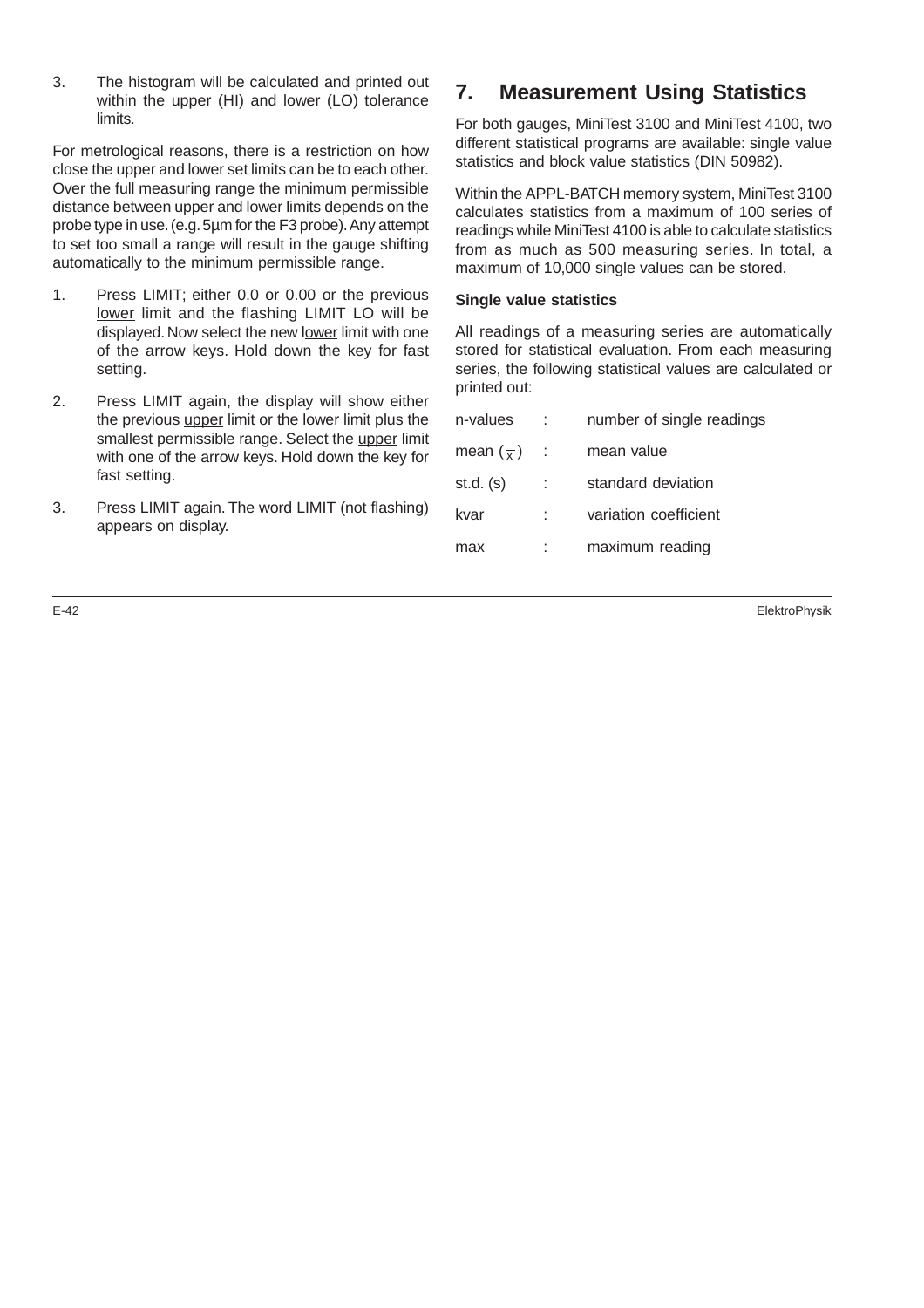3. The histogram will be calculated and printed out within the upper (HI) and lower (LO) tolerance limits.

For metrological reasons, there is a restriction on how close the upper and lower set limits can be to each other. Over the full measuring range the minimum permissible distance between upper and lower limits depends on the probe type in use. (e.g. 5µm for the F3 probe). Any attempt to set too small a range will result in the gauge shifting automatically to the minimum permissible range.

1. Press LIMIT; either 0.0 or 0.00 or the previous lower limit and the flashing LIMIT LO will be displayed. Now select the new lower limit with one of the arrow keys. Hold down the key for fast setting.
2. Press LIMIT again, the display will show either the previous upper limit or the lower limit plus the smallest permissible range. Select the upper limit with one of the arrow keys. Hold down the key for fast setting.
3. Press LIMIT again. The word LIMIT (not flashing) appears on display.

# 7. Measurement Using Statistics

For both gauges, MiniTest 3100 and MiniTest 4100, two different statistical programs are available: single value statistics and block value statistics (DIN 50982).

Within the APPL-BATCH memory system, MiniTest 3100 calculates statistics from a maximum of 100 series of readings while MiniTest 4100 is able to calculate statistics from as much as 500 measuring series. In total, a maximum of 10,000 single values can be stored.

**Single value statistics**

All readings of a measuring series are automatically stored for statistical evaluation. From each measuring series, the following statistical values are calculated or printed out:

| | | |
|---|---|---|
| n-values | : | number of single readings |
| mean ($\bar{x}$) | : | mean value |
| st.d. (s) | : | standard deviation |
| kvar | : | variation coefficient |
| max | : | maximum reading |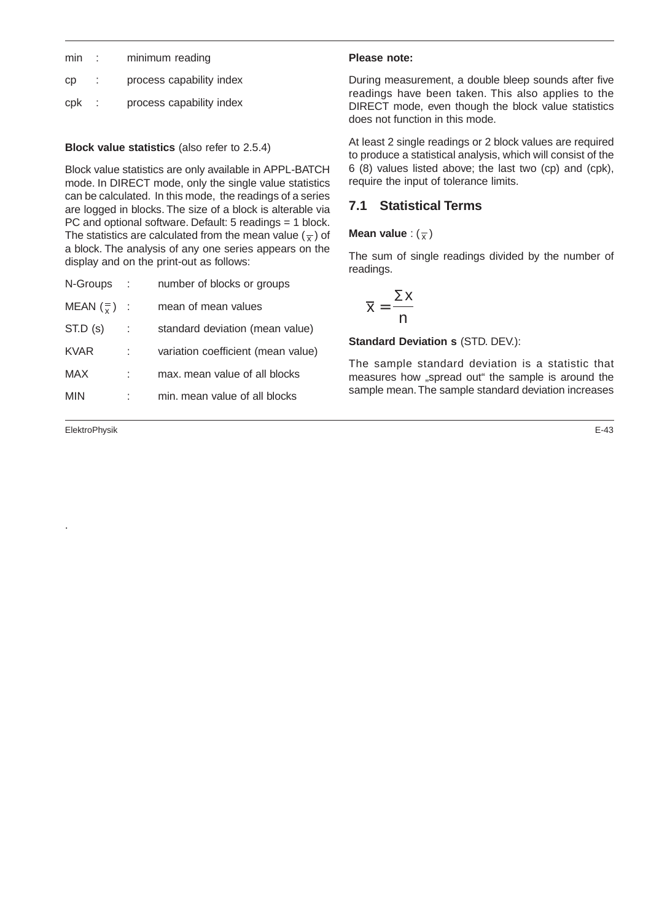| | | |
|---|---|---|
| min | : | minimum reading |
| cp | : | process capability index |
| cpk | : | process capability index |

**Block value statistics** (also refer to 2.5.4)

Block value statistics are only available in APPL-BATCH mode. In DIRECT mode, only the single value statistics can be calculated. In this mode, the readings of a series are logged in blocks. The size of a block is alterable via PC and optional software. Default: 5 readings = 1 block. The statistics are calculated from the mean value ($\overline{x}$) of a block. The analysis of any one series appears on the display and on the print-out as follows:

| | | |
|---|---|---|
| N-Groups | : | number of blocks or groups |
| MEAN ($\overline{\overline{x}}$) | : | mean of mean values |
| ST.D (s) | : | standard deviation (mean value) |
| KVAR | : | variation coefficient (mean value) |
| MAX | : | max. mean value of all blocks |
| MIN | : | min. mean value of all blocks |

**Please note:**

During measurement, a double bleep sounds after five readings have been taken. This also applies to the DIRECT mode, even though the block value statistics does not function in this mode.

At least 2 single readings or 2 block values are required to produce a statistical analysis, which will consist of the 6 (8) values listed above; the last two (cp) and (cpk), require the input of tolerance limits.

## 7.1 Statistical Terms

**Mean value** : ($\overline{x}$)

The sum of single readings divided by the number of readings.

$$\overline{x} = \frac{\Sigma x}{n}$$

**Standard Deviation s** (STD. DEV.):

The sample standard deviation is a statistic that measures how „spread out“ the sample is around the sample mean. The sample standard deviation increases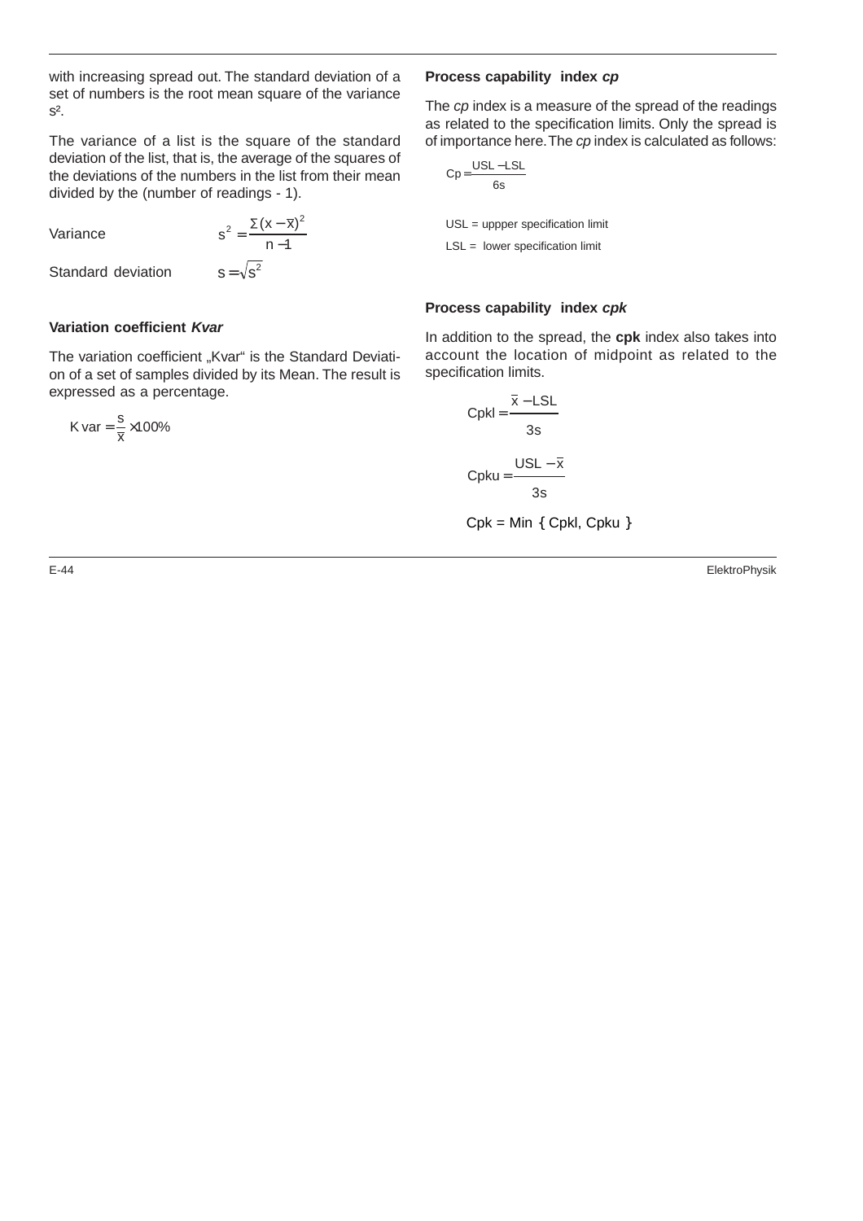with increasing spread out. The standard deviation of a set of numbers is the root mean square of the variance $s^2$.

The variance of a list is the square of the standard deviation of the list, that is, the average of the squares of the deviations of the numbers in the list from their mean divided by the (number of readings - 1).

Variance $$s^2 = \frac{\Sigma (x - \overline{x})^2}{n - 1}$$

Standard deviation $$s = \sqrt{s^2}$$

### Variation coefficient *Kvar*

The variation coefficient „Kvar" is the Standard Deviation of a set of samples divided by its Mean. The result is expressed as a percentage.

$$K\,var = \frac{s}{\overline{x}} \times 100\%$$

### Process capability index *cp*

The *cp* index is a measure of the spread of the readings as related to the specification limits. Only the spread is of importance here. The *cp* index is calculated as follows:

$$Cp = \frac{USL - LSL}{6s}$$

USL = uppper specification limit

LSL = lower specification limit

### Process capability index *cpk*

In addition to the spread, the **cpk** index also takes into account the location of midpoint as related to the specification limits.

$$Cpkl = \frac{\overline{x} - LSL}{3s}$$

$$Cpku = \frac{USL - \overline{x}}{3s}$$

$$Cpk = Min\ \{ Cpkl, Cpku \}$$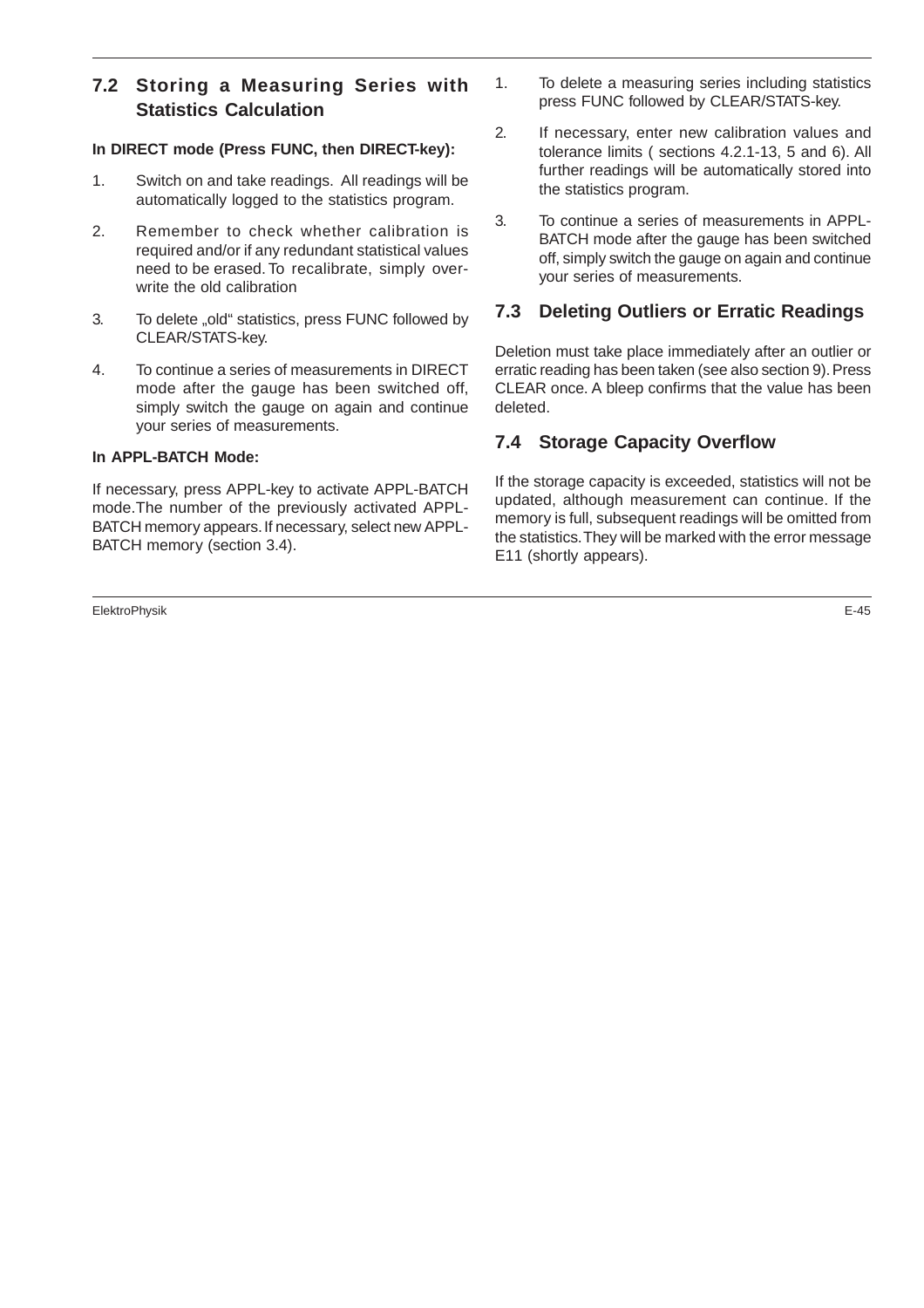## 7.2 Storing a Measuring Series with Statistics Calculation

**In DIRECT mode (Press FUNC, then DIRECT-key):**

1. Switch on and take readings. All readings will be automatically logged to the statistics program.
2. Remember to check whether calibration is required and/or if any redundant statistical values need to be erased. To recalibrate, simply overwrite the old calibration
3. To delete „old" statistics, press FUNC followed by CLEAR/STATS-key.
4. To continue a series of measurements in DIRECT mode after the gauge has been switched off, simply switch the gauge on again and continue your series of measurements.

**In APPL-BATCH Mode:**

If necessary, press APPL-key to activate APPL-BATCH mode.The number of the previously activated APPL-BATCH memory appears. If necessary, select new APPL-BATCH memory (section 3.4).

1. To delete a measuring series including statistics press FUNC followed by CLEAR/STATS-key.
2. If necessary, enter new calibration values and tolerance limits ( sections 4.2.1-13, 5 and 6). All further readings will be automatically stored into the statistics program.
3. To continue a series of measurements in APPL-BATCH mode after the gauge has been switched off, simply switch the gauge on again and continue your series of measurements.

## 7.3 Deleting Outliers or Erratic Readings

Deletion must take place immediately after an outlier or erratic reading has been taken (see also section 9). Press CLEAR once. A bleep confirms that the value has been deleted.

## 7.4 Storage Capacity Overflow

If the storage capacity is exceeded, statistics will not be updated, although measurement can continue. If the memory is full, subsequent readings will be omitted from the statistics. They will be marked with the error message E11 (shortly appears).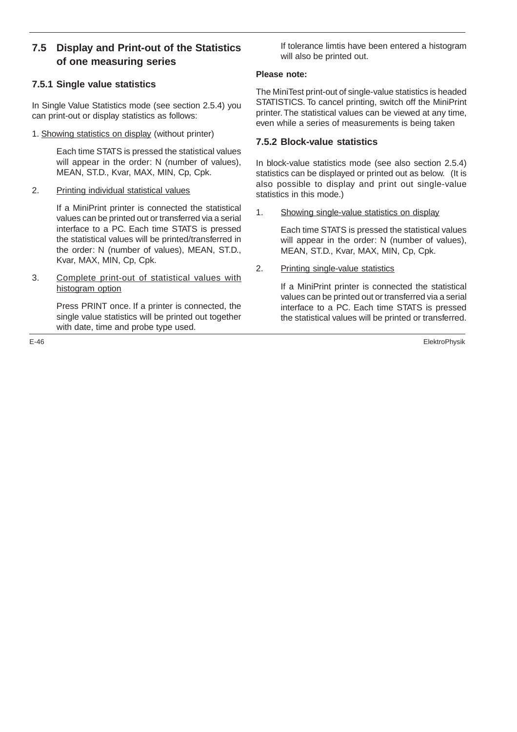## 7.5 Display and Print-out of the Statistics of one measuring series

### 7.5.1 Single value statistics

In Single Value Statistics mode (see section 2.5.4) you can print-out or display statistics as follows:

1. Showing statistics on display (without printer)

   Each time STATS is pressed the statistical values will appear in the order: N (number of values), MEAN, ST.D., Kvar, MAX, MIN, Cp, Cpk.

2. Printing individual statistical values

   If a MiniPrint printer is connected the statistical values can be printed out or transferred via a serial interface to a PC. Each time STATS is pressed the statistical values will be printed/transferred in the order: N (number of values), MEAN, ST.D., Kvar, MAX, MIN, Cp, Cpk.

3. Complete print-out of statistical values with histogram option

   Press PRINT once. If a printer is connected, the single value statistics will be printed out together with date, time and probe type used.

   If tolerance limtis have been entered a histogram will also be printed out.

**Please note:**

The MiniTest print-out of single-value statistics is headed STATISTICS. To cancel printing, switch off the MiniPrint printer. The statistical values can be viewed at any time, even while a series of measurements is being taken

### 7.5.2 Block-value statistics

In block-value statistics mode (see also section 2.5.4) statistics can be displayed or printed out as below. (It is also possible to display and print out single-value statistics in this mode.)

1. Showing single-value statistics on display

   Each time STATS is pressed the statistical values will appear in the order: N (number of values), MEAN, ST.D., Kvar, MAX, MIN, Cp, Cpk.

2. Printing single-value statistics

   If a MiniPrint printer is connected the statistical values can be printed out or transferred via a serial interface to a PC. Each time STATS is pressed the statistical values will be printed or transferred.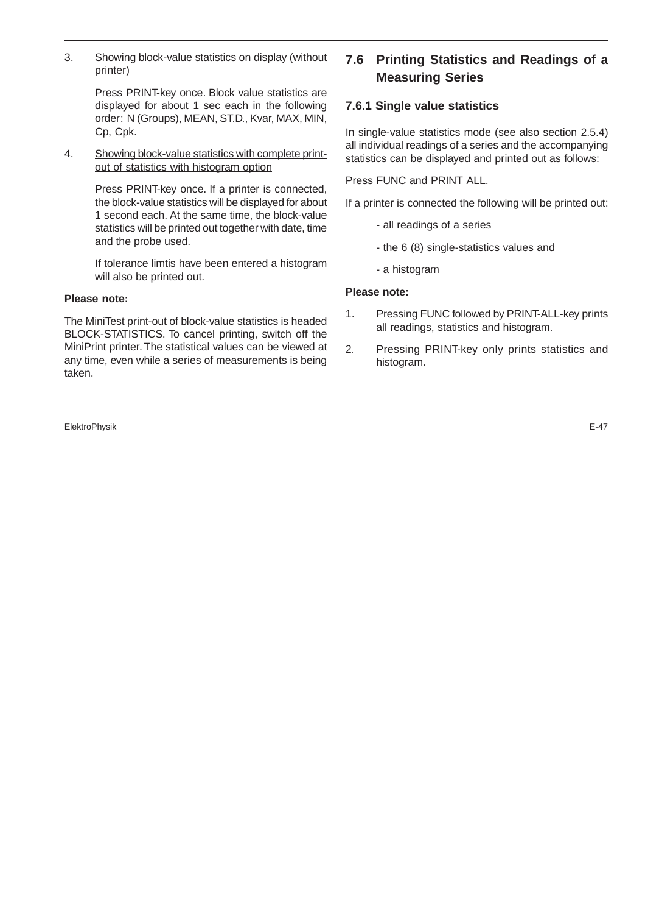3. Showing block-value statistics on display (without printer)

   Press PRINT-key once. Block value statistics are displayed for about 1 sec each in the following order: N (Groups), MEAN, ST.D., Kvar, MAX, MIN, Cp, Cpk.

4. Showing block-value statistics with complete print-out of statistics with histogram option

   Press PRINT-key once. If a printer is connected, the block-value statistics will be displayed for about 1 second each. At the same time, the block-value statistics will be printed out together with date, time and the probe used.

   If tolerance limtis have been entered a histogram will also be printed out.

**Please note:**

The MiniTest print-out of block-value statistics is headed BLOCK-STATISTICS. To cancel printing, switch off the MiniPrint printer. The statistical values can be viewed at any time, even while a series of measurements is being taken.

## 7.6 Printing Statistics and Readings of a Measuring Series

### 7.6.1 Single value statistics

In single-value statistics mode (see also section 2.5.4) all individual readings of a series and the accompanying statistics can be displayed and printed out as follows:

Press FUNC and PRINT ALL.

If a printer is connected the following will be printed out:

- all readings of a series
- the 6 (8) single-statistics values and
- a histogram

**Please note:**

1. Pressing FUNC followed by PRINT-ALL-key prints all readings, statistics and histogram.
2. Pressing PRINT-key only prints statistics and histogram.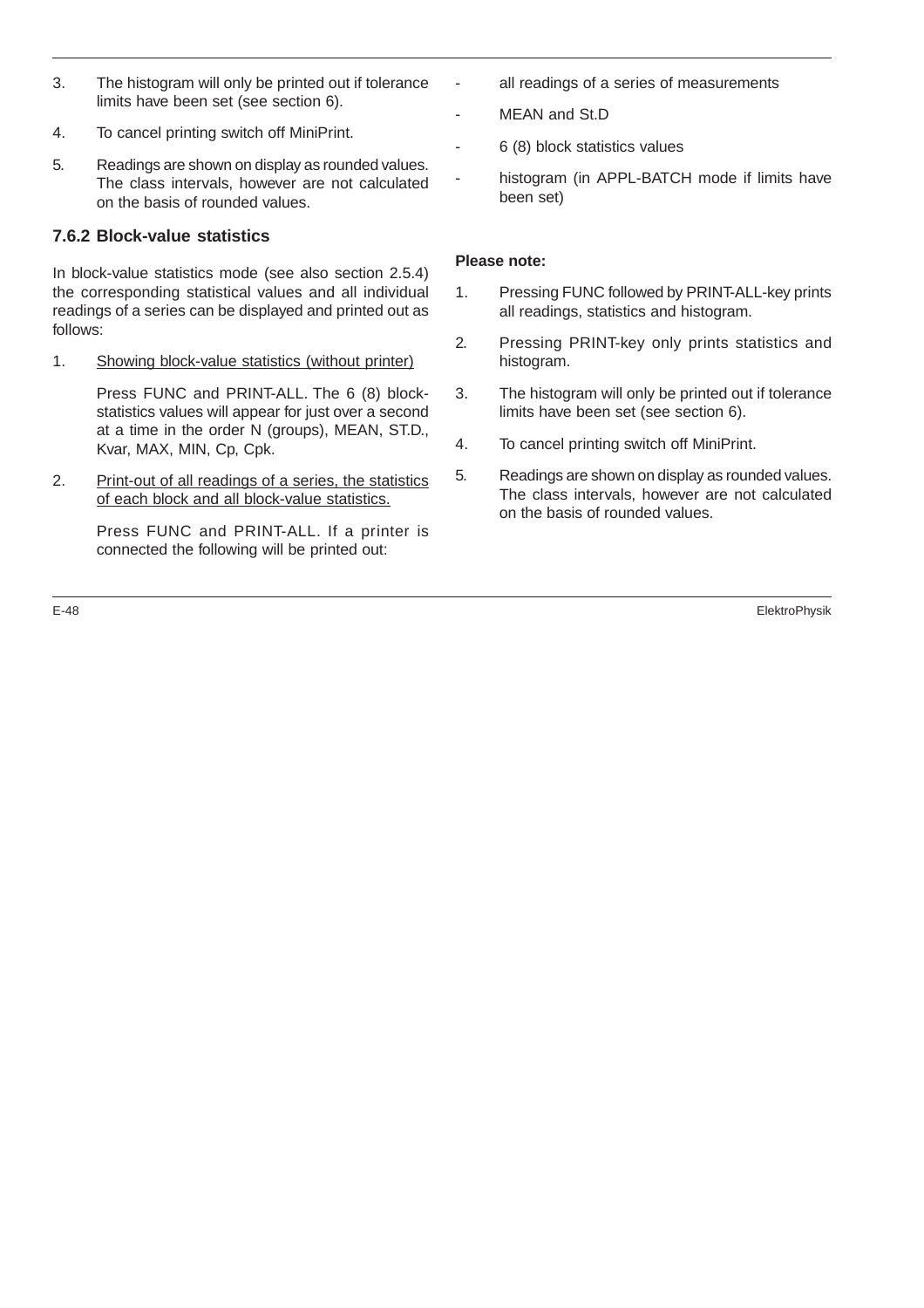3. The histogram will only be printed out if tolerance limits have been set (see section 6).

4. To cancel printing switch off MiniPrint.

5. Readings are shown on display as rounded values. The class intervals, however are not calculated on the basis of rounded values.

### 7.6.2 Block-value statistics

In block-value statistics mode (see also section 2.5.4) the corresponding statistical values and all individual readings of a series can be displayed and printed out as follows:

1. Showing block-value statistics (without printer)

   Press FUNC and PRINT-ALL. The 6 (8) block-statistics values will appear for just over a second at a time in the order N (groups), MEAN, ST.D., Kvar, MAX, MIN, Cp, Cpk.

2. Print-out of all readings of a series, the statistics of each block and all block-value statistics.

   Press FUNC and PRINT-ALL. If a printer is connected the following will be printed out:

- all readings of a series of measurements
- MEAN and St.D
- 6 (8) block statistics values
- histogram (in APPL-BATCH mode if limits have been set)

**Please note:**

1. Pressing FUNC followed by PRINT-ALL-key prints all readings, statistics and histogram.

2. Pressing PRINT-key only prints statistics and histogram.

3. The histogram will only be printed out if tolerance limits have been set (see section 6).

4. To cancel printing switch off MiniPrint.

5. Readings are shown on display as rounded values. The class intervals, however are not calculated on the basis of rounded values.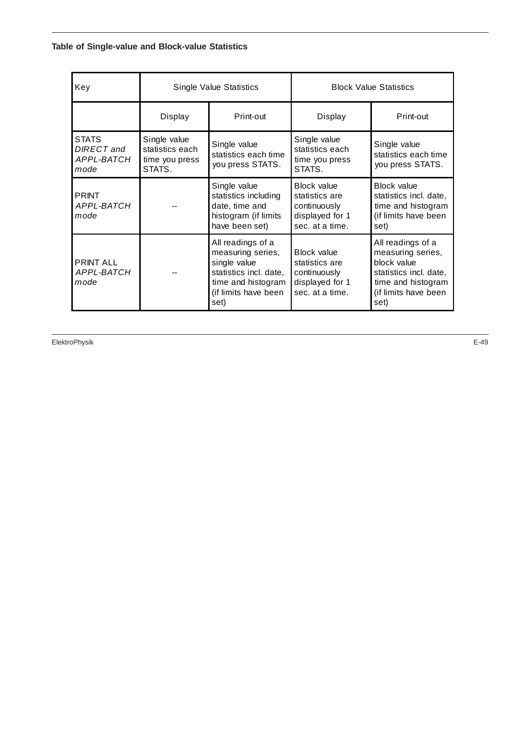**Table of Single-value and Block-value Statistics**

| Key | Single Value Statistics | | Block Value Statistics | |
|---|---|---|---|---|
| | Display | Print-out | Display | Print-out |
| STATS *DIRECT and APPL-BATCH mode* | Single value statistics each time you press STATS. | Single value statistics each time you press STATS. | Single value statistics each time you press STATS. | Single value statistics each time you press STATS. |
| PRINT *APPL-BATCH mode* | -- | Single value statistics including date, time and histogram (if limits have been set) | Block value statistics are continuously displayed for 1 sec. at a time. | Block value statistics incl. date, time and histogram (if limits have been set) |
| PRINT ALL *APPL-BATCH mode* | -- | All readings of a measuring series, single value statistics incl. date, time and histogram (if limits have been set) | Block value statistics are continuously displayed for 1 sec. at a time. | All readings of a measuring series, block value statistics incl. date, time and histogram (if limits have been set) |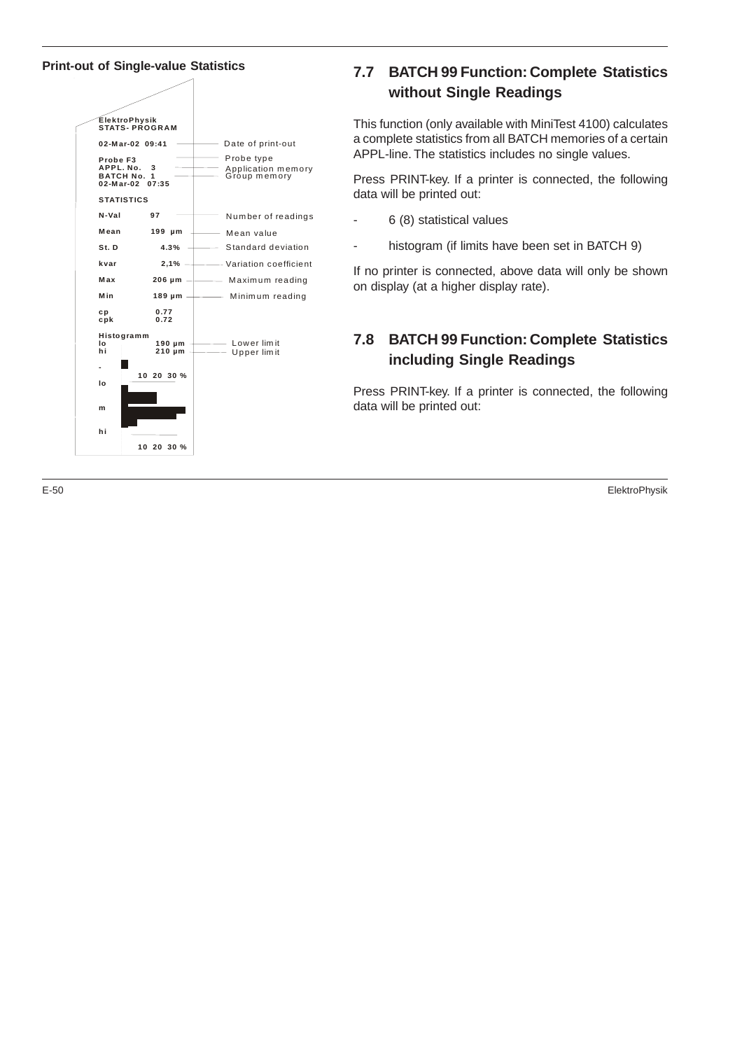**Print-out of Single-value Statistics**

```
ElektroPhysik
STATS- PROGRAM
02-Mar-02 09:41          Date of print-out
Probe F3                 Probe type
APPL. No.  3             Application memory
BATCH No.  1             Group memory
02-Mar-02  07:35
STATISTICS
N-Val     97             Number of readings
Mean      199 µm         Mean value
St. D       4.3%         Standard deviation
kvar        2,1%         Variation coefficient
Max       206 µm         Maximum reading
Min       189 µm         Minimum reading
cp          0.77
cpk         0.72
Histogramm
lo        190 µm         Lower limit
hi        210 µm         Upper limit
-
          10 20 30 %
lo

m

hi
          10 20 30 %
```

## 7.7 BATCH 99 Function: Complete Statistics without Single Readings

This function (only available with MiniTest 4100) calculates a complete statistics from all BATCH memories of a certain APPL-line. The statistics includes no single values.

Press PRINT-key. If a printer is connected, the following data will be printed out:

- 6 (8) statistical values
- histogram (if limits have been set in BATCH 9)

If no printer is connected, above data will only be shown on display (at a higher display rate).

## 7.8 BATCH 99 Function: Complete Statistics including Single Readings

Press PRINT-key. If a printer is connected, the following data will be printed out: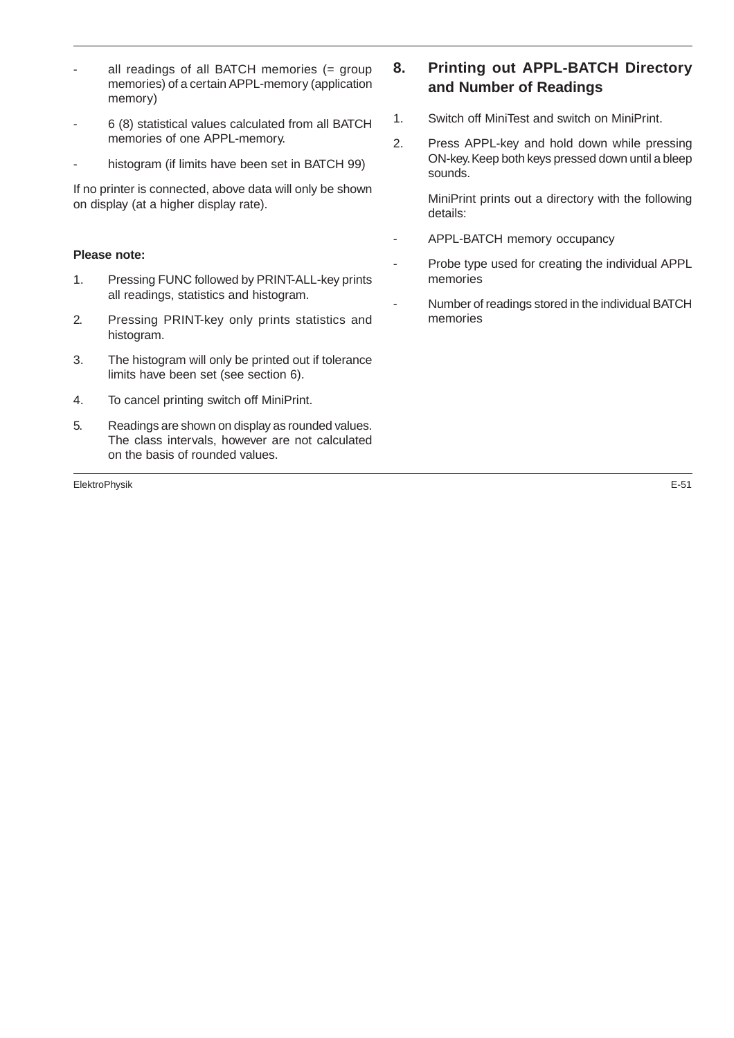- all readings of all BATCH memories (= group memories) of a certain APPL-memory (application memory)
- 6 (8) statistical values calculated from all BATCH memories of one APPL-memory.
- histogram (if limits have been set in BATCH 99)

If no printer is connected, above data will only be shown on display (at a higher display rate).

**Please note:**

1. Pressing FUNC followed by PRINT-ALL-key prints all readings, statistics and histogram.
2. Pressing PRINT-key only prints statistics and histogram.
3. The histogram will only be printed out if tolerance limits have been set (see section 6).
4. To cancel printing switch off MiniPrint.
5. Readings are shown on display as rounded values. The class intervals, however are not calculated on the basis of rounded values.

## 8. Printing out APPL-BATCH Directory and Number of Readings

1. Switch off MiniTest and switch on MiniPrint.
2. Press APPL-key and hold down while pressing ON-key. Keep both keys pressed down until a bleep sounds.

   MiniPrint prints out a directory with the following details:

- APPL-BATCH memory occupancy
- Probe type used for creating the individual APPL memories
- Number of readings stored in the individual BATCH memories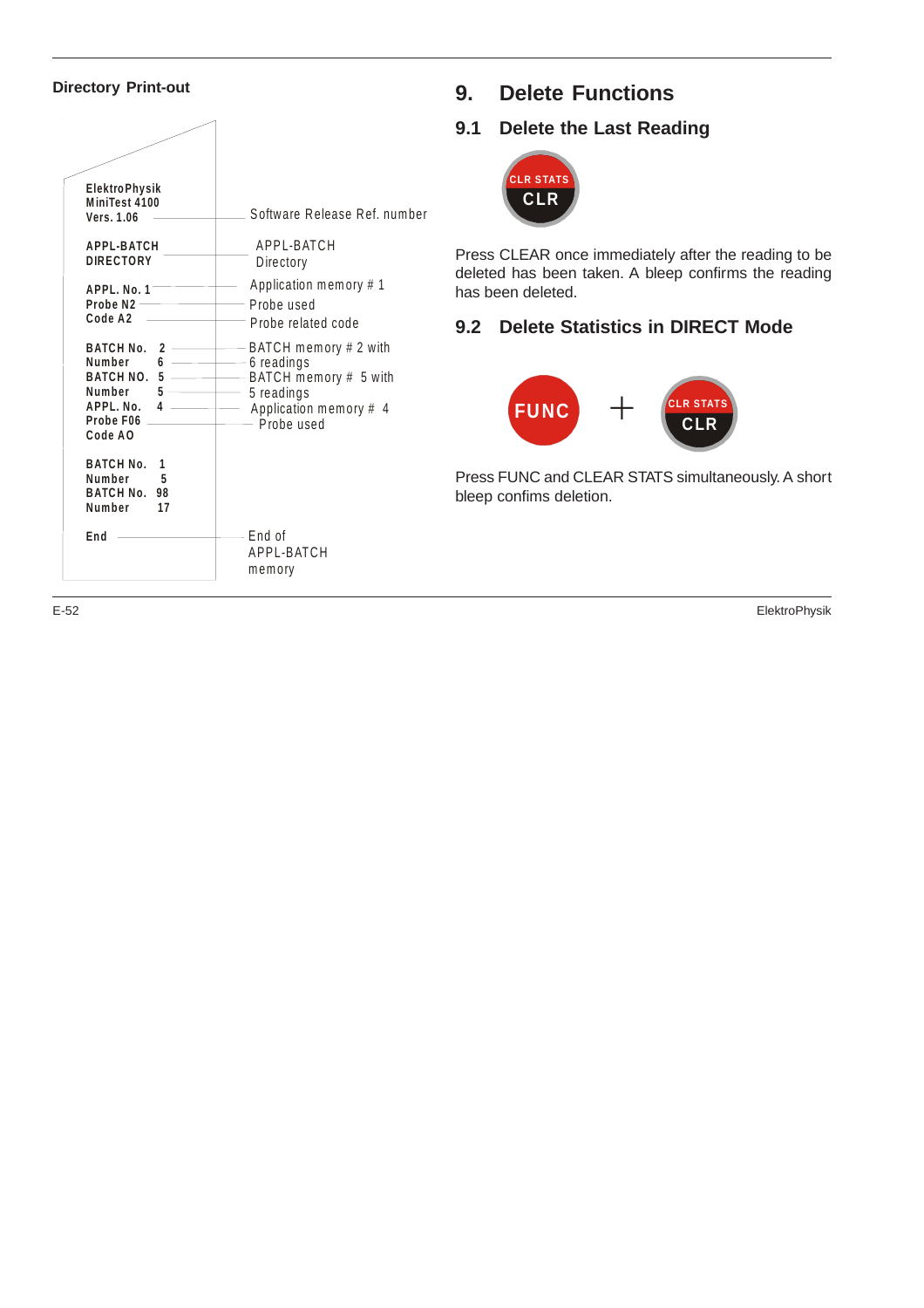**Directory Print-out**

| Print-out | Explanation |
|---|---|
| ElektroPhysik<br>MiniTest 4100<br>Vers. 1.06 | Software Release Ref. number |
| APPL-BATCH<br>DIRECTORY | APPL-BATCH Directory |
| APPL. No. 1 | Application memory # 1 |
| Probe N2 | Probe used |
| Code A2 | Probe related code |
| BATCH No. 2 | BATCH memory # 2 with |
| Number 6 | 6 readings |
| BATCH NO. 5 | BATCH memory # 5 with |
| Number 5 | 5 readings |
| APPL. No. 4 | Application memory # 4 |
| Probe F06 | Probe used |
| Code AO | |
| BATCH No. 1 | |
| Number 5 | |
| BATCH No. 98 | |
| Number 17 | |
| End | End of APPL-BATCH memory |

# 9. Delete Functions

## 9.1 Delete the Last Reading

CLR STATS
CLR

Press CLEAR once immediately after the reading to be deleted has been taken. A bleep confirms the reading has been deleted.

## 9.2 Delete Statistics in DIRECT Mode

FUNC + CLR STATS CLR

Press FUNC and CLEAR STATS simultaneously. A short bleep confims deletion.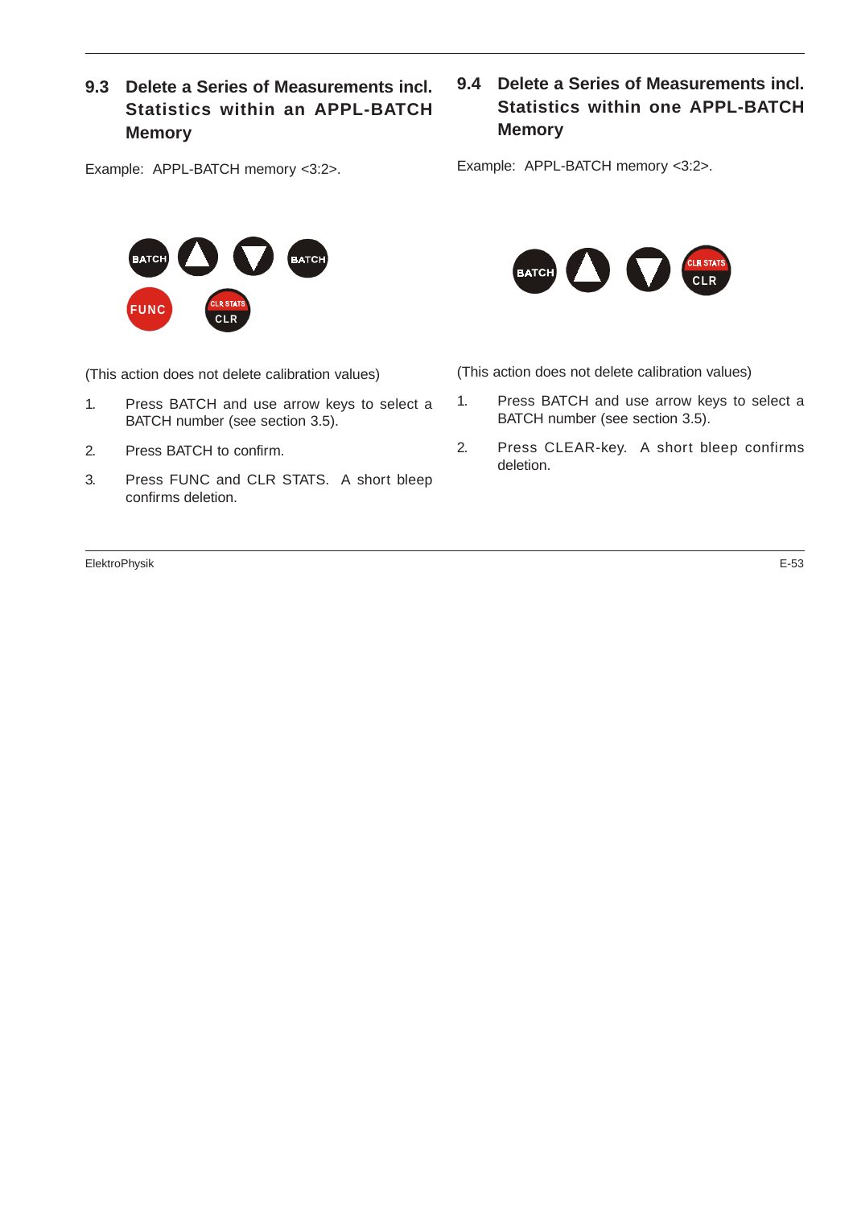## 9.3 Delete a Series of Measurements incl. Statistics within an APPL-BATCH Memory

Example: APPL-BATCH memory <3:2>.

(This action does not delete calibration values)

1. Press BATCH and use arrow keys to select a BATCH number (see section 3.5).
2. Press BATCH to confirm.
3. Press FUNC and CLR STATS. A short bleep confirms deletion.

## 9.4 Delete a Series of Measurements incl. Statistics within one APPL-BATCH Memory

Example: APPL-BATCH memory <3:2>.

(This action does not delete calibration values)

1. Press BATCH and use arrow keys to select a BATCH number (see section 3.5).
2. Press CLEAR-key. A short bleep confirms deletion.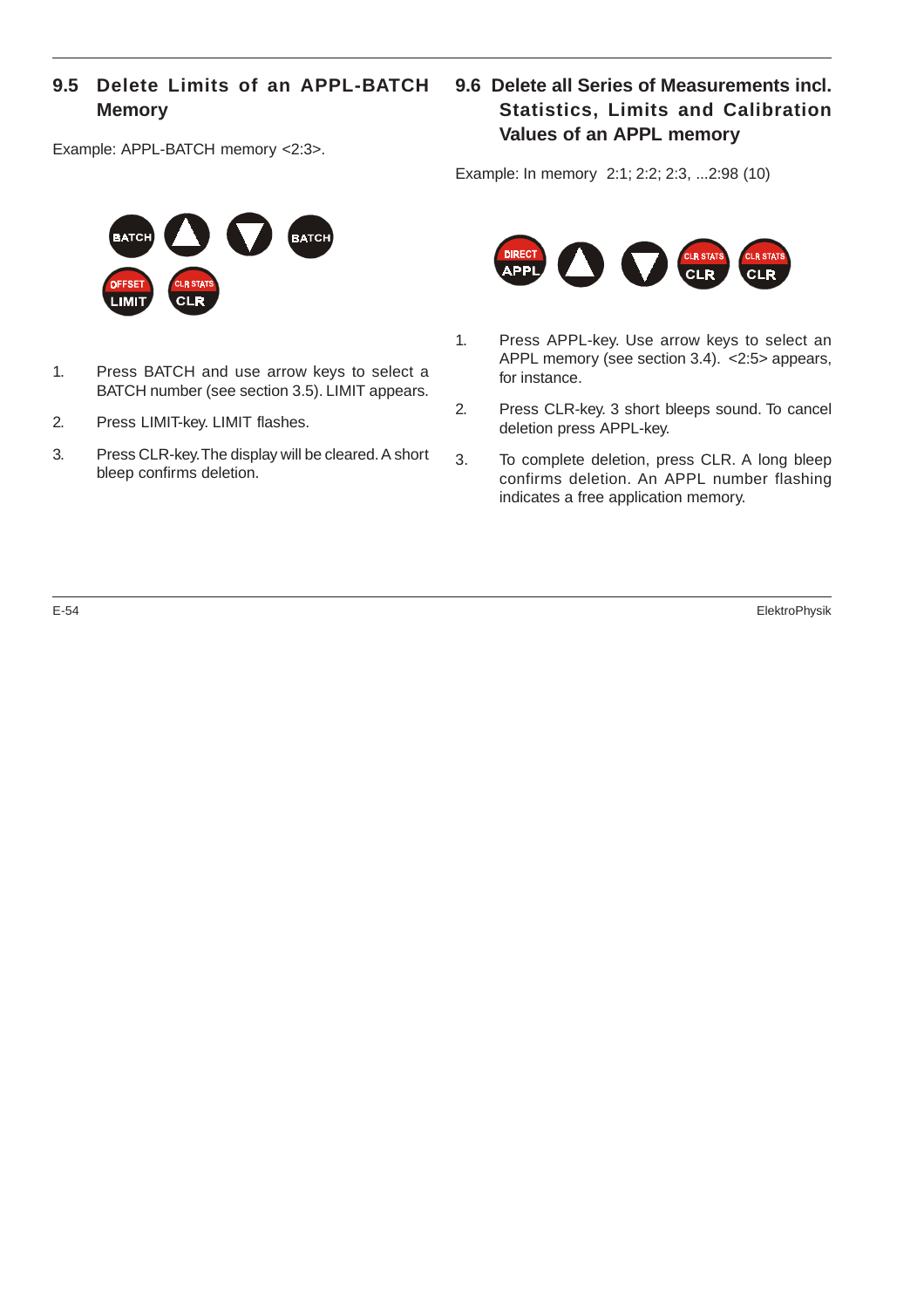## 9.5 Delete Limits of an APPL-BATCH Memory

Example: APPL-BATCH memory <2:3>.

1. Press BATCH and use arrow keys to select a BATCH number (see section 3.5). LIMIT appears.
2. Press LIMIT-key. LIMIT flashes.
3. Press CLR-key. The display will be cleared. A short bleep confirms deletion.

## 9.6 Delete all Series of Measurements incl. Statistics, Limits and Calibration Values of an APPL memory

Example: In memory 2:1; 2:2; 2:3, ...2:98 (10)

1. Press APPL-key. Use arrow keys to select an APPL memory (see section 3.4). <2:5> appears, for instance.
2. Press CLR-key. 3 short bleeps sound. To cancel deletion press APPL-key.
3. To complete deletion, press CLR. A long bleep confirms deletion. An APPL number flashing indicates a free application memory.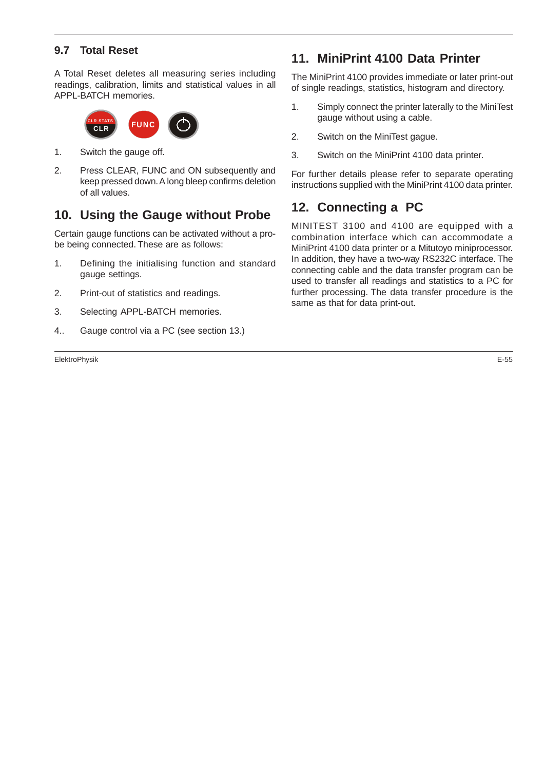### 9.7 Total Reset

A Total Reset deletes all measuring series including readings, calibration, limits and statistical values in all APPL-BATCH memories.

1. Switch the gauge off.
2. Press CLEAR, FUNC and ON subsequently and keep pressed down. A long bleep confirms deletion of all values.

## 10. Using the Gauge without Probe

Certain gauge functions can be activated without a probe being connected. These are as follows:

1. Defining the initialising function and standard gauge settings.
2. Print-out of statistics and readings.
3. Selecting APPL-BATCH memories.
4. Gauge control via a PC (see section 13.)

## 11. MiniPrint 4100 Data Printer

The MiniPrint 4100 provides immediate or later print-out of single readings, statistics, histogram and directory.

1. Simply connect the printer laterally to the MiniTest gauge without using a cable.
2. Switch on the MiniTest gague.
3. Switch on the MiniPrint 4100 data printer.

For further details please refer to separate operating instructions supplied with the MiniPrint 4100 data printer.

## 12. Connecting a PC

MINITEST 3100 and 4100 are equipped with a combination interface which can accommodate a MiniPrint 4100 data printer or a Mitutoyo miniprocessor. In addition, they have a two-way RS232C interface. The connecting cable and the data transfer program can be used to transfer all readings and statistics to a PC for further processing. The data transfer procedure is the same as that for data print-out.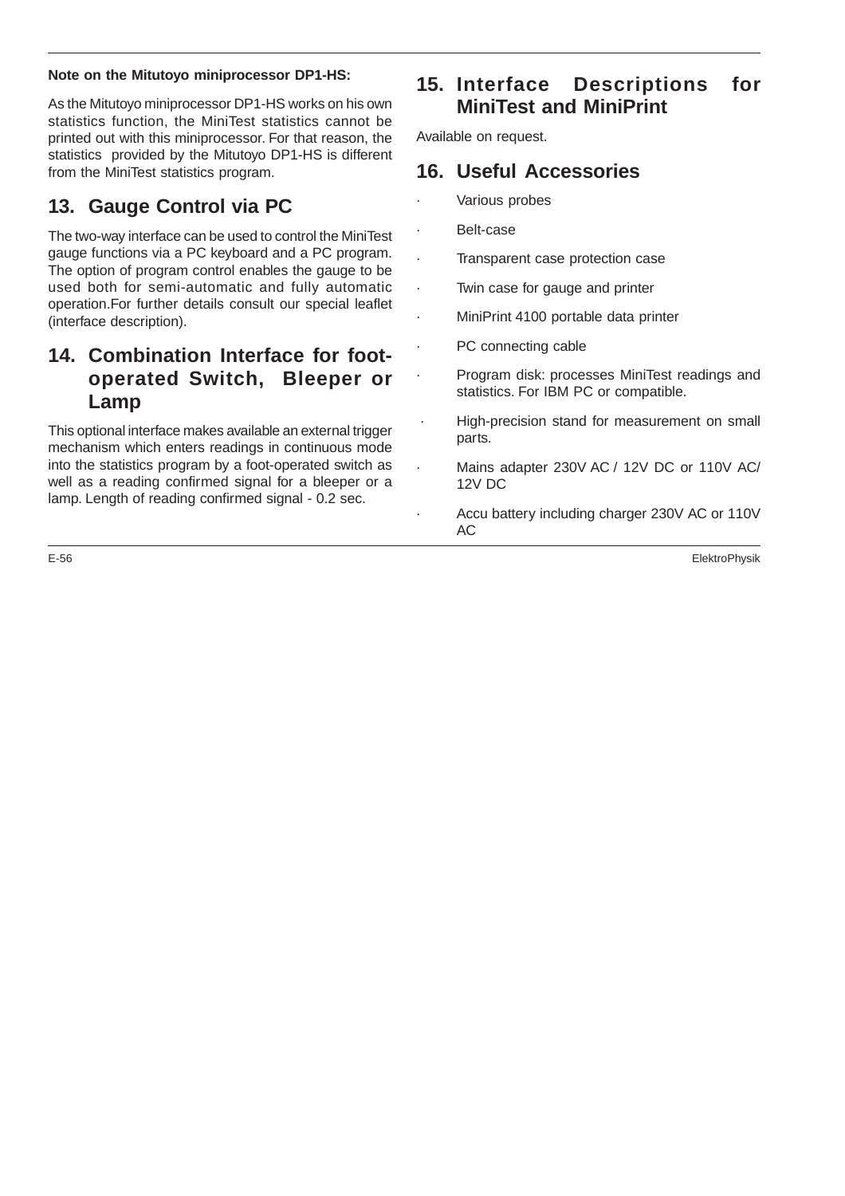**Note on the Mitutoyo miniprocessor DP1-HS:**

As the Mitutoyo miniprocessor DP1-HS works on his own statistics function, the MiniTest statistics cannot be printed out with this miniprocessor. For that reason, the statistics provided by the Mitutoyo DP1-HS is different from the MiniTest statistics program.

## 13. Gauge Control via PC

The two-way interface can be used to control the MiniTest gauge functions via a PC keyboard and a PC program. The option of program control enables the gauge to be used both for semi-automatic and fully automatic operation.For further details consult our special leaflet (interface description).

## 14. Combination Interface for foot-operated Switch, Bleeper or Lamp

This optional interface makes available an external trigger mechanism which enters readings in continuous mode into the statistics program by a foot-operated switch as well as a reading confirmed signal for a bleeper or a lamp. Length of reading confirmed signal - 0.2 sec.

## 15. Interface Descriptions for MiniTest and MiniPrint

Available on request.

## 16. Useful Accessories

- Various probes
- Belt-case
- Transparent case protection case
- Twin case for gauge and printer
- MiniPrint 4100 portable data printer
- PC connecting cable
- Program disk: processes MiniTest readings and statistics. For IBM PC or compatible.
- High-precision stand for measurement on small parts.
- Mains adapter 230V AC / 12V DC or 110V AC/ 12V DC
- Accu battery including charger 230V AC or 110V AC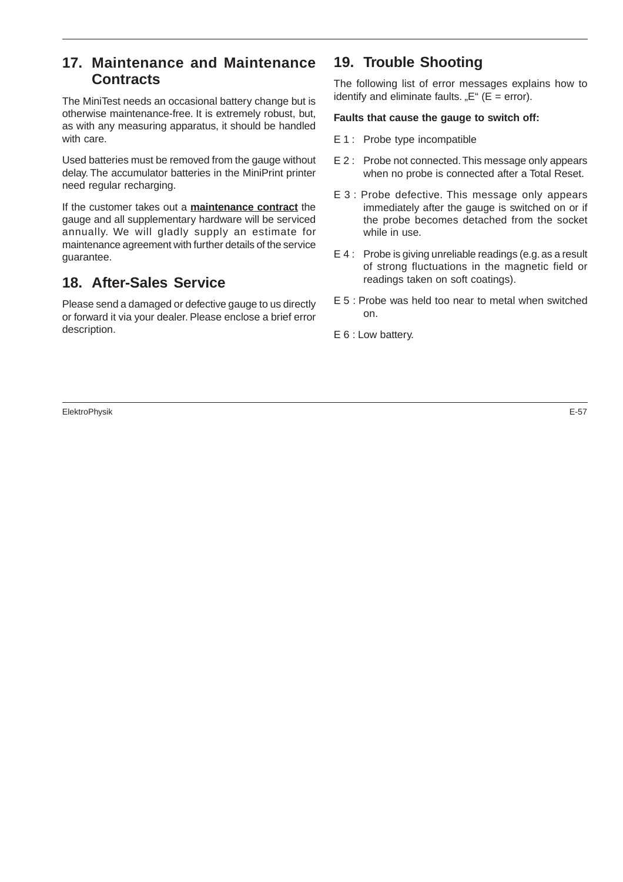## 17. Maintenance and Maintenance Contracts

The MiniTest needs an occasional battery change but is otherwise maintenance-free. It is extremely robust, but, as with any measuring apparatus, it should be handled with care.

Used batteries must be removed from the gauge without delay. The accumulator batteries in the MiniPrint printer need regular recharging.

If the customer takes out a **maintenance contract** the gauge and all supplementary hardware will be serviced annually. We will gladly supply an estimate for maintenance agreement with further details of the service guarantee.

## 18. After-Sales Service

Please send a damaged or defective gauge to us directly or forward it via your dealer. Please enclose a brief error description.

## 19. Trouble Shooting

The following list of error messages explains how to identify and eliminate faults. „E“ (E = error).

**Faults that cause the gauge to switch off:**

E 1 : Probe type incompatible

E 2 : Probe not connected. This message only appears when no probe is connected after a Total Reset.

E 3 : Probe defective. This message only appears immediately after the gauge is switched on or if the probe becomes detached from the socket while in use.

E 4 : Probe is giving unreliable readings (e.g. as a result of strong fluctuations in the magnetic field or readings taken on soft coatings).

E 5 : Probe was held too near to metal when switched on.

E 6 : Low battery.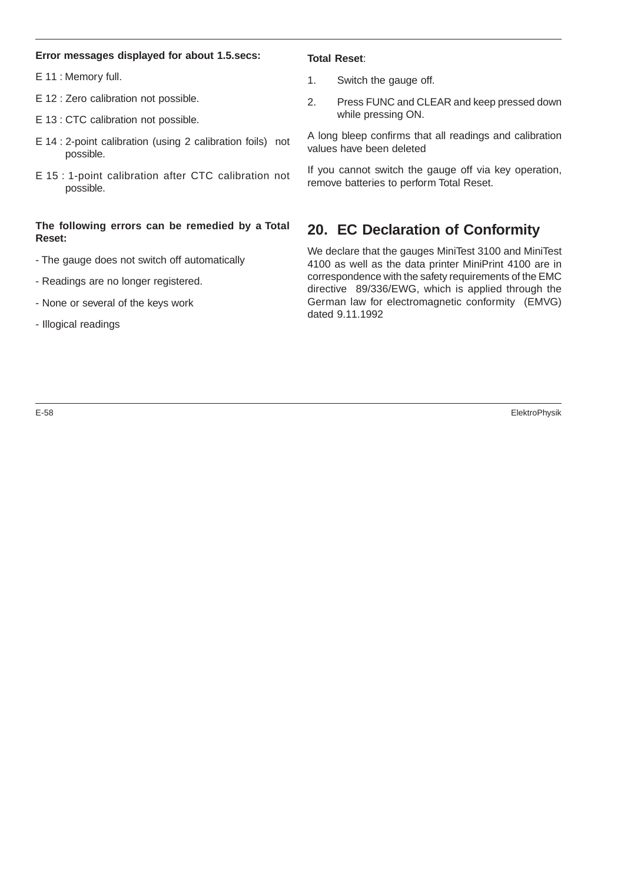**Error messages displayed for about 1.5.secs:**

E 11 : Memory full.

E 12 : Zero calibration not possible.

E 13 : CTC calibration not possible.

E 14 : 2-point calibration (using 2 calibration foils) not possible.

E 15 : 1-point calibration after CTC calibration not possible.

**The following errors can be remedied by a Total Reset:**

- The gauge does not switch off automatically
- Readings are no longer registered.
- None or several of the keys work
- Illogical readings

**Total Reset**:

1. Switch the gauge off.
2. Press FUNC and CLEAR and keep pressed down while pressing ON.

A long bleep confirms that all readings and calibration values have been deleted

If you cannot switch the gauge off via key operation, remove batteries to perform Total Reset.

## 20. EC Declaration of Conformity

We declare that the gauges MiniTest 3100 and MiniTest 4100 as well as the data printer MiniPrint 4100 are in correspondence with the safety requirements of the EMC directive 89/336/EWG, which is applied through the German law for electromagnetic conformity (EMVG) dated 9.11.1992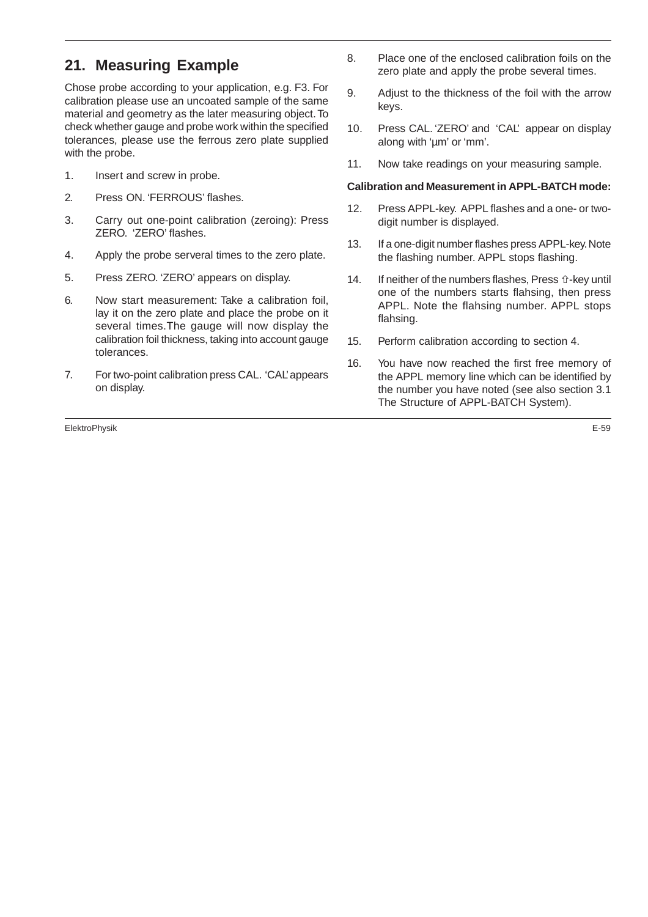## 21. Measuring Example

Chose probe according to your application, e.g. F3. For calibration please use an uncoated sample of the same material and geometry as the later measuring object. To check whether gauge and probe work within the specified tolerances, please use the ferrous zero plate supplied with the probe.

1. Insert and screw in probe.
2. Press ON. 'FERROUS' flashes.
3. Carry out one-point calibration (zeroing): Press ZERO. 'ZERO' flashes.
4. Apply the probe serveral times to the zero plate.
5. Press ZERO. 'ZERO' appears on display.
6. Now start measurement: Take a calibration foil, lay it on the zero plate and place the probe on it several times.The gauge will now display the calibration foil thickness, taking into account gauge tolerances.
7. For two-point calibration press CAL. 'CAL' appears on display.
8. Place one of the enclosed calibration foils on the zero plate and apply the probe several times.
9. Adjust to the thickness of the foil with the arrow keys.
10. Press CAL. 'ZERO' and 'CAL' appear on display along with 'µm' or 'mm'.
11. Now take readings on your measuring sample.

**Calibration and Measurement in APPL-BATCH mode:**

12. Press APPL-key. APPL flashes and a one- or two-digit number is displayed.
13. If a one-digit number flashes press APPL-key. Note the flashing number. APPL stops flashing.
14. If neither of the numbers flashes, Press ⇧-key until one of the numbers starts flahsing, then press APPL. Note the flahsing number. APPL stops flahsing.
15. Perform calibration according to section 4.
16. You have now reached the first free memory of the APPL memory line which can be identified by the number you have noted (see also section 3.1 The Structure of APPL-BATCH System).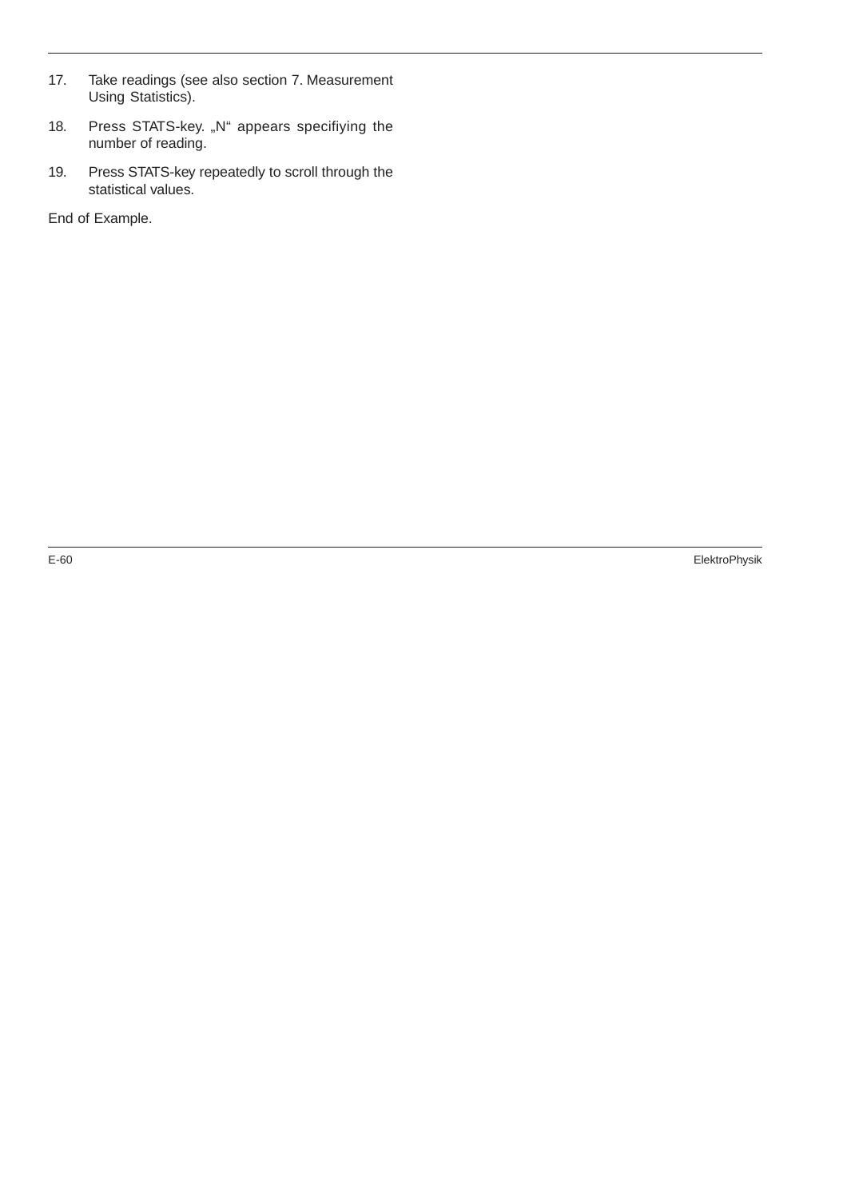17. Take readings (see also section 7. Measurement Using Statistics).
18. Press STATS-key. „N“ appears specifiying the number of reading.
19. Press STATS-key repeatedly to scroll through the statistical values.

End of Example.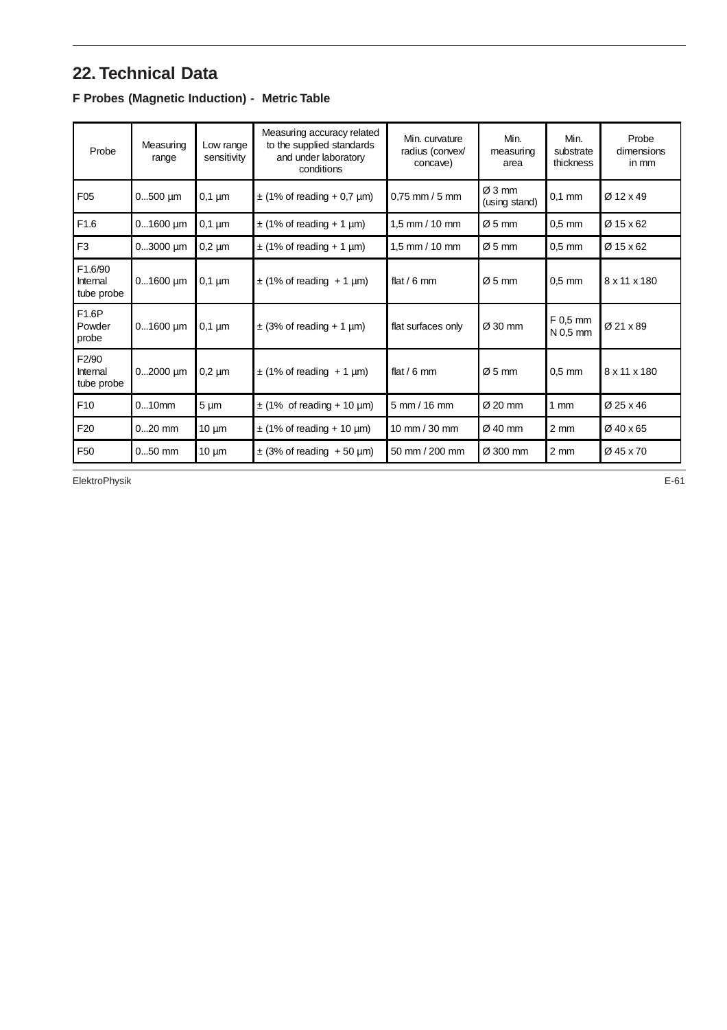# 22. Technical Data

### F Probes (Magnetic Induction) - Metric Table

| Probe | Measuring range | Low range sensitivity | Measuring accuracy related to the supplied standards and under laboratory conditions | Min. curvature radius (convex/ concave) | Min. measuring area | Min. substrate thickness | Probe dimensions in mm |
|---|---|---|---|---|---|---|---|
| F05 | 0...500 µm | 0,1 µm | ± (1% of reading + 0,7 µm) | 0,75 mm / 5 mm | Ø 3 mm (using stand) | 0,1 mm | Ø 12 x 49 |
| F1.6 | 0...1600 µm | 0,1 µm | ± (1% of reading + 1 µm) | 1,5 mm / 10 mm | Ø 5 mm | 0,5 mm | Ø 15 x 62 |
| F3 | 0...3000 µm | 0,2 µm | ± (1% of reading + 1 µm) | 1,5 mm / 10 mm | Ø 5 mm | 0,5 mm | Ø 15 x 62 |
| F1.6/90 Internal tube probe | 0...1600 µm | 0,1 µm | ± (1% of reading + 1 µm) | flat / 6 mm | Ø 5 mm | 0,5 mm | 8 x 11 x 180 |
| F1.6P Powder probe | 0...1600 µm | 0,1 µm | ± (3% of reading + 1 µm) | flat surfaces only | Ø 30 mm | F 0,5 mm N 0,5 mm | Ø 21 x 89 |
| F2/90 Internal tube probe | 0...2000 µm | 0,2 µm | ± (1% of reading + 1 µm) | flat / 6 mm | Ø 5 mm | 0,5 mm | 8 x 11 x 180 |
| F10 | 0...10mm | 5 µm | ± (1% of reading + 10 µm) | 5 mm / 16 mm | Ø 20 mm | 1 mm | Ø 25 x 46 |
| F20 | 0...20 mm | 10 µm | ± (1% of reading + 10 µm) | 10 mm / 30 mm | Ø 40 mm | 2 mm | Ø 40 x 65 |
| F50 | 0...50 mm | 10 µm | ± (3% of reading + 50 µm) | 50 mm / 200 mm | Ø 300 mm | 2 mm | Ø 45 x 70 |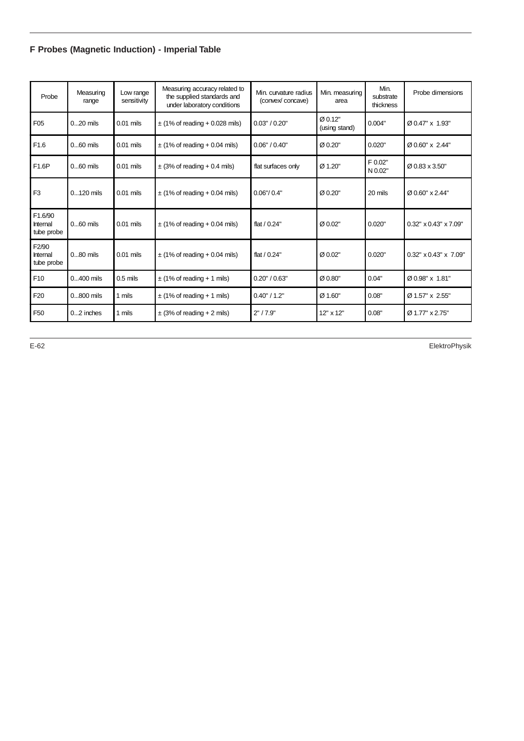## F Probes (Magnetic Induction) - Imperial Table

| Probe | Measuring range | Low range sensitivity | Measuring accuracy related to the supplied standards and under laboratory conditions | Min. curvature radius (convex/ concave) | Min. measuring area | Min. substrate thickness | Probe dimensions |
|---|---|---|---|---|---|---|---|
| F05 | 0...20 mils | 0.01 mils | ± (1% of reading + 0.028 mils) | 0.03" / 0.20" | Ø 0.12" (using stand) | 0.004" | Ø 0.47" x 1.93" |
| F1.6 | 0...60 mils | 0.01 mils | ± (1% of reading + 0.04 mils) | 0.06" / 0.40" | Ø 0.20" | 0.020" | Ø 0.60" x 2.44" |
| F1.6P | 0...60 mils | 0.01 mils | ± (3% of reading + 0.4 mils) | flat surfaces only | Ø 1.20" | F 0.02" N 0.02" | Ø 0.83 x 3.50" |
| F3 | 0...120 mils | 0.01 mils | ± (1% of reading + 0.04 mils) | 0.06"/ 0.4" | Ø 0.20" | 20 mils | Ø 0.60" x 2.44" |
| F1.6/90 Internal tube probe | 0...60 mils | 0.01 mils | ± (1% of reading + 0.04 mils) | flat / 0.24" | Ø 0.02" | 0.020" | 0.32" x 0.43" x 7.09" |
| F2/90 Internal tube probe | 0...80 mils | 0.01 mils | ± (1% of reading + 0.04 mils) | flat / 0.24" | Ø 0.02" | 0.020" | 0.32" x 0.43" x 7.09" |
| F10 | 0...400 mils | 0.5 mils | ± (1% of reading + 1 mils) | 0.20" / 0.63" | Ø 0.80" | 0.04" | Ø 0.98" x 1.81" |
| F20 | 0...800 mils | 1 mils | ± (1% of reading + 1 mils) | 0.40" / 1.2" | Ø 1.60" | 0.08" | Ø 1.57" x 2.55" |
| F50 | 0...2 inches | 1 mils | ± (3% of reading + 2 mils) | 2" / 7.9" | 12" x 12" | 0.08" | Ø 1.77" x 2.75" |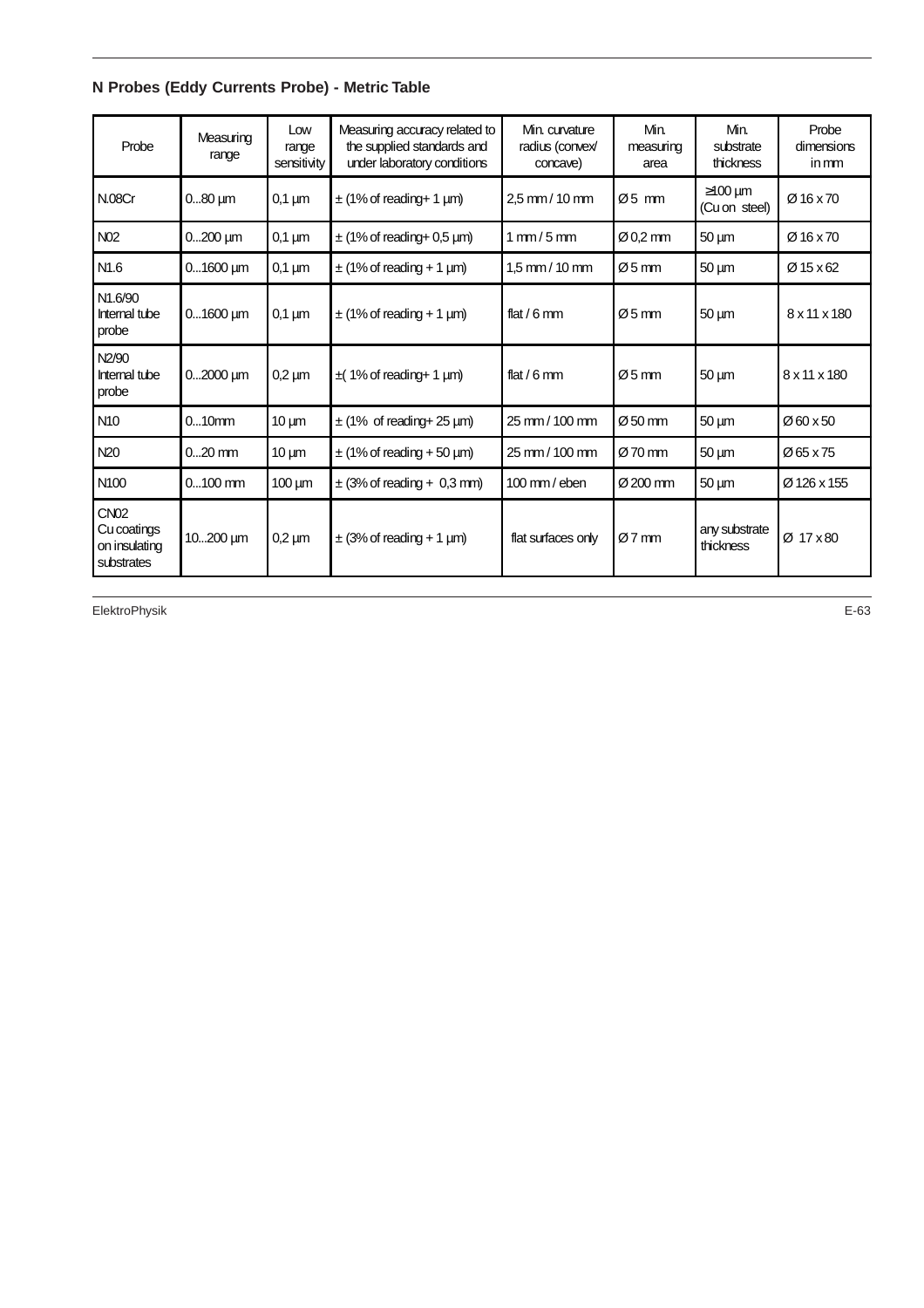## N Probes (Eddy Currents Probe) - Metric Table

| Probe | Measuring range | Low range sensitivity | Measuring accuracy related to the supplied standards and under laboratory conditions | Min. curvature radius (convex/ concave) | Min. measuring area | Min. substrate thickness | Probe dimensions in mm |
|---|---|---|---|---|---|---|---|
| N.08Cr | 0...80 µm | 0,1 µm | ± (1% of reading+ 1 µm) | 2,5 mm / 10 mm | Ø 5 mm | ≥100 µm (Cu on steel) | Ø 16 x 70 |
| N02 | 0...200 µm | 0,1 µm | ± (1% of reading+ 0,5 µm) | 1 mm / 5 mm | Ø 0,2 mm | 50 µm | Ø 16 x 70 |
| N1.6 | 0...1600 µm | 0,1 µm | ± (1% of reading + 1 µm) | 1,5 mm / 10 mm | Ø 5 mm | 50 µm | Ø 15 x 62 |
| N1.6/90 Internal tube probe | 0...1600 µm | 0,1 µm | ± (1% of reading + 1 µm) | flat / 6 mm | Ø 5 mm | 50 µm | 8 x 11 x 180 |
| N2/90 Internal tube probe | 0...2000 µm | 0,2 µm | ±( 1% of reading+ 1 µm) | flat / 6 mm | Ø 5 mm | 50 µm | 8 x 11 x 180 |
| N10 | 0...10mm | 10 µm | ± (1% of reading+ 25 µm) | 25 mm / 100 mm | Ø 50 mm | 50 µm | Ø 60 x 50 |
| N20 | 0...20 mm | 10 µm | ± (1% of reading + 50 µm) | 25 mm / 100 mm | Ø 70 mm | 50 µm | Ø 65 x 75 |
| N100 | 0...100 mm | 100 µm | ± (3% of reading + 0,3 mm) | 100 mm / eben | Ø 200 mm | 50 µm | Ø 126 x 155 |
| CN02 Cu coatings on insulating substrates | 10...200 µm | 0,2 µm | ± (3% of reading + 1 µm) | flat surfaces only | Ø 7 mm | any substrate thickness | Ø 17 x 80 |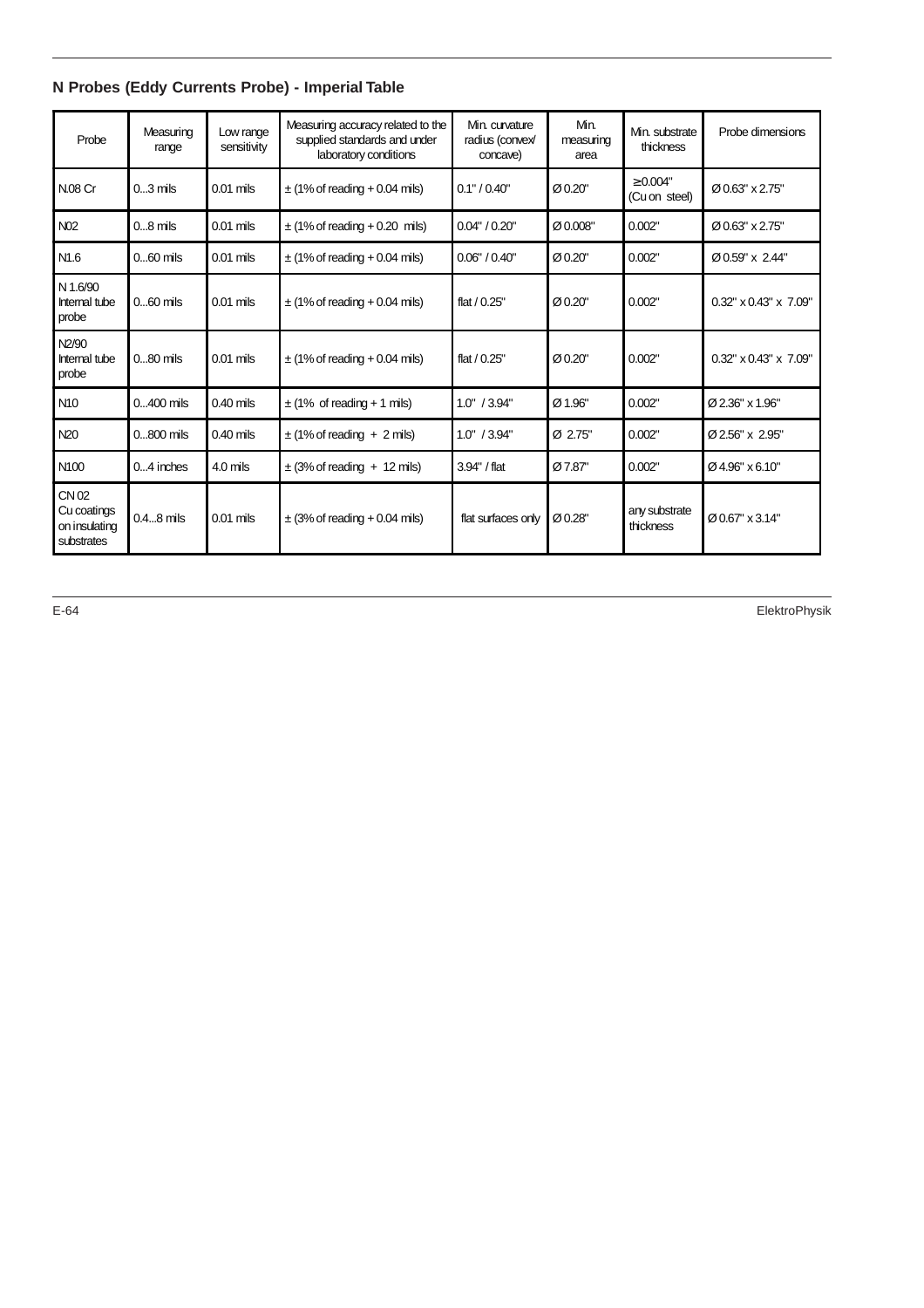## N Probes (Eddy Currents Probe) - Imperial Table

| Probe | Measuring range | Low range sensitivity | Measuring accuracy related to the supplied standards and under laboratory conditions | Min. curvature radius (convex/ concave) | Min. measuring area | Min. substrate thickness | Probe dimensions |
|---|---|---|---|---|---|---|---|
| N.08 Cr | 0...3 mils | 0.01 mils | ± (1% of reading + 0.04 mils) | 0.1" / 0.40" | Ø 0.20" | ≥ 0.004" (Cu on steel) | Ø 0.63" x 2.75" |
| N02 | 0...8 mils | 0.01 mils | ± (1% of reading + 0.20 mils) | 0.04" / 0.20" | Ø 0.008" | 0.002" | Ø 0.63" x 2.75" |
| N1.6 | 0...60 mils | 0.01 mils | ± (1% of reading + 0.04 mils) | 0.06" / 0.40" | Ø 0.20" | 0.002" | Ø 0.59" x 2.44" |
| N 1.6/90 Internal tube probe | 0...60 mils | 0.01 mils | ± (1% of reading + 0.04 mils) | flat / 0.25" | Ø 0.20" | 0.002" | 0.32" x 0.43" x 7.09" |
| N2/90 Internal tube probe | 0...80 mils | 0.01 mils | ± (1% of reading + 0.04 mils) | flat / 0.25" | Ø 0.20" | 0.002" | 0.32" x 0.43" x 7.09" |
| N10 | 0...400 mils | 0.40 mils | ± (1% of reading + 1 mils) | 1.0" / 3.94" | Ø 1.96" | 0.002" | Ø 2.36" x 1.96" |
| N20 | 0...800 mils | 0.40 mils | ± (1% of reading + 2 mils) | 1.0" / 3.94" | Ø 2.75" | 0.002" | Ø 2.56" x 2.95" |
| N100 | 0...4 inches | 4.0 mils | ± (3% of reading + 12 mils) | 3.94" / flat | Ø 7.87" | 0.002" | Ø 4.96" x 6.10" |
| CN 02 Cu coatings on insulating substrates | 0.4...8 mils | 0.01 mils | ± (3% of reading + 0.04 mils) | flat surfaces only | Ø 0.28" | any substrate thickness | Ø 0.67" x 3.14" |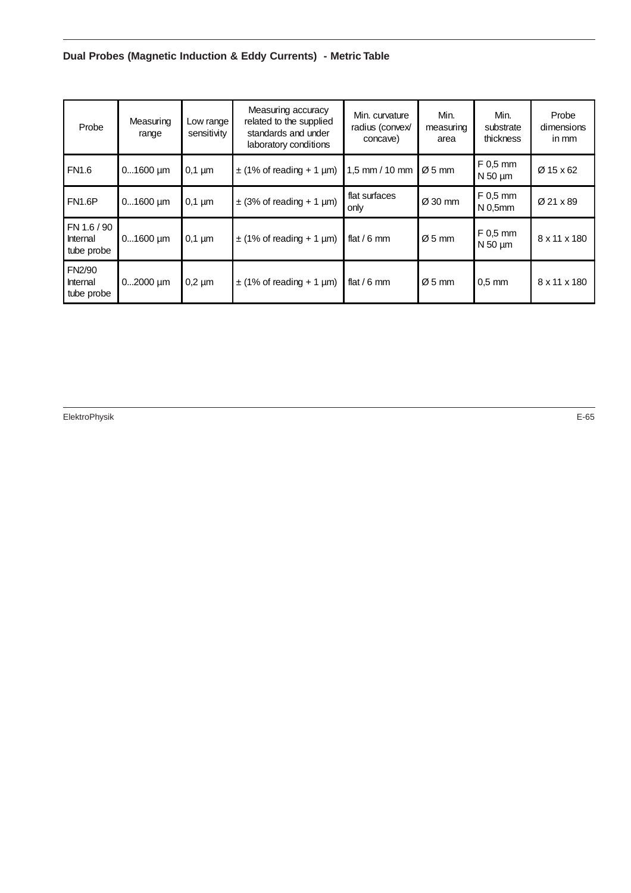## Dual Probes (Magnetic Induction & Eddy Currents) - Metric Table

| Probe | Measuring range | Low range sensitivity | Measuring accuracy related to the supplied standards and under laboratory conditions | Min. curvature radius (convex/ concave) | Min. measuring area | Min. substrate thickness | Probe dimensions in mm |
|---|---|---|---|---|---|---|---|
| FN1.6 | 0...1600 µm | 0,1 µm | ± (1% of reading + 1 µm) | 1,5 mm / 10 mm | Ø 5 mm | F 0,5 mm<br>N 50 µm | Ø 15 x 62 |
| FN1.6P | 0...1600 µm | 0,1 µm | ± (3% of reading + 1 µm) | flat surfaces only | Ø 30 mm | F 0,5 mm<br>N 0,5mm | Ø 21 x 89 |
| FN 1.6 / 90 Internal tube probe | 0...1600 µm | 0,1 µm | ± (1% of reading + 1 µm) | flat / 6 mm | Ø 5 mm | F 0,5 mm<br>N 50 µm | 8 x 11 x 180 |
| FN2/90 Internal tube probe | 0...2000 µm | 0,2 µm | ± (1% of reading + 1 µm) | flat / 6 mm | Ø 5 mm | 0,5 mm | 8 x 11 x 180 |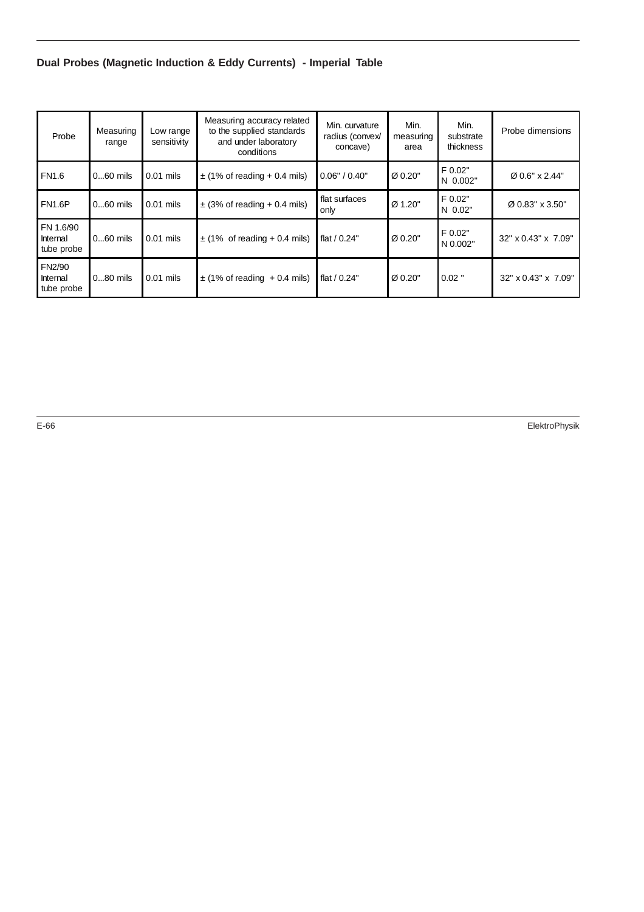## Dual Probes (Magnetic Induction & Eddy Currents) - Imperial Table

| Probe | Measuring range | Low range sensitivity | Measuring accuracy related to the supplied standards and under laboratory conditions | Min. curvature radius (convex/ concave) | Min. measuring area | Min. substrate thickness | Probe dimensions |
|---|---|---|---|---|---|---|---|
| FN1.6 | 0...60 mils | 0.01 mils | ± (1% of reading + 0.4 mils) | 0.06" / 0.40" | Ø 0.20" | F 0.02" N 0.002" | Ø 0.6" x 2.44" |
| FN1.6P | 0...60 mils | 0.01 mils | ± (3% of reading + 0.4 mils) | flat surfaces only | Ø 1.20" | F 0.02" N 0.02" | Ø 0.83" x 3.50" |
| FN 1.6/90 Internal tube probe | 0...60 mils | 0.01 mils | ± (1% of reading + 0.4 mils) | flat / 0.24" | Ø 0.20" | F 0.02" N 0.002" | 32" x 0.43" x 7.09" |
| FN2/90 Internal tube probe | 0...80 mils | 0.01 mils | ± (1% of reading + 0.4 mils) | flat / 0.24" | Ø 0.20" | 0.02 " | 32" x 0.43" x 7.09" |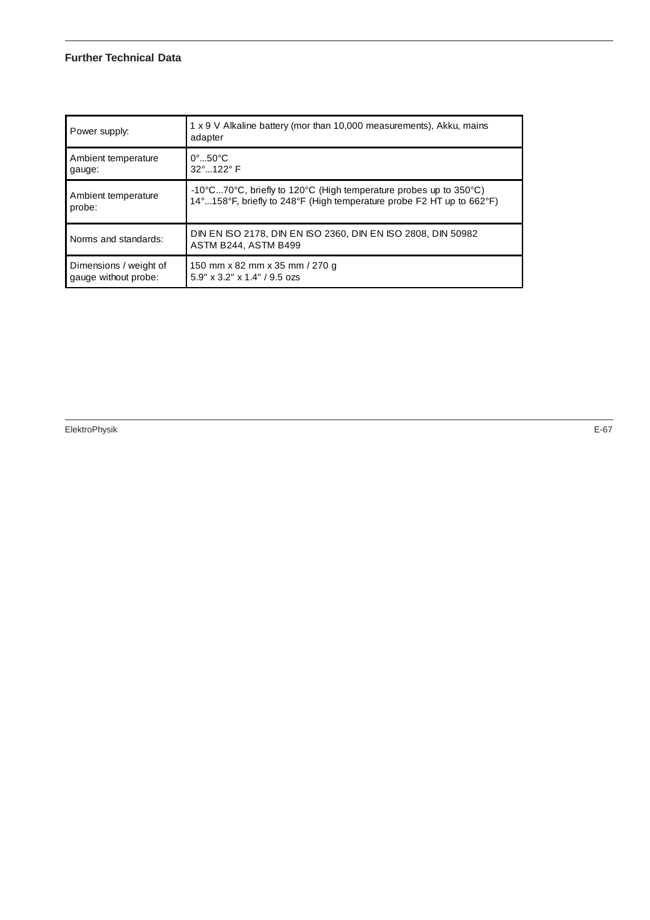## Further Technical Data

| | |
|---|---|
| Power supply: | 1 x 9 V Alkaline battery (mor than 10,000 measurements), Akku, mains adapter |
| Ambient temperature gauge: | 0°...50°C<br>32°...122° F |
| Ambient temperature probe: | -10°C...70°C, briefly to 120°C (High temperature probes up to 350°C)<br>14°...158°F, briefly to 248°F (High temperature probe F2 HT up to 662°F) |
| Norms and standards: | DIN EN ISO 2178, DIN EN ISO 2360, DIN EN ISO 2808, DIN 50982<br>ASTM B244, ASTM B499 |
| Dimensions / weight of gauge without probe: | 150 mm x 82 mm x 35 mm / 270 g<br>5.9" x 3.2" x 1.4" / 9.5 ozs |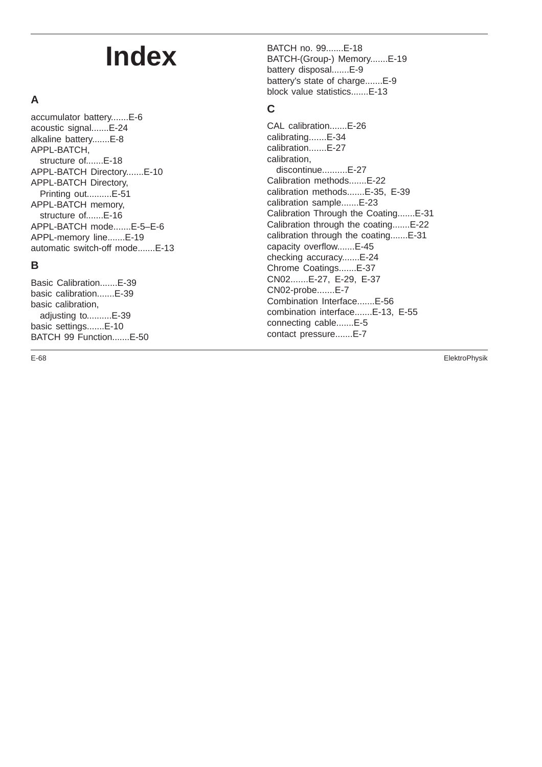# Index

## A

accumulator battery.......E-6
acoustic signal.......E-24
alkaline battery.......E-8
APPL-BATCH,
  structure of.......E-18
APPL-BATCH Directory.......E-10
APPL-BATCH Directory,
  Printing out..........E-51
APPL-BATCH memory,
  structure of.......E-16
APPL-BATCH mode.......E-5–E-6
APPL-memory line.......E-19
automatic switch-off mode.......E-13

## B

Basic Calibration.......E-39
basic calibration.......E-39
basic calibration,
  adjusting to..........E-39
basic settings.......E-10
BATCH 99 Function.......E-50
BATCH no. 99.......E-18
BATCH-(Group-) Memory.......E-19
battery disposal.......E-9
battery's state of charge.......E-9
block value statistics.......E-13

## C

CAL calibration.......E-26
calibrating.......E-34
calibration.......E-27
calibration,
  discontinue..........E-27
Calibration methods.......E-22
calibration methods.......E-35, E-39
calibration sample.......E-23
Calibration Through the Coating.......E-31
Calibration through the coating.......E-22
calibration through the coating.......E-31
capacity overflow.......E-45
checking accuracy.......E-24
Chrome Coatings.......E-37
CN02.......E-27, E-29, E-37
CN02-probe.......E-7
Combination Interface.......E-56
combination interface.......E-13, E-55
connecting cable.......E-5
contact pressure.......E-7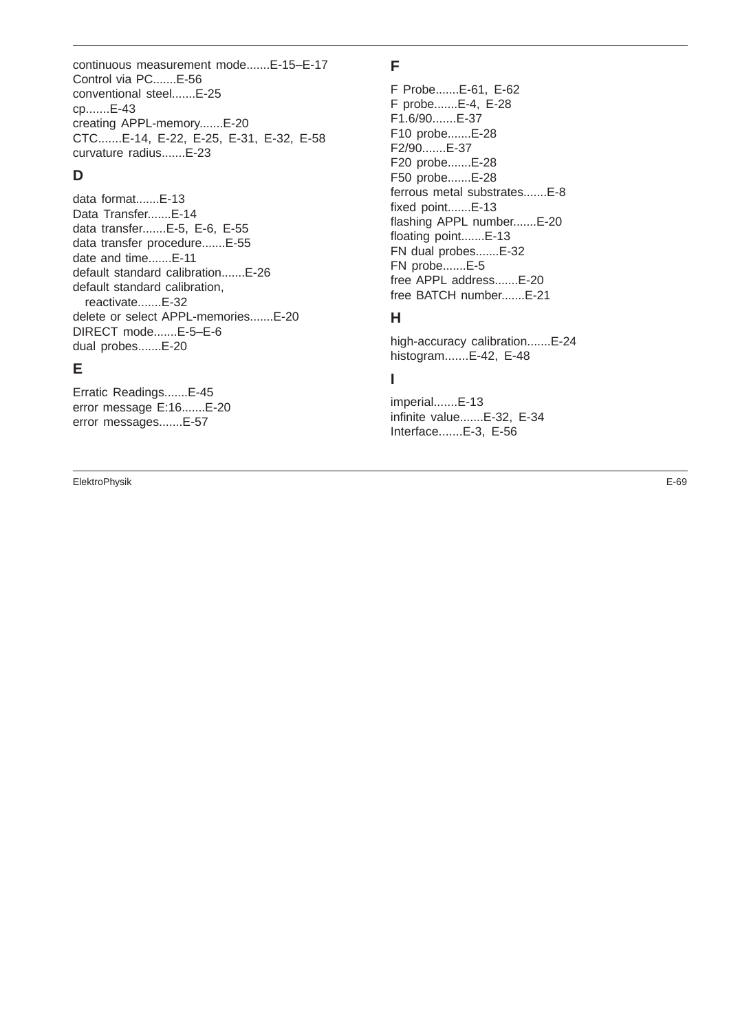continuous measurement mode.......E-15–E-17
Control via PC.......E-56
conventional steel.......E-25
cp.......E-43
creating APPL-memory.......E-20
CTC.......E-14, E-22, E-25, E-31, E-32, E-58
curvature radius.......E-23

### D

data format.......E-13
Data Transfer.......E-14
data transfer.......E-5, E-6, E-55
data transfer procedure.......E-55
date and time.......E-11
default standard calibration.......E-26
default standard calibration,
  reactivate.......E-32
delete or select APPL-memories.......E-20
DIRECT mode.......E-5–E-6
dual probes.......E-20

### E

Erratic Readings.......E-45
error message E:16.......E-20
error messages.......E-57

### F

F Probe.......E-61, E-62
F probe.......E-4, E-28
F1.6/90.......E-37
F10 probe.......E-28
F2/90.......E-37
F20 probe.......E-28
F50 probe.......E-28
ferrous metal substrates.......E-8
fixed point.......E-13
flashing APPL number.......E-20
floating point.......E-13
FN dual probes.......E-32
FN probe.......E-5
free APPL address.......E-20
free BATCH number.......E-21

### H

high-accuracy calibration.......E-24
histogram.......E-42, E-48

### I

imperial.......E-13
infinite value.......E-32, E-34
Interface.......E-3, E-56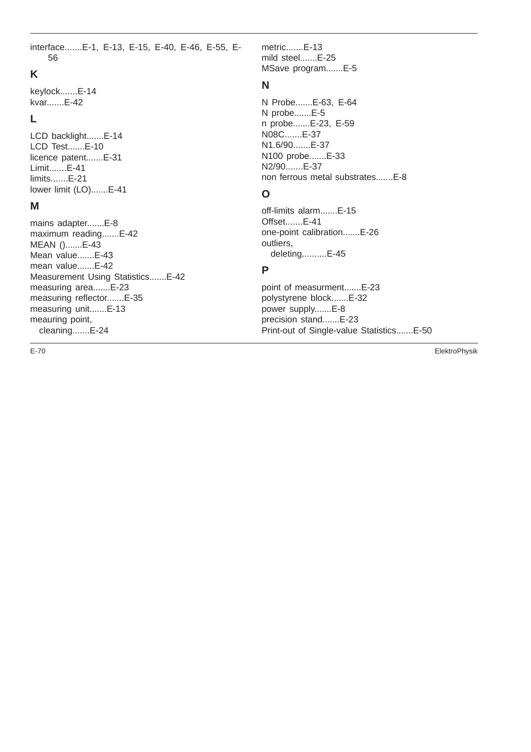interface.......E-1, E-13, E-15, E-40, E-46, E-55, E-56

## K

keylock.......E-14
kvar.......E-42

## L

LCD backlight.......E-14
LCD Test.......E-10
licence patent.......E-31
Limit.......E-41
limits.......E-21
lower limit (LO).......E-41

## M

mains adapter.......E-8
maximum reading.......E-42
MEAN ().......E-43
Mean value.......E-43
mean value.......E-42
Measurement Using Statistics.......E-42
measuring area.......E-23
measuring reflector.......E-35
measuring unit.......E-13
meauring point,
  cleaning.......E-24
metric.......E-13
mild steel.......E-25
MSave program.......E-5

## N

N Probe.......E-63, E-64
N probe.......E-5
n probe.......E-23, E-59
N08C.......E-37
N1.6/90.......E-37
N100 probe.......E-33
N2/90.......E-37
non ferrous metal substrates.......E-8

## O

off-limits alarm.......E-15
Offset.......E-41
one-point calibration.......E-26
outliers,
  deleting..........E-45

## P

point of measurment.......E-23
polystyrene block.......E-32
power supply.......E-8
precision stand.......E-23
Print-out of Single-value Statistics.......E-50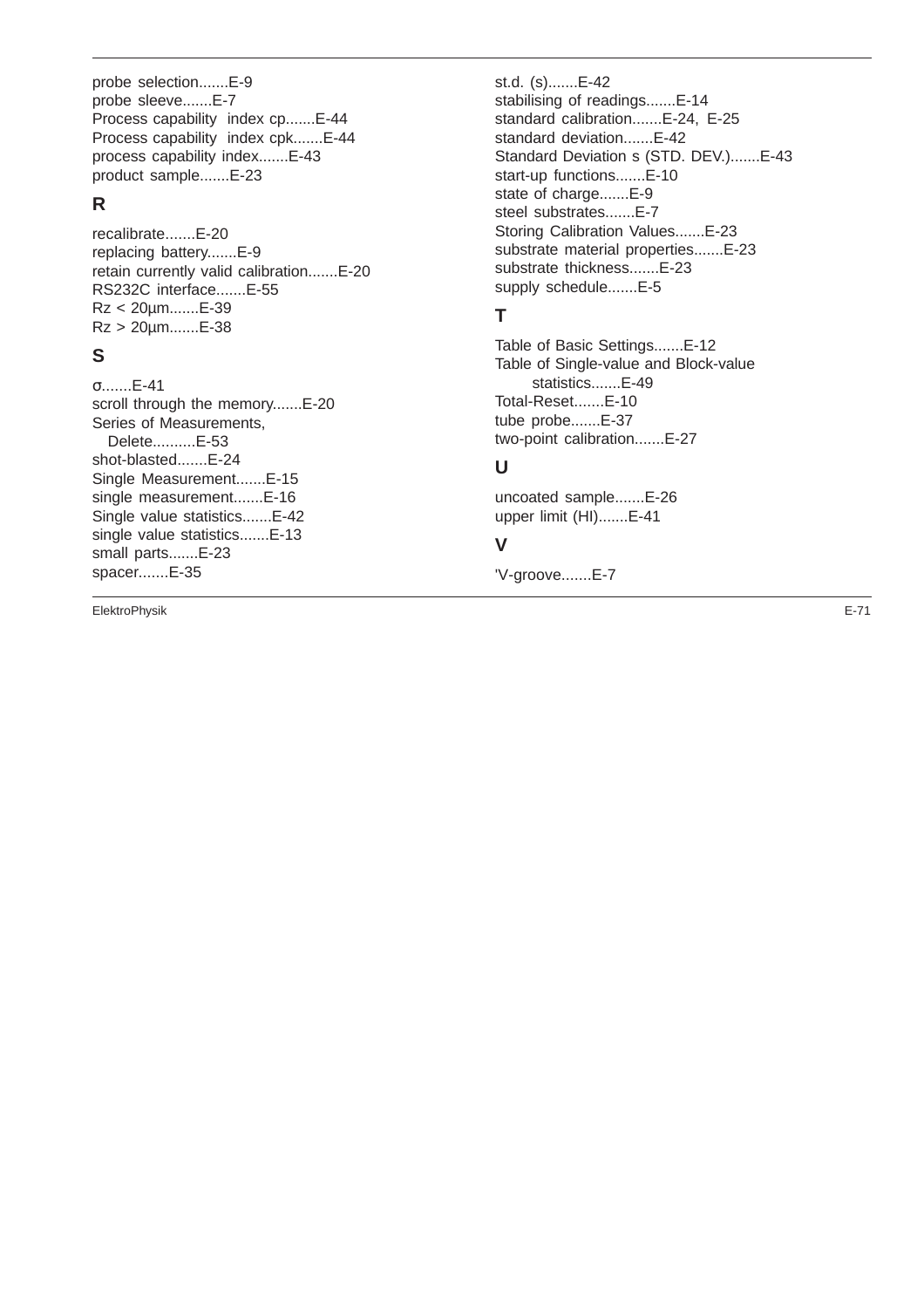probe selection.......E-9
probe sleeve.......E-7
Process capability  index cp.......E-44
Process capability  index cpk.......E-44
process capability index.......E-43
product sample.......E-23

## R

recalibrate.......E-20
replacing battery.......E-9
retain currently valid calibration.......E-20
RS232C interface.......E-55
Rz < 20µm.......E-39
Rz > 20µm.......E-38

## S

σ.......E-41
scroll through the memory.......E-20
Series of Measurements,
  Delete..........E-53
shot-blasted.......E-24
Single Measurement.......E-15
single measurement.......E-16
Single value statistics.......E-42
single value statistics.......E-13
small parts.......E-23
spacer.......E-35
st.d. (s).......E-42
stabilising of readings.......E-14
standard calibration.......E-24, E-25
standard deviation.......E-42
Standard Deviation s (STD. DEV.).......E-43
start-up functions.......E-10
state of charge.......E-9
steel substrates.......E-7
Storing Calibration Values.......E-23
substrate material properties.......E-23
substrate thickness.......E-23
supply schedule.......E-5

## T

Table of Basic Settings.......E-12
Table of Single-value and Block-value
  statistics.......E-49
Total-Reset.......E-10
tube probe.......E-37
two-point calibration.......E-27

## U

uncoated sample.......E-26
upper limit (HI).......E-41

## V

'V-groove.......E-7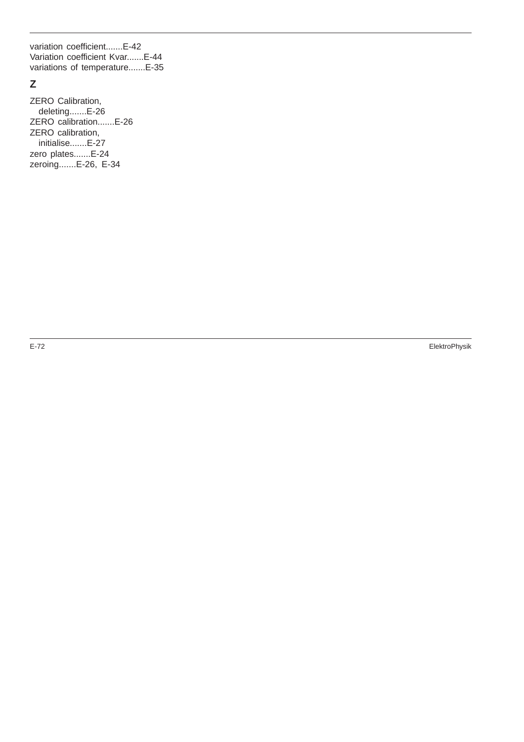variation coefficient.......E-42
Variation coefficient Kvar.......E-44
variations of temperature.......E-35

## Z

ZERO Calibration,
  deleting.......E-26
ZERO calibration.......E-26
ZERO calibration,
  initialise.......E-27
zero plates.......E-24
zeroing.......E-26, E-34